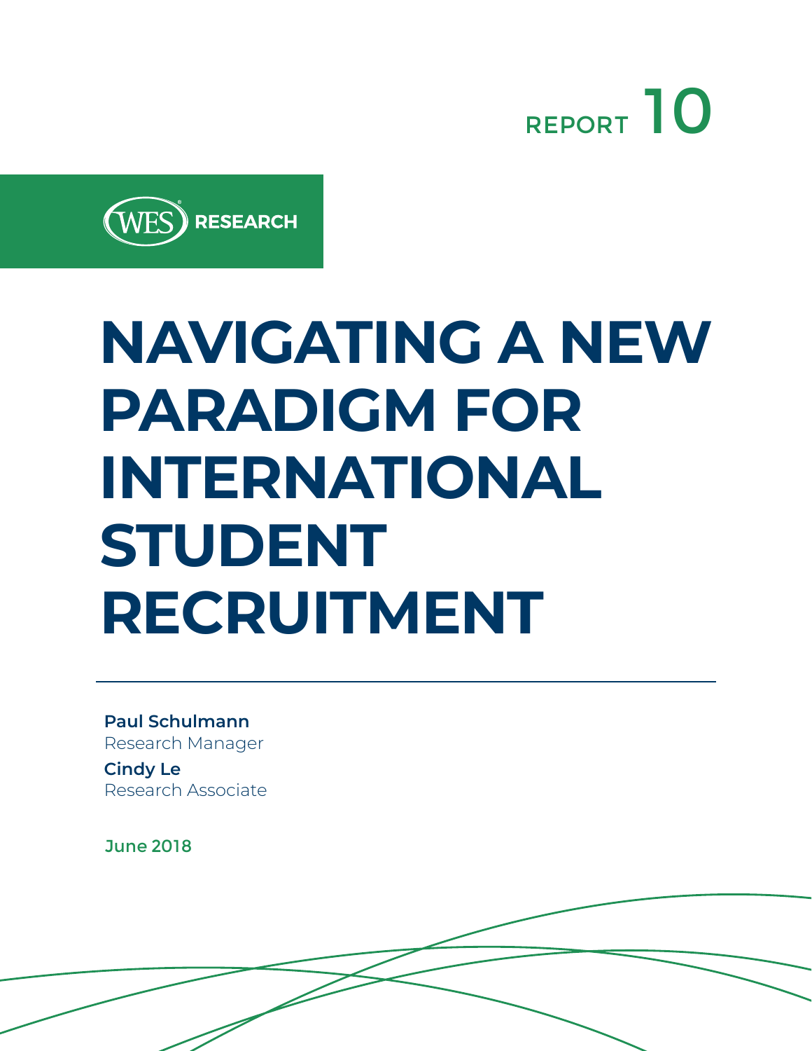REPORT 10

WES RESEARCH

# NAVIGATING A NEW PARADIGM FOR INTERNATIONAL STUDENT RECRUITMENT

**Paul Schulmann**
Research Manager

**Cindy Le**
Research Associate

June 2018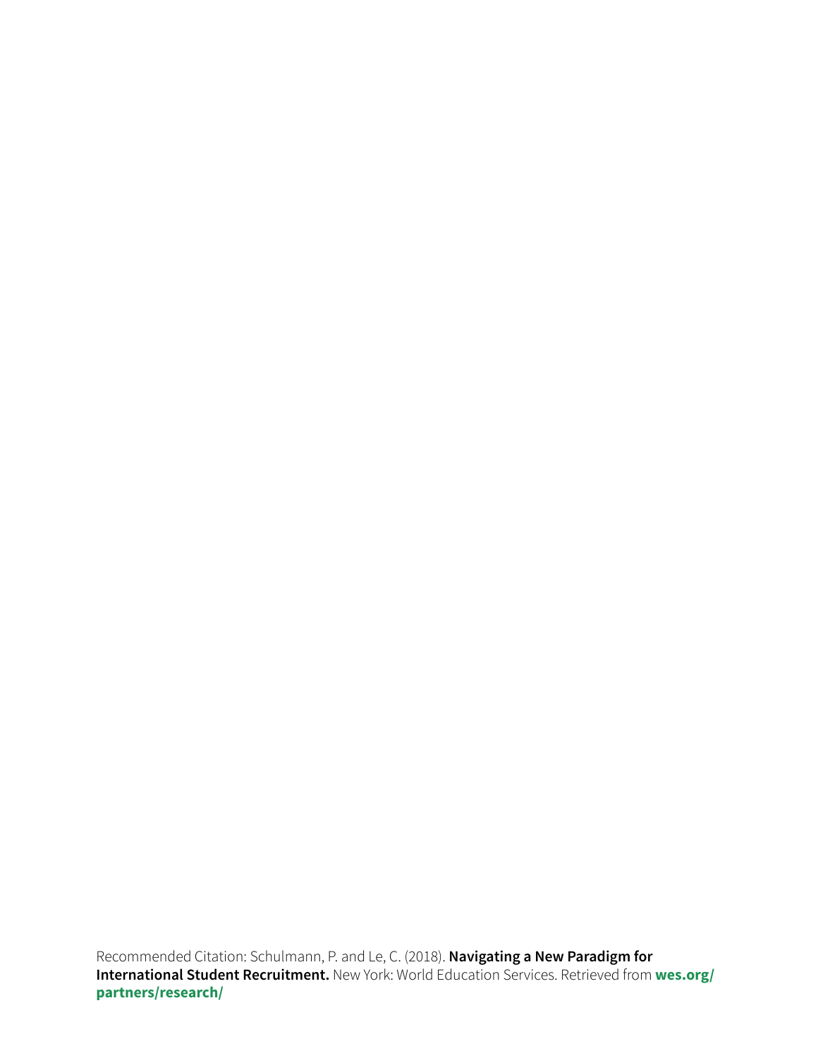Recommended Citation: Schulmann, P. and Le, C. (2018). **Navigating a New Paradigm for International Student Recruitment.** New York: World Education Services. Retrieved from **wes.org/partners/research/**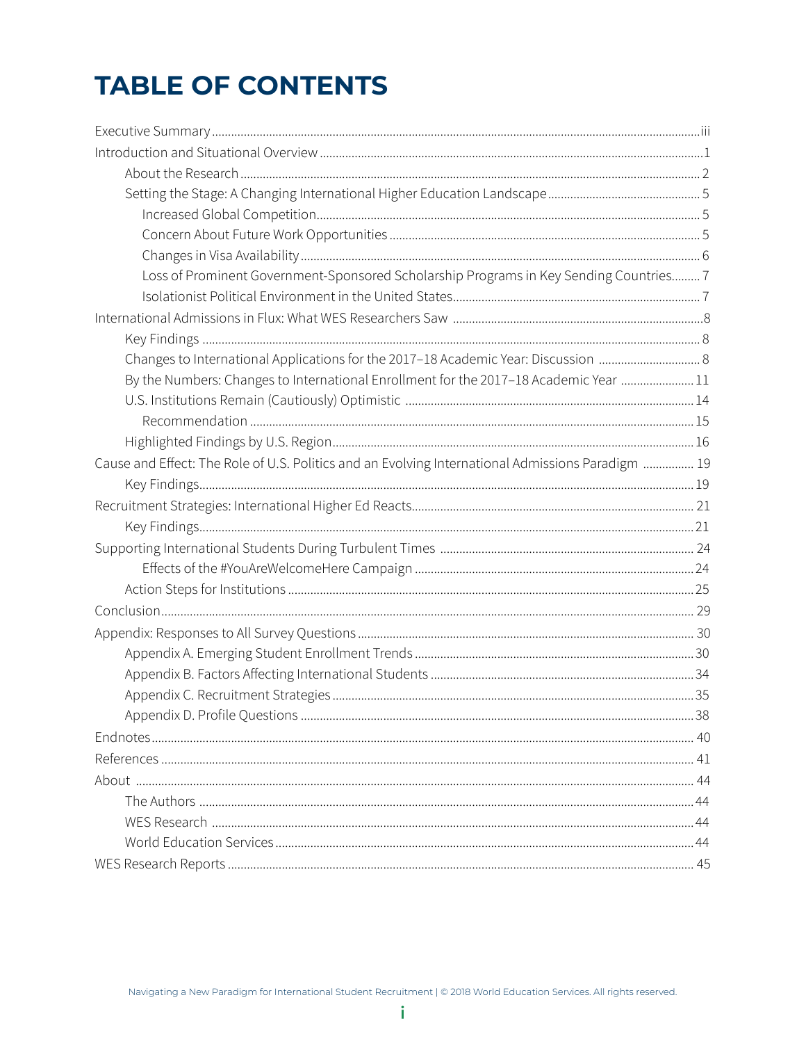# TABLE OF CONTENTS

- Executive Summary ... iii
- Introduction and Situational Overview ... 1
  - About the Research ... 2
  - Setting the Stage: A Changing International Higher Education Landscape ... 5
    - Increased Global Competition ... 5
    - Concern About Future Work Opportunities ... 5
    - Changes in Visa Availability ... 6
    - Loss of Prominent Government-Sponsored Scholarship Programs in Key Sending Countries ... 7
    - Isolationist Political Environment in the United States ... 7
- International Admissions in Flux: What WES Researchers Saw ... 8
  - Key Findings ... 8
  - Changes to International Applications for the 2017–18 Academic Year: Discussion ... 8
  - By the Numbers: Changes to International Enrollment for the 2017–18 Academic Year ... 11
  - U.S. Institutions Remain (Cautiously) Optimistic ... 14
    - Recommendation ... 15
  - Highlighted Findings by U.S. Region ... 16
- Cause and Effect: The Role of U.S. Politics and an Evolving International Admissions Paradigm ... 19
  - Key Findings ... 19
- Recruitment Strategies: International Higher Ed Reacts ... 21
  - Key Findings ... 21
- Supporting International Students During Turbulent Times ... 24
    - Effects of the #YouAreWelcomeHere Campaign ... 24
  - Action Steps for Institutions ... 25
- Conclusion ... 29
- Appendix: Responses to All Survey Questions ... 30
  - Appendix A. Emerging Student Enrollment Trends ... 30
  - Appendix B. Factors Affecting International Students ... 34
  - Appendix C. Recruitment Strategies ... 35
  - Appendix D. Profile Questions ... 38
- Endnotes ... 40
- References ... 41
- About ... 44
  - The Authors ... 44
  - WES Research ... 44
  - World Education Services ... 44
- WES Research Reports ... 45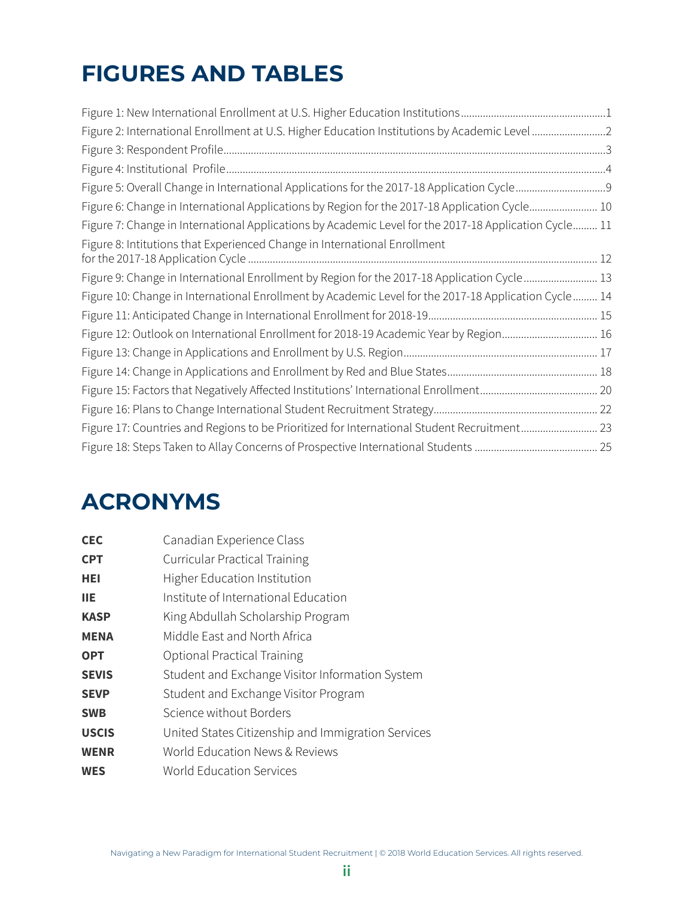# FIGURES AND TABLES

Figure 1: New International Enrollment at U.S. Higher Education Institutions ........................................................1
Figure 2: International Enrollment at U.S. Higher Education Institutions by Academic Level ...........................2
Figure 3: Respondent Profile ..............................................................................................................................3
Figure 4: Institutional Profile ..............................................................................................................................4
Figure 5: Overall Change in International Applications for the 2017-18 Application Cycle ...............................9
Figure 6: Change in International Applications by Region for the 2017-18 Application Cycle ......................... 10
Figure 7: Change in International Applications by Academic Level for the 2017-18 Application Cycle ......... 11
Figure 8: Intitutions that Experienced Change in International Enrollment for the 2017-18 Application Cycle ................................................................................................................................. 12
Figure 9: Change in International Enrollment by Region for the 2017-18 Application Cycle ........................... 13
Figure 10: Change in International Enrollment by Academic Level for the 2017-18 Application Cycle ......... 14
Figure 11: Anticipated Change in International Enrollment for 2018-19 ............................................................. 15
Figure 12: Outlook on International Enrollment for 2018-19 Academic Year by Region ................................... 16
Figure 13: Change in Applications and Enrollment by U.S. Region ...................................................................... 17
Figure 14: Change in Applications and Enrollment by Red and Blue States ....................................................... 18
Figure 15: Factors that Negatively Affected Institutions' International Enrollment ........................................... 20
Figure 16: Plans to Change International Student Recruitment Strategy ............................................................ 22
Figure 17: Countries and Regions to be Prioritized for International Student Recruitment ............................ 23
Figure 18: Steps Taken to Allay Concerns of Prospective International Students ............................................ 25

# ACRONYMS

| | |
|---|---|
| **CEC** | Canadian Experience Class |
| **CPT** | Curricular Practical Training |
| **HEI** | Higher Education Institution |
| **IIE** | Institute of International Education |
| **KASP** | King Abdullah Scholarship Program |
| **MENA** | Middle East and North Africa |
| **OPT** | Optional Practical Training |
| **SEVIS** | Student and Exchange Visitor Information System |
| **SEVP** | Student and Exchange Visitor Program |
| **SWB** | Science without Borders |
| **USCIS** | United States Citizenship and Immigration Services |
| **WENR** | World Education News & Reviews |
| **WES** | World Education Services |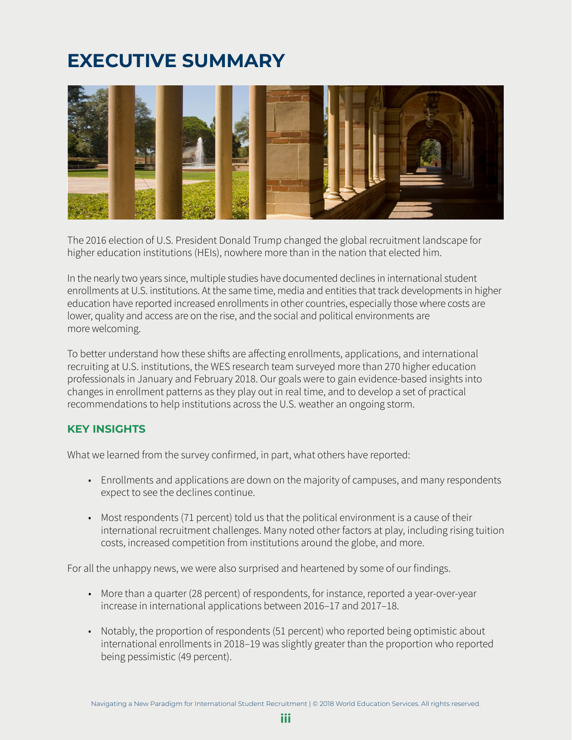# EXECUTIVE SUMMARY

The 2016 election of U.S. President Donald Trump changed the global recruitment landscape for higher education institutions (HEIs), nowhere more than in the nation that elected him.

In the nearly two years since, multiple studies have documented declines in international student enrollments at U.S. institutions. At the same time, media and entities that track developments in higher education have reported increased enrollments in other countries, especially those where costs are lower, quality and access are on the rise, and the social and political environments are more welcoming.

To better understand how these shifts are affecting enrollments, applications, and international recruiting at U.S. institutions, the WES research team surveyed more than 270 higher education professionals in January and February 2018. Our goals were to gain evidence-based insights into changes in enrollment patterns as they play out in real time, and to develop a set of practical recommendations to help institutions across the U.S. weather an ongoing storm.

## KEY INSIGHTS

What we learned from the survey confirmed, in part, what others have reported:

- Enrollments and applications are down on the majority of campuses, and many respondents expect to see the declines continue.
- Most respondents (71 percent) told us that the political environment is a cause of their international recruitment challenges. Many noted other factors at play, including rising tuition costs, increased competition from institutions around the globe, and more.

For all the unhappy news, we were also surprised and heartened by some of our findings.

- More than a quarter (28 percent) of respondents, for instance, reported a year-over-year increase in international applications between 2016–17 and 2017–18.
- Notably, the proportion of respondents (51 percent) who reported being optimistic about international enrollments in 2018–19 was slightly greater than the proportion who reported being pessimistic (49 percent).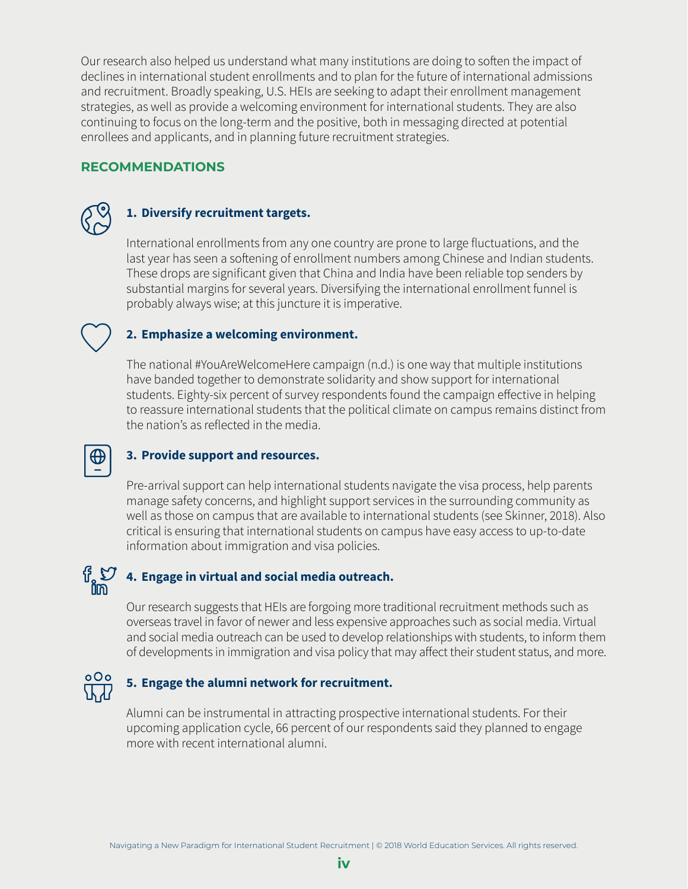Our research also helped us understand what many institutions are doing to soften the impact of declines in international student enrollments and to plan for the future of international admissions and recruitment. Broadly speaking, U.S. HEIs are seeking to adapt their enrollment management strategies, as well as provide a welcoming environment for international students. They are also continuing to focus on the long-term and the positive, both in messaging directed at potential enrollees and applicants, and in planning future recruitment strategies.

## RECOMMENDATIONS

### 1. Diversify recruitment targets.

International enrollments from any one country are prone to large fluctuations, and the last year has seen a softening of enrollment numbers among Chinese and Indian students. These drops are significant given that China and India have been reliable top senders by substantial margins for several years. Diversifying the international enrollment funnel is probably always wise; at this juncture it is imperative.

### 2. Emphasize a welcoming environment.

The national #YouAreWelcomeHere campaign (n.d.) is one way that multiple institutions have banded together to demonstrate solidarity and show support for international students. Eighty-six percent of survey respondents found the campaign effective in helping to reassure international students that the political climate on campus remains distinct from the nation's as reflected in the media.

### 3. Provide support and resources.

Pre-arrival support can help international students navigate the visa process, help parents manage safety concerns, and highlight support services in the surrounding community as well as those on campus that are available to international students (see Skinner, 2018). Also critical is ensuring that international students on campus have easy access to up-to-date information about immigration and visa policies.

### 4. Engage in virtual and social media outreach.

Our research suggests that HEIs are forgoing more traditional recruitment methods such as overseas travel in favor of newer and less expensive approaches such as social media. Virtual and social media outreach can be used to develop relationships with students, to inform them of developments in immigration and visa policy that may affect their student status, and more.

### 5. Engage the alumni network for recruitment.

Alumni can be instrumental in attracting prospective international students. For their upcoming application cycle, 66 percent of our respondents said they planned to engage more with recent international alumni.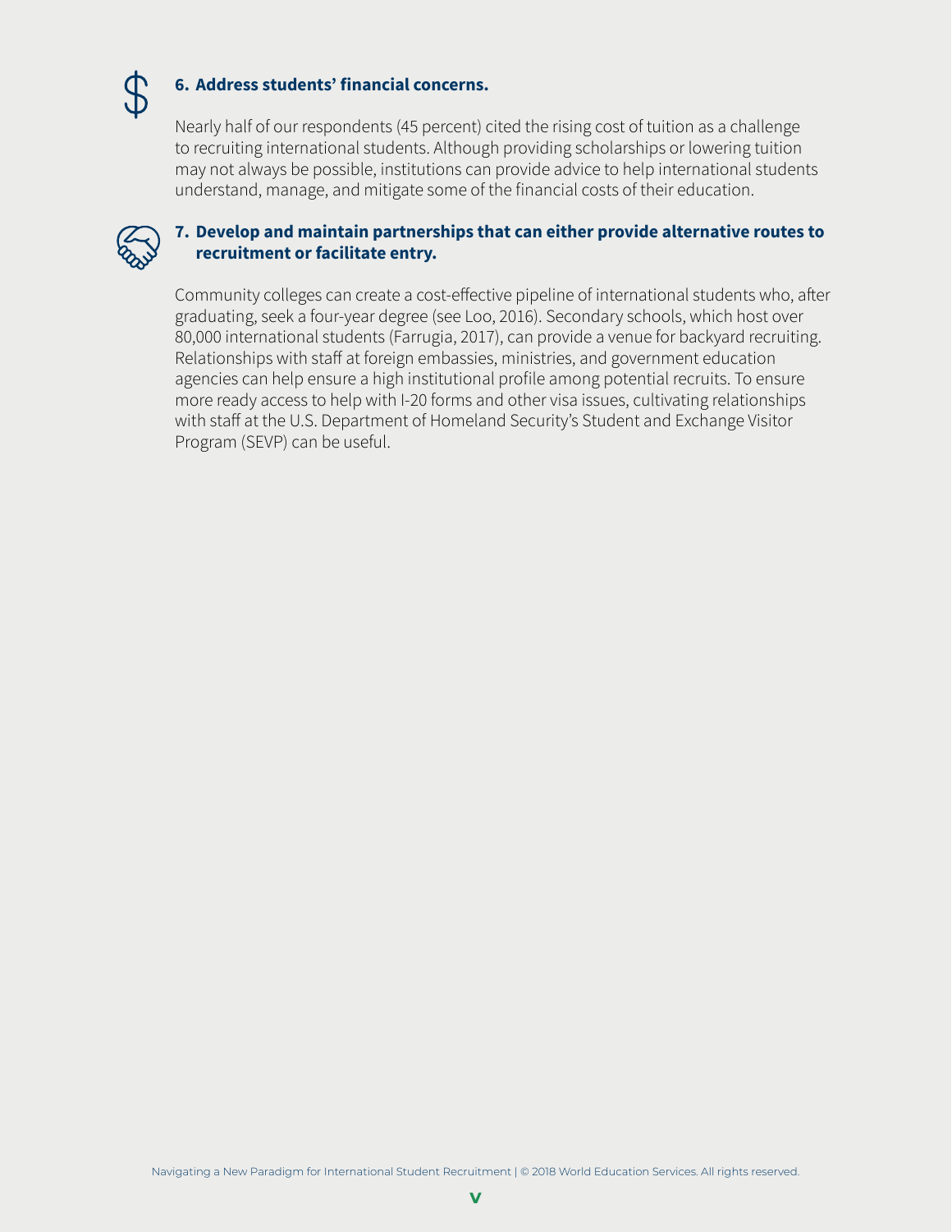**6. Address students' financial concerns.**

Nearly half of our respondents (45 percent) cited the rising cost of tuition as a challenge to recruiting international students. Although providing scholarships or lowering tuition may not always be possible, institutions can provide advice to help international students understand, manage, and mitigate some of the financial costs of their education.

**7. Develop and maintain partnerships that can either provide alternative routes to recruitment or facilitate entry.**

Community colleges can create a cost-effective pipeline of international students who, after graduating, seek a four-year degree (see Loo, 2016). Secondary schools, which host over 80,000 international students (Farrugia, 2017), can provide a venue for backyard recruiting. Relationships with staff at foreign embassies, ministries, and government education agencies can help ensure a high institutional profile among potential recruits. To ensure more ready access to help with I-20 forms and other visa issues, cultivating relationships with staff at the U.S. Department of Homeland Security's Student and Exchange Visitor Program (SEVP) can be useful.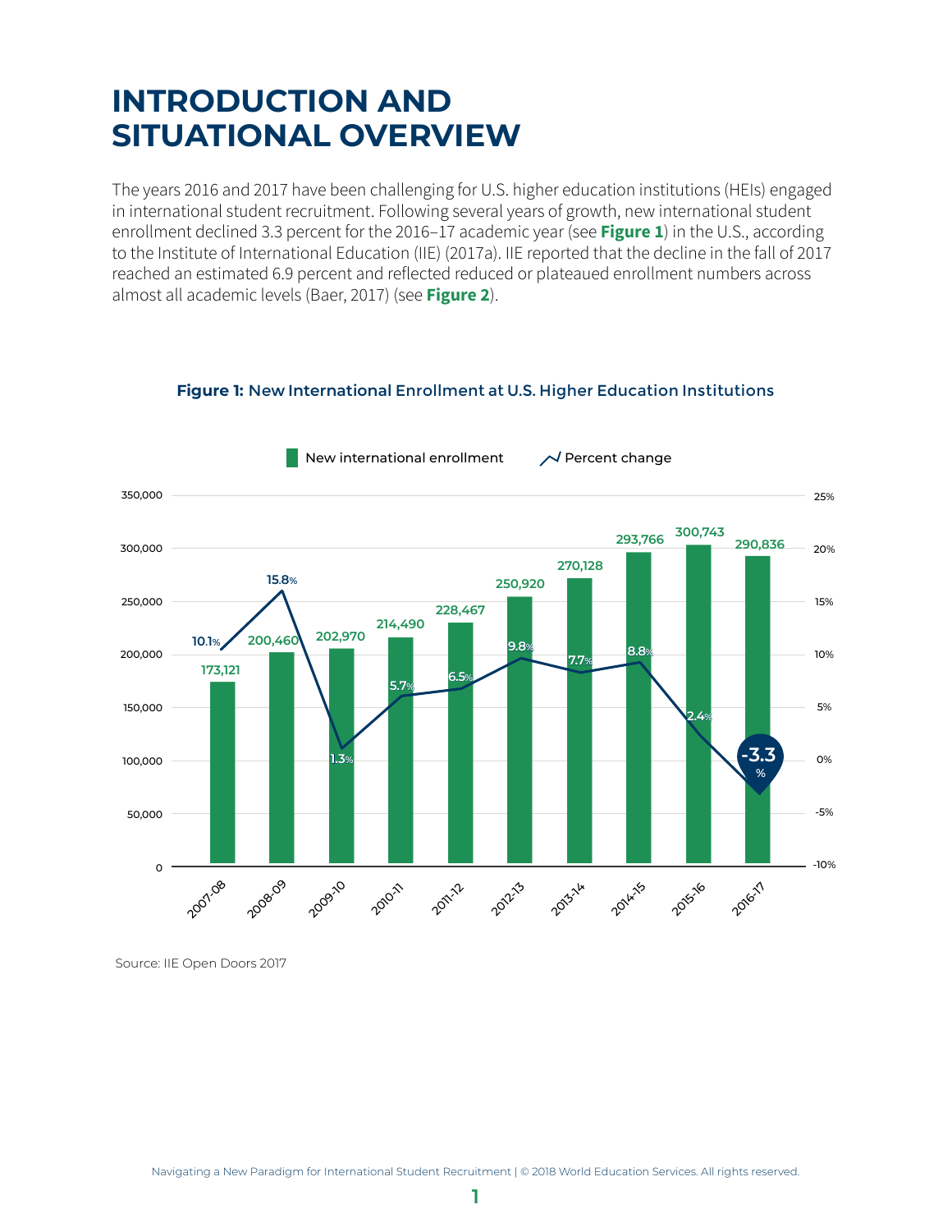# INTRODUCTION AND SITUATIONAL OVERVIEW

The years 2016 and 2017 have been challenging for U.S. higher education institutions (HEIs) engaged in international student recruitment. Following several years of growth, new international student enrollment declined 3.3 percent for the 2016–17 academic year (see **Figure 1**) in the U.S., according to the Institute of International Education (IIE) (2017a). IIE reported that the decline in the fall of 2017 reached an estimated 6.9 percent and reflected reduced or plateaued enrollment numbers across almost all academic levels (Baer, 2017) (see **Figure 2**).

**Figure 1:** New International Enrollment at U.S. Higher Education Institutions

| Academic year | New international enrollment | Percent change |
|---|---|---|
| 2007-08 | 173,121 | 10.1% |
| 2008-09 | 200,460 | 15.8% |
| 2009-10 | 202,970 | 1.3% |
| 2010-11 | 214,490 | 5.7% |
| 2011-12 | 228,467 | 6.5% |
| 2012-13 | 250,920 | 9.8% |
| 2013-14 | 270,128 | 7.7% |
| 2014-15 | 293,766 | 8.8% |
| 2015-16 | 300,743 | 2.4% |
| 2016-17 | 290,836 | -3.3% |

Source: IIE Open Doors 2017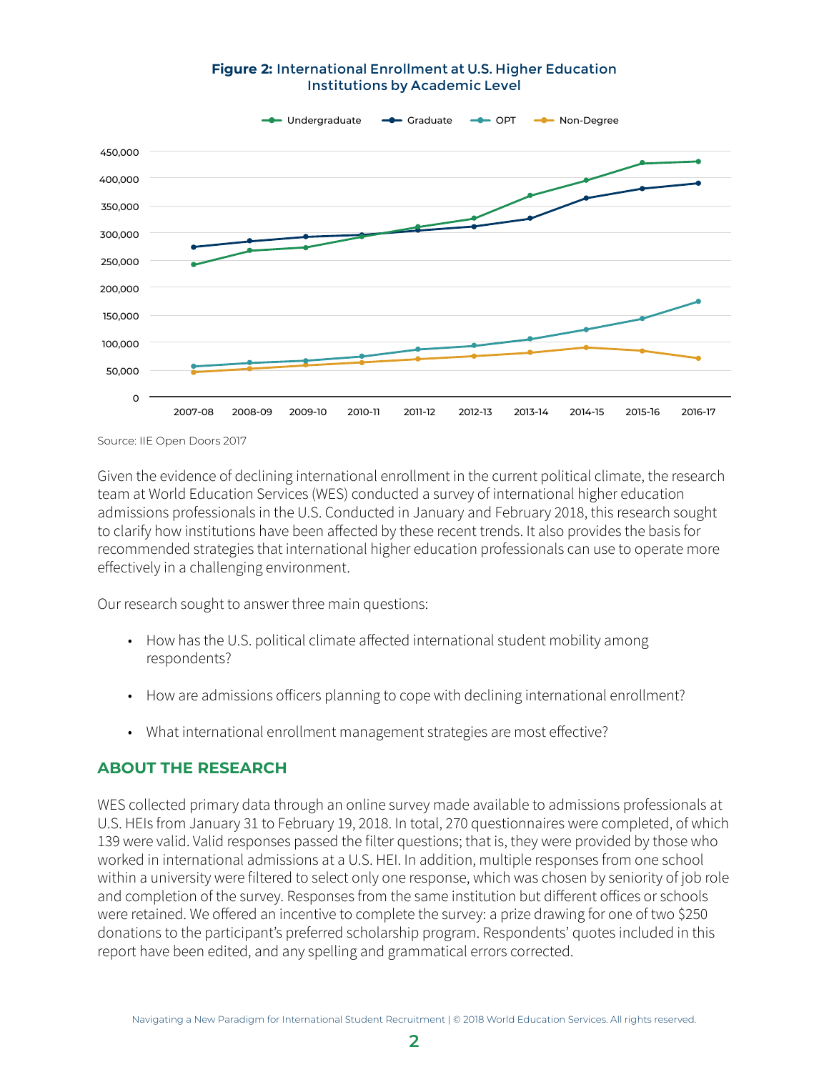**Figure 2:** International Enrollment at U.S. Higher Education Institutions by Academic Level

Source: IIE Open Doors 2017

Given the evidence of declining international enrollment in the current political climate, the research team at World Education Services (WES) conducted a survey of international higher education admissions professionals in the U.S. Conducted in January and February 2018, this research sought to clarify how institutions have been affected by these recent trends. It also provides the basis for recommended strategies that international higher education professionals can use to operate more effectively in a challenging environment.

Our research sought to answer three main questions:

- How has the U.S. political climate affected international student mobility among respondents?
- How are admissions officers planning to cope with declining international enrollment?
- What international enrollment management strategies are most effective?

## ABOUT THE RESEARCH

WES collected primary data through an online survey made available to admissions professionals at U.S. HEIs from January 31 to February 19, 2018. In total, 270 questionnaires were completed, of which 139 were valid. Valid responses passed the filter questions; that is, they were provided by those who worked in international admissions at a U.S. HEI. In addition, multiple responses from one school within a university were filtered to select only one response, which was chosen by seniority of job role and completion of the survey. Responses from the same institution but different offices or schools were retained. We offered an incentive to complete the survey: a prize drawing for one of two $250 donations to the participant's preferred scholarship program. Respondents' quotes included in this report have been edited, and any spelling and grammatical errors corrected.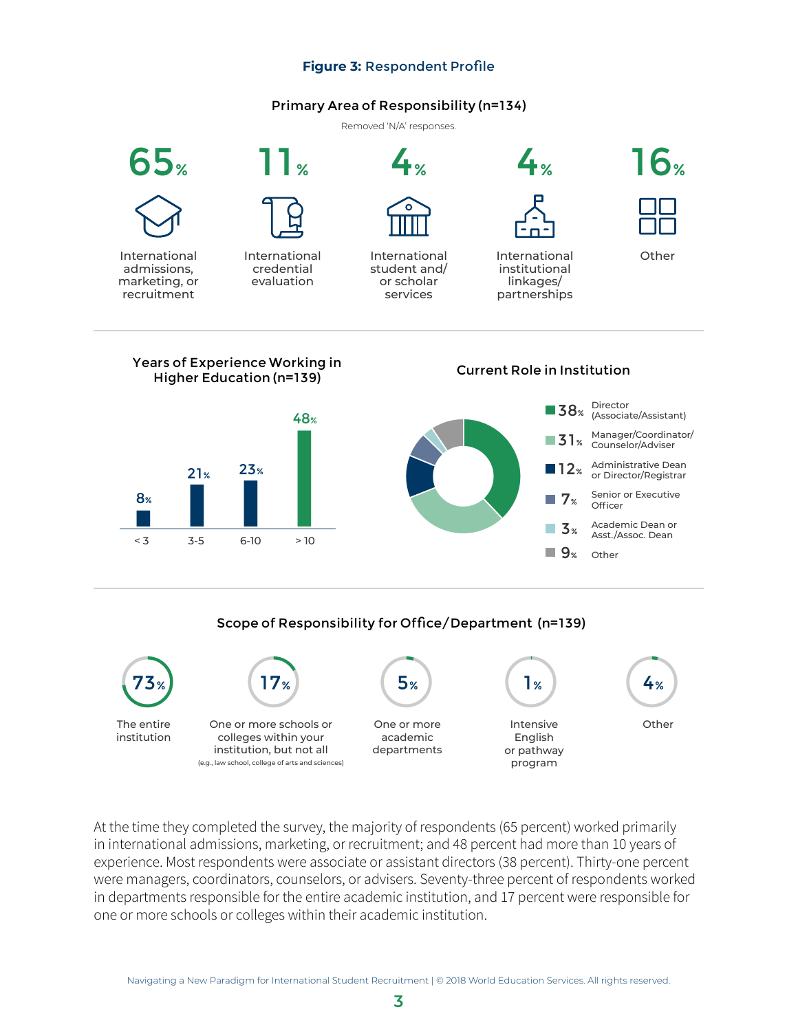**Figure 3:** Respondent Profile

### Primary Area of Responsibility (n=134)

Removed 'N/A' responses.

| Area | Percent |
|---|---|
| International admissions, marketing, or recruitment | 65% |
| International credential evaluation | 11% |
| International student and/ or scholar services | 4% |
| International institutional linkages/ partnerships | 4% |
| Other | 16% |

### Years of Experience Working in Higher Education (n=139)

| Years | Percent |
|---|---|
| < 3 | 8% |
| 3-5 | 21% |
| 6-10 | 23% |
| > 10 | 48% |

### Current Role in Institution

| Role | Percent |
|---|---|
| Director (Associate/Assistant) | 38% |
| Manager/Coordinator/ Counselor/Adviser | 31% |
| Administrative Dean or Director/Registrar | 12% |
| Senior or Executive Officer | 7% |
| Academic Dean or Asst./Assoc. Dean | 3% |
| Other | 9% |

### Scope of Responsibility for Office/Department (n=139)

| Scope | Percent |
|---|---|
| The entire institution | 73% |
| One or more schools or colleges within your institution, but not all (e.g., law school, college of arts and sciences) | 17% |
| One or more academic departments | 5% |
| Intensive English or pathway program | 1% |
| Other | 4% |

At the time they completed the survey, the majority of respondents (65 percent) worked primarily in international admissions, marketing, or recruitment; and 48 percent had more than 10 years of experience. Most respondents were associate or assistant directors (38 percent). Thirty-one percent were managers, coordinators, counselors, or advisers. Seventy-three percent of respondents worked in departments responsible for the entire academic institution, and 17 percent were responsible for one or more schools or colleges within their academic institution.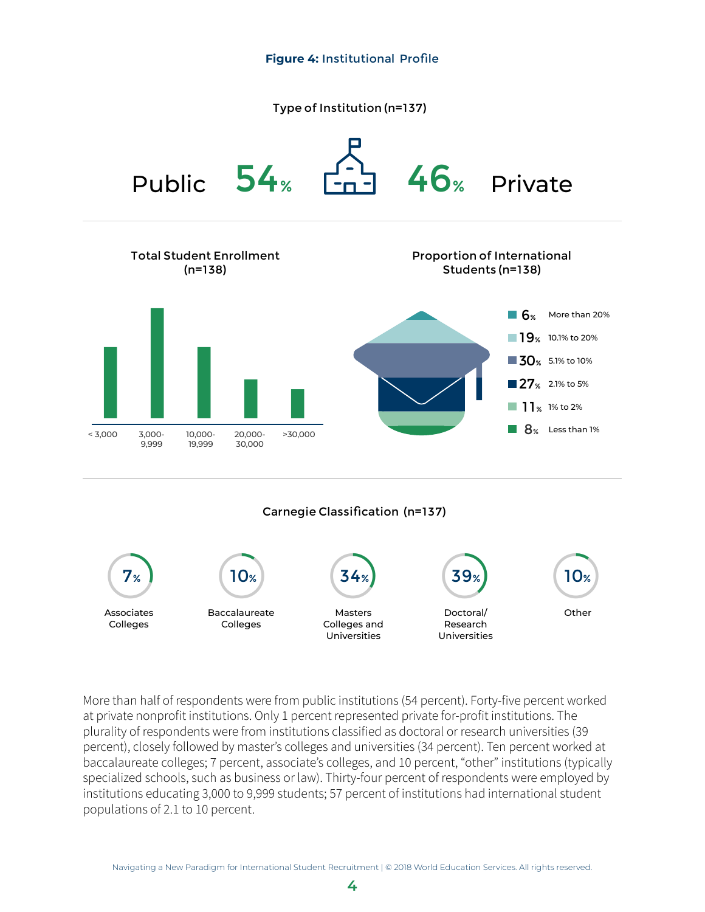**Figure 4:** Institutional Profile

### Type of Institution (n=137)

Public 54% | 46% Private

### Total Student Enrollment (n=138)

< 3,000 | 3,000-9,999 | 10,000-19,999 | 20,000-30,000 | >30,000

### Proportion of International Students (n=138)

| Percent | Proportion |
|---|---|
| 6% | More than 20% |
| 19% | 10.1% to 20% |
| 30% | 5.1% to 10% |
| 27% | 2.1% to 5% |
| 11% | 1% to 2% |
| 8% | Less than 1% |

### Carnegie Classification (n=137)

| Associates Colleges | Baccalaureate Colleges | Masters Colleges and Universities | Doctoral/ Research Universities | Other |
|---|---|---|---|---|
| 7% | 10% | 34% | 39% | 10% |

More than half of respondents were from public institutions (54 percent). Forty-five percent worked at private nonprofit institutions. Only 1 percent represented private for-profit institutions. The plurality of respondents were from institutions classified as doctoral or research universities (39 percent), closely followed by master's colleges and universities (34 percent). Ten percent worked at baccalaureate colleges; 7 percent, associate's colleges, and 10 percent, "other" institutions (typically specialized schools, such as business or law). Thirty-four percent of respondents were employed by institutions educating 3,000 to 9,999 students; 57 percent of institutions had international student populations of 2.1 to 10 percent.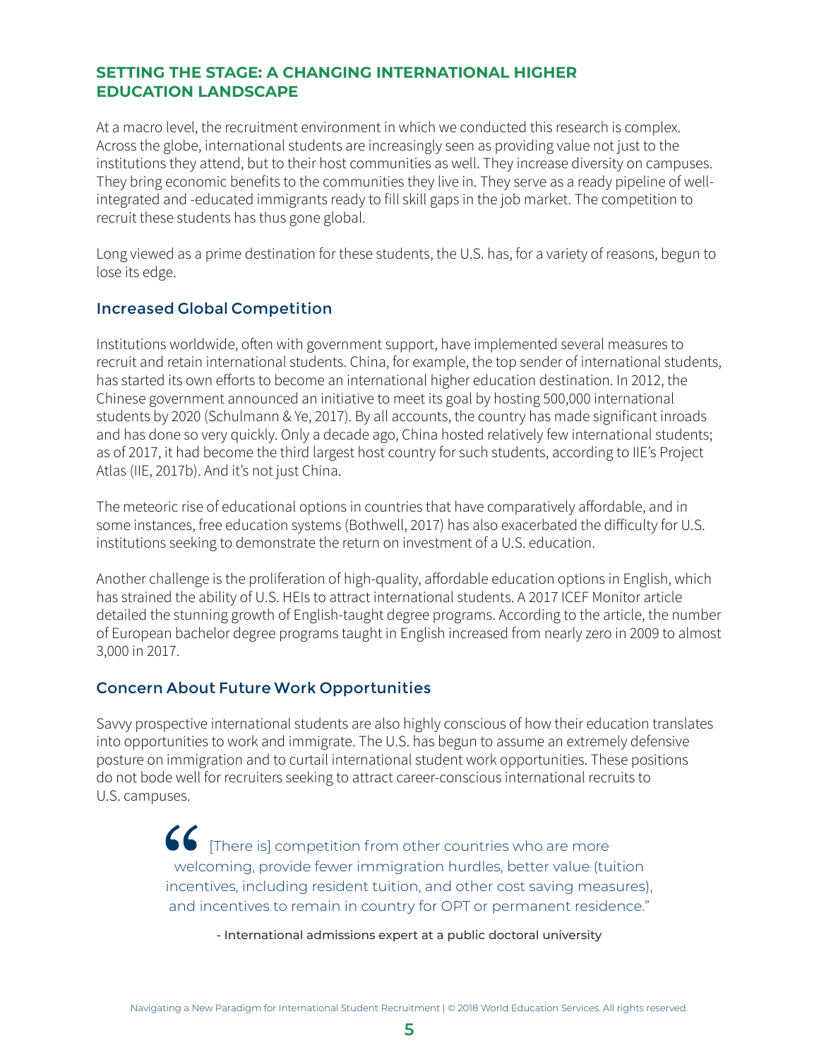## SETTING THE STAGE: A CHANGING INTERNATIONAL HIGHER EDUCATION LANDSCAPE

At a macro level, the recruitment environment in which we conducted this research is complex. Across the globe, international students are increasingly seen as providing value not just to the institutions they attend, but to their host communities as well. They increase diversity on campuses. They bring economic benefits to the communities they live in. They serve as a ready pipeline of well-integrated and -educated immigrants ready to fill skill gaps in the job market. The competition to recruit these students has thus gone global.

Long viewed as a prime destination for these students, the U.S. has, for a variety of reasons, begun to lose its edge.

### Increased Global Competition

Institutions worldwide, often with government support, have implemented several measures to recruit and retain international students. China, for example, the top sender of international students, has started its own efforts to become an international higher education destination. In 2012, the Chinese government announced an initiative to meet its goal by hosting 500,000 international students by 2020 (Schulmann & Ye, 2017). By all accounts, the country has made significant inroads and has done so very quickly. Only a decade ago, China hosted relatively few international students; as of 2017, it had become the third largest host country for such students, according to IIE's Project Atlas (IIE, 2017b). And it's not just China.

The meteoric rise of educational options in countries that have comparatively affordable, and in some instances, free education systems (Bothwell, 2017) has also exacerbated the difficulty for U.S. institutions seeking to demonstrate the return on investment of a U.S. education.

Another challenge is the proliferation of high-quality, affordable education options in English, which has strained the ability of U.S. HEIs to attract international students. A 2017 ICEF Monitor article detailed the stunning growth of English-taught degree programs. According to the article, the number of European bachelor degree programs taught in English increased from nearly zero in 2009 to almost 3,000 in 2017.

### Concern About Future Work Opportunities

Savvy prospective international students are also highly conscious of how their education translates into opportunities to work and immigrate. The U.S. has begun to assume an extremely defensive posture on immigration and to curtail international student work opportunities. These positions do not bode well for recruiters seeking to attract career-conscious international recruits to U.S. campuses.

> "[There is] competition from other countries who are more welcoming, provide fewer immigration hurdles, better value (tuition incentives, including resident tuition, and other cost saving measures), and incentives to remain in country for OPT or permanent residence."
>
> \- International admissions expert at a public doctoral university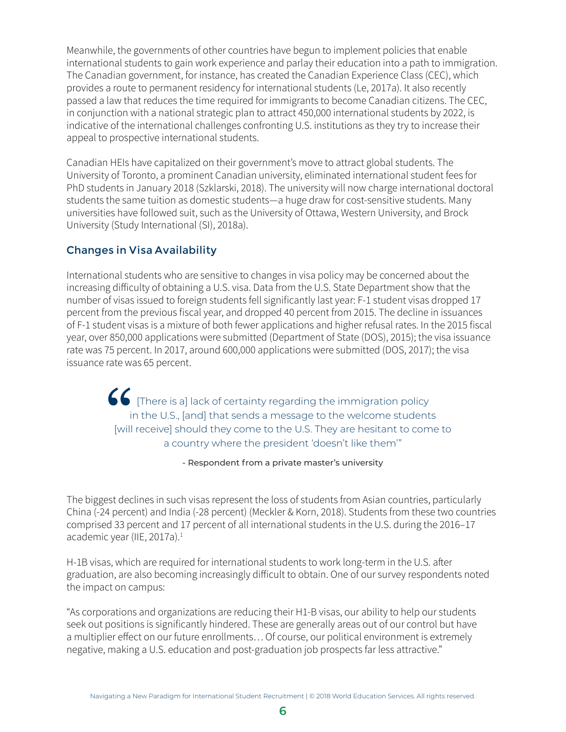Meanwhile, the governments of other countries have begun to implement policies that enable international students to gain work experience and parlay their education into a path to immigration. The Canadian government, for instance, has created the Canadian Experience Class (CEC), which provides a route to permanent residency for international students (Le, 2017a). It also recently passed a law that reduces the time required for immigrants to become Canadian citizens. The CEC, in conjunction with a national strategic plan to attract 450,000 international students by 2022, is indicative of the international challenges confronting U.S. institutions as they try to increase their appeal to prospective international students.

Canadian HEIs have capitalized on their government's move to attract global students. The University of Toronto, a prominent Canadian university, eliminated international student fees for PhD students in January 2018 (Szklarski, 2018). The university will now charge international doctoral students the same tuition as domestic students—a huge draw for cost-sensitive students. Many universities have followed suit, such as the University of Ottawa, Western University, and Brock University (Study International (SI), 2018a).

### Changes in Visa Availability

International students who are sensitive to changes in visa policy may be concerned about the increasing difficulty of obtaining a U.S. visa. Data from the U.S. State Department show that the number of visas issued to foreign students fell significantly last year: F-1 student visas dropped 17 percent from the previous fiscal year, and dropped 40 percent from 2015. The decline in issuances of F-1 student visas is a mixture of both fewer applications and higher refusal rates. In the 2015 fiscal year, over 850,000 applications were submitted (Department of State (DOS), 2015); the visa issuance rate was 75 percent. In 2017, around 600,000 applications were submitted (DOS, 2017); the visa issuance rate was 65 percent.

> "[There is a] lack of certainty regarding the immigration policy in the U.S., [and] that sends a message to the welcome students [will receive] should they come to the U.S. They are hesitant to come to a country where the president 'doesn't like them'"
>
> - Respondent from a private master's university

The biggest declines in such visas represent the loss of students from Asian countries, particularly China (-24 percent) and India (-28 percent) (Meckler & Korn, 2018). Students from these two countries comprised 33 percent and 17 percent of all international students in the U.S. during the 2016–17 academic year (IIE, 2017a).[1]

H-1B visas, which are required for international students to work long-term in the U.S. after graduation, are also becoming increasingly difficult to obtain. One of our survey respondents noted the impact on campus:

"As corporations and organizations are reducing their H1-B visas, our ability to help our students seek out positions is significantly hindered. These are generally areas out of our control but have a multiplier effect on our future enrollments… Of course, our political environment is extremely negative, making a U.S. education and post-graduation job prospects far less attractive."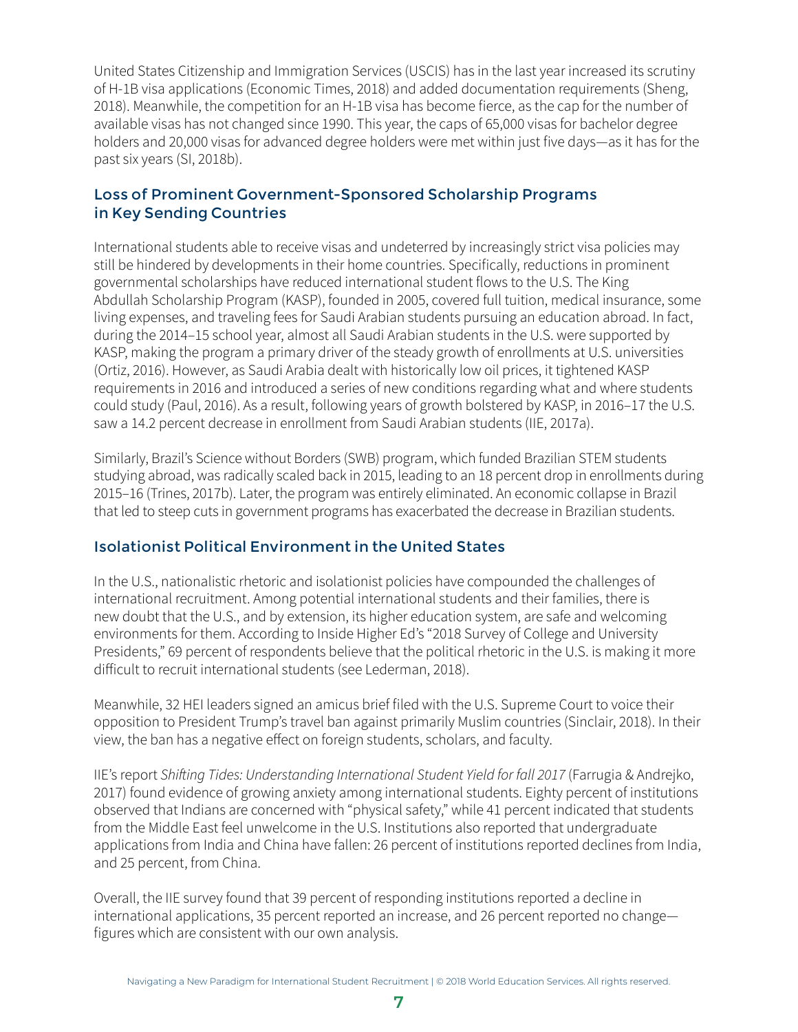United States Citizenship and Immigration Services (USCIS) has in the last year increased its scrutiny of H-1B visa applications (Economic Times, 2018) and added documentation requirements (Sheng, 2018). Meanwhile, the competition for an H-1B visa has become fierce, as the cap for the number of available visas has not changed since 1990. This year, the caps of 65,000 visas for bachelor degree holders and 20,000 visas for advanced degree holders were met within just five days—as it has for the past six years (SI, 2018b).

### Loss of Prominent Government-Sponsored Scholarship Programs in Key Sending Countries

International students able to receive visas and undeterred by increasingly strict visa policies may still be hindered by developments in their home countries. Specifically, reductions in prominent governmental scholarships have reduced international student flows to the U.S. The King Abdullah Scholarship Program (KASP), founded in 2005, covered full tuition, medical insurance, some living expenses, and traveling fees for Saudi Arabian students pursuing an education abroad. In fact, during the 2014–15 school year, almost all Saudi Arabian students in the U.S. were supported by KASP, making the program a primary driver of the steady growth of enrollments at U.S. universities (Ortiz, 2016). However, as Saudi Arabia dealt with historically low oil prices, it tightened KASP requirements in 2016 and introduced a series of new conditions regarding what and where students could study (Paul, 2016). As a result, following years of growth bolstered by KASP, in 2016–17 the U.S. saw a 14.2 percent decrease in enrollment from Saudi Arabian students (IIE, 2017a).

Similarly, Brazil's Science without Borders (SWB) program, which funded Brazilian STEM students studying abroad, was radically scaled back in 2015, leading to an 18 percent drop in enrollments during 2015–16 (Trines, 2017b). Later, the program was entirely eliminated. An economic collapse in Brazil that led to steep cuts in government programs has exacerbated the decrease in Brazilian students.

### Isolationist Political Environment in the United States

In the U.S., nationalistic rhetoric and isolationist policies have compounded the challenges of international recruitment. Among potential international students and their families, there is new doubt that the U.S., and by extension, its higher education system, are safe and welcoming environments for them. According to Inside Higher Ed's "2018 Survey of College and University Presidents," 69 percent of respondents believe that the political rhetoric in the U.S. is making it more difficult to recruit international students (see Lederman, 2018).

Meanwhile, 32 HEI leaders signed an amicus brief filed with the U.S. Supreme Court to voice their opposition to President Trump's travel ban against primarily Muslim countries (Sinclair, 2018). In their view, the ban has a negative effect on foreign students, scholars, and faculty.

IIE's report *Shifting Tides: Understanding International Student Yield for fall 2017* (Farrugia & Andrejko, 2017) found evidence of growing anxiety among international students. Eighty percent of institutions observed that Indians are concerned with "physical safety," while 41 percent indicated that students from the Middle East feel unwelcome in the U.S. Institutions also reported that undergraduate applications from India and China have fallen: 26 percent of institutions reported declines from India, and 25 percent, from China.

Overall, the IIE survey found that 39 percent of responding institutions reported a decline in international applications, 35 percent reported an increase, and 26 percent reported no change—figures which are consistent with our own analysis.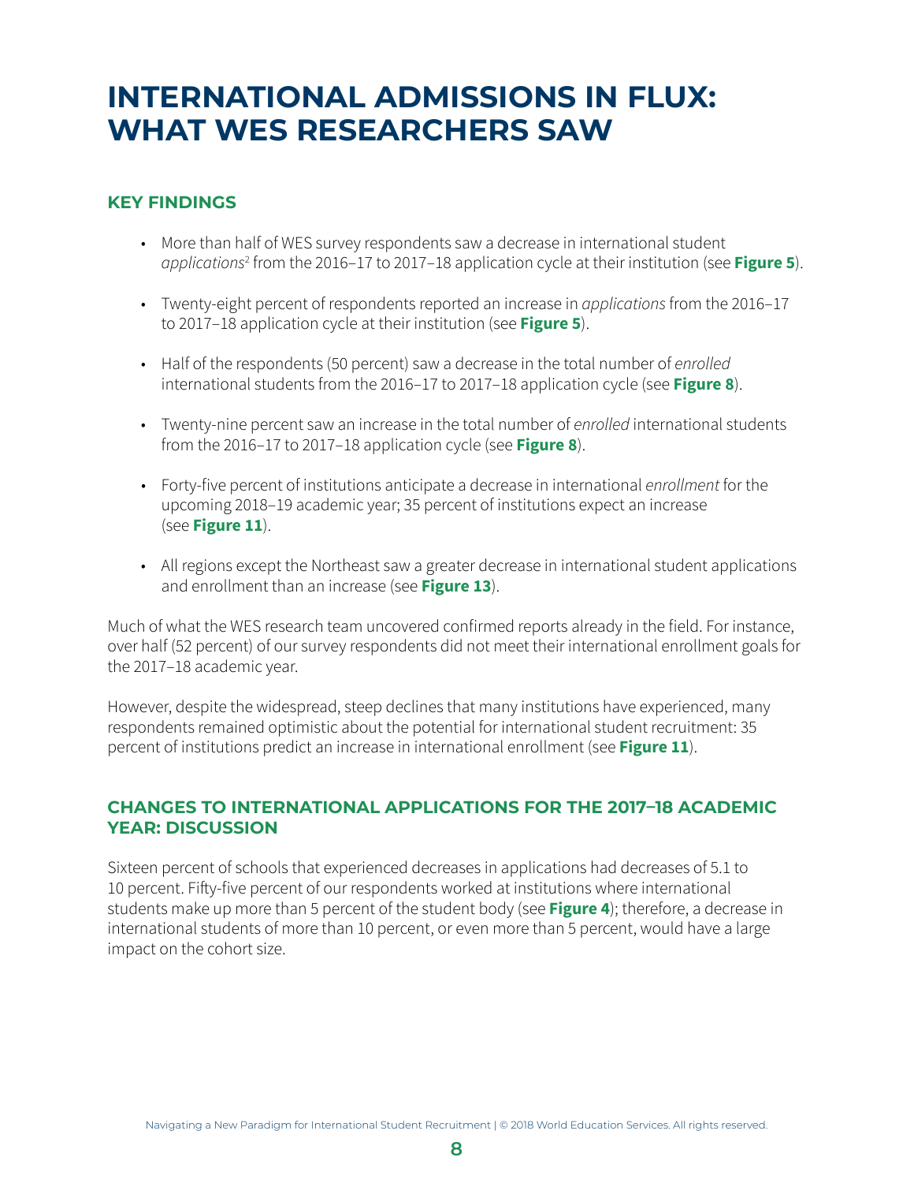# INTERNATIONAL ADMISSIONS IN FLUX: WHAT WES RESEARCHERS SAW

## KEY FINDINGS

- More than half of WES survey respondents saw a decrease in international student *applications*[2] from the 2016–17 to 2017–18 application cycle at their institution (see **Figure 5**).
- Twenty-eight percent of respondents reported an increase in *applications* from the 2016–17 to 2017–18 application cycle at their institution (see **Figure 5**).
- Half of the respondents (50 percent) saw a decrease in the total number of *enrolled* international students from the 2016–17 to 2017–18 application cycle (see **Figure 8**).
- Twenty-nine percent saw an increase in the total number of *enrolled* international students from the 2016–17 to 2017–18 application cycle (see **Figure 8**).
- Forty-five percent of institutions anticipate a decrease in international *enrollment* for the upcoming 2018–19 academic year; 35 percent of institutions expect an increase (see **Figure 11**).
- All regions except the Northeast saw a greater decrease in international student applications and enrollment than an increase (see **Figure 13**).

Much of what the WES research team uncovered confirmed reports already in the field. For instance, over half (52 percent) of our survey respondents did not meet their international enrollment goals for the 2017–18 academic year.

However, despite the widespread, steep declines that many institutions have experienced, many respondents remained optimistic about the potential for international student recruitment: 35 percent of institutions predict an increase in international enrollment (see **Figure 11**).

## CHANGES TO INTERNATIONAL APPLICATIONS FOR THE 2017–18 ACADEMIC YEAR: DISCUSSION

Sixteen percent of schools that experienced decreases in applications had decreases of 5.1 to 10 percent. Fifty-five percent of our respondents worked at institutions where international students make up more than 5 percent of the student body (see **Figure 4**); therefore, a decrease in international students of more than 10 percent, or even more than 5 percent, would have a large impact on the cohort size.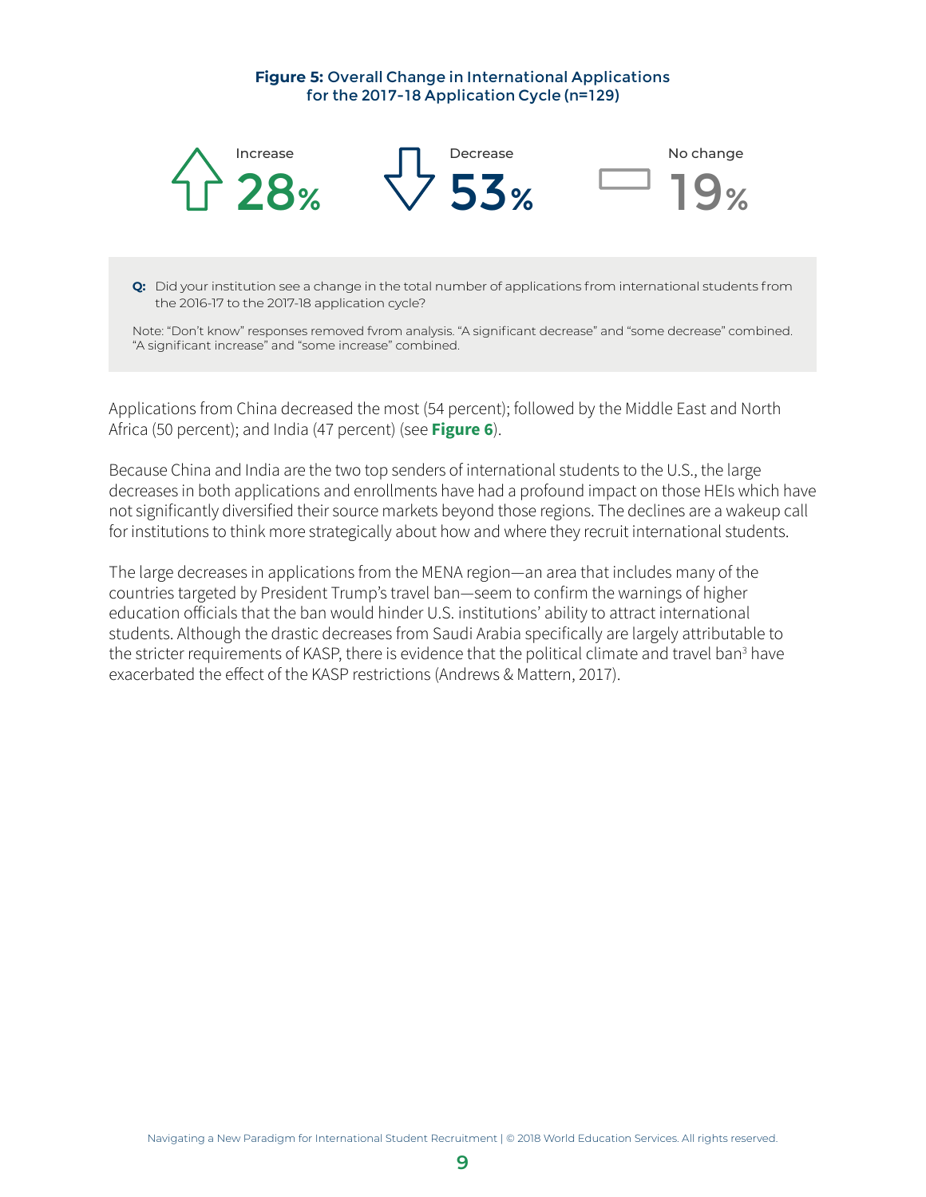**Figure 5:** Overall Change in International Applications for the 2017-18 Application Cycle (n=129)

Increase **28%**

Decrease **53%**

No change **19%**

**Q:** Did your institution see a change in the total number of applications from international students from the 2016-17 to the 2017-18 application cycle?

Note: "Don't know" responses removed fvrom analysis. "A significant decrease" and "some decrease" combined. "A significant increase" and "some increase" combined.

Applications from China decreased the most (54 percent); followed by the Middle East and North Africa (50 percent); and India (47 percent) (see **Figure 6**).

Because China and India are the two top senders of international students to the U.S., the large decreases in both applications and enrollments have had a profound impact on those HEIs which have not significantly diversified their source markets beyond those regions. The declines are a wakeup call for institutions to think more strategically about how and where they recruit international students.

The large decreases in applications from the MENA region—an area that includes many of the countries targeted by President Trump's travel ban—seem to confirm the warnings of higher education officials that the ban would hinder U.S. institutions' ability to attract international students. Although the drastic decreases from Saudi Arabia specifically are largely attributable to the stricter requirements of KASP, there is evidence that the political climate and travel ban[3] have exacerbated the effect of the KASP restrictions (Andrews & Mattern, 2017).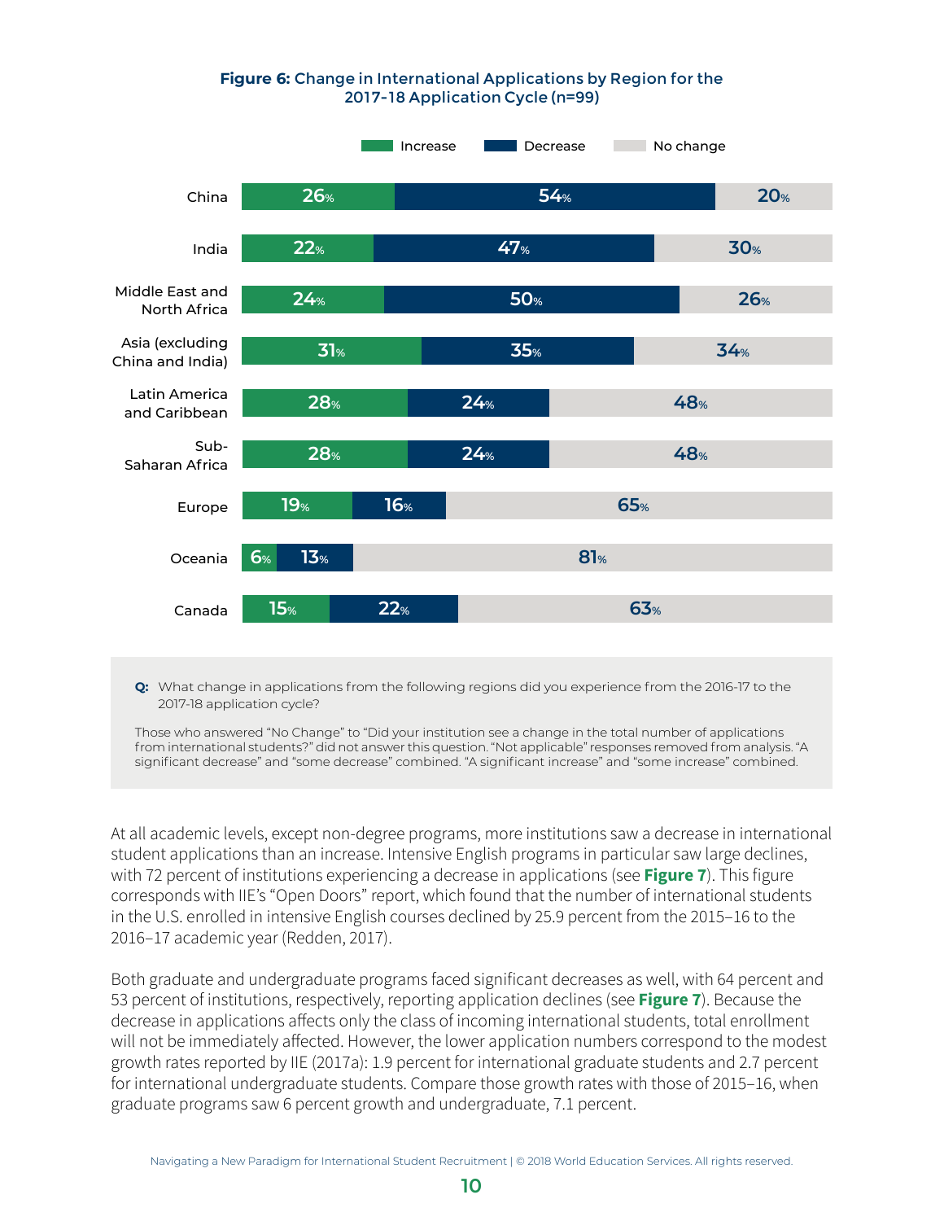**Figure 6:** Change in International Applications by Region for the 2017-18 Application Cycle (n=99)

| Region | Increase | Decrease | No change |
|---|---|---|---|
| China | 26% | 54% | 20% |
| India | 22% | 47% | 30% |
| Middle East and North Africa | 24% | 50% | 26% |
| Asia (excluding China and India) | 31% | 35% | 34% |
| Latin America and Caribbean | 28% | 24% | 48% |
| Sub-Saharan Africa | 28% | 24% | 48% |
| Europe | 19% | 16% | 65% |
| Oceania | 6% | 13% | 81% |
| Canada | 15% | 22% | 63% |

**Q:** What change in applications from the following regions did you experience from the 2016-17 to the 2017-18 application cycle?

Those who answered "No Change" to "Did your institution see a change in the total number of applications from international students?" did not answer this question. "Not applicable" responses removed from analysis. "A significant decrease" and "some decrease" combined. "A significant increase" and "some increase" combined.

At all academic levels, except non-degree programs, more institutions saw a decrease in international student applications than an increase. Intensive English programs in particular saw large declines, with 72 percent of institutions experiencing a decrease in applications (see **Figure 7**). This figure corresponds with IIE's "Open Doors" report, which found that the number of international students in the U.S. enrolled in intensive English courses declined by 25.9 percent from the 2015–16 to the 2016–17 academic year (Redden, 2017).

Both graduate and undergraduate programs faced significant decreases as well, with 64 percent and 53 percent of institutions, respectively, reporting application declines (see **Figure 7**). Because the decrease in applications affects only the class of incoming international students, total enrollment will not be immediately affected. However, the lower application numbers correspond to the modest growth rates reported by IIE (2017a): 1.9 percent for international graduate students and 2.7 percent for international undergraduate students. Compare those growth rates with those of 2015–16, when graduate programs saw 6 percent growth and undergraduate, 7.1 percent.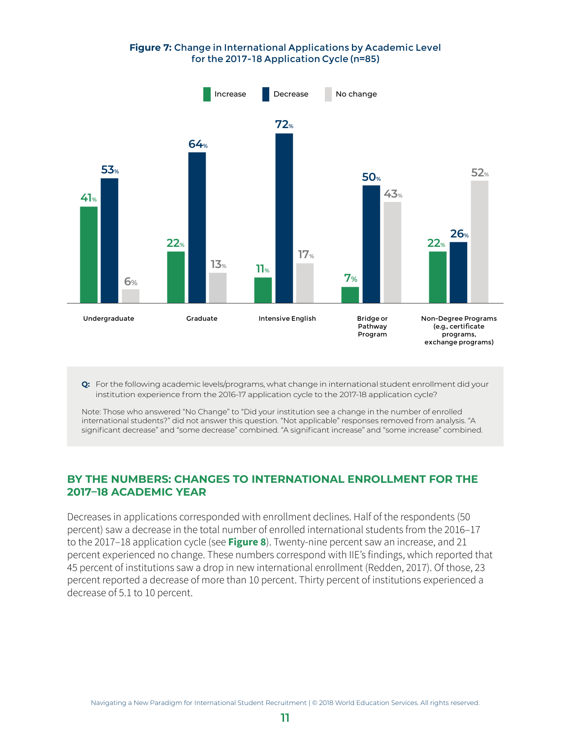**Figure 7:** Change in International Applications by Academic Level for the 2017-18 Application Cycle (n=85)

| | Increase | Decrease | No change |
|---|---|---|---|
| Undergraduate | 41% | 53% | 6% |
| Graduate | 22% | 64% | 13% |
| Intensive English | 11% | 72% | 17% |
| Bridge or Pathway Program | 7% | 50% | 43% |
| Non-Degree Programs (e.g., certificate programs, exchange programs) | 22% | 26% | 52% |

**Q:** For the following academic levels/programs, what change in international student enrollment did your institution experience from the 2016-17 application cycle to the 2017-18 application cycle?

Note: Those who answered "No Change" to "Did your institution see a change in the number of enrolled international students?" did not answer this question. "Not applicable" responses removed from analysis. "A significant decrease" and "some decrease" combined. "A significant increase" and "some increase" combined.

## BY THE NUMBERS: CHANGES TO INTERNATIONAL ENROLLMENT FOR THE 2017–18 ACADEMIC YEAR

Decreases in applications corresponded with enrollment declines. Half of the respondents (50 percent) saw a decrease in the total number of enrolled international students from the 2016–17 to the 2017–18 application cycle (see **Figure 8**). Twenty-nine percent saw an increase, and 21 percent experienced no change. These numbers correspond with IIE's findings, which reported that 45 percent of institutions saw a drop in new international enrollment (Redden, 2017). Of those, 23 percent reported a decrease of more than 10 percent. Thirty percent of institutions experienced a decrease of 5.1 to 10 percent.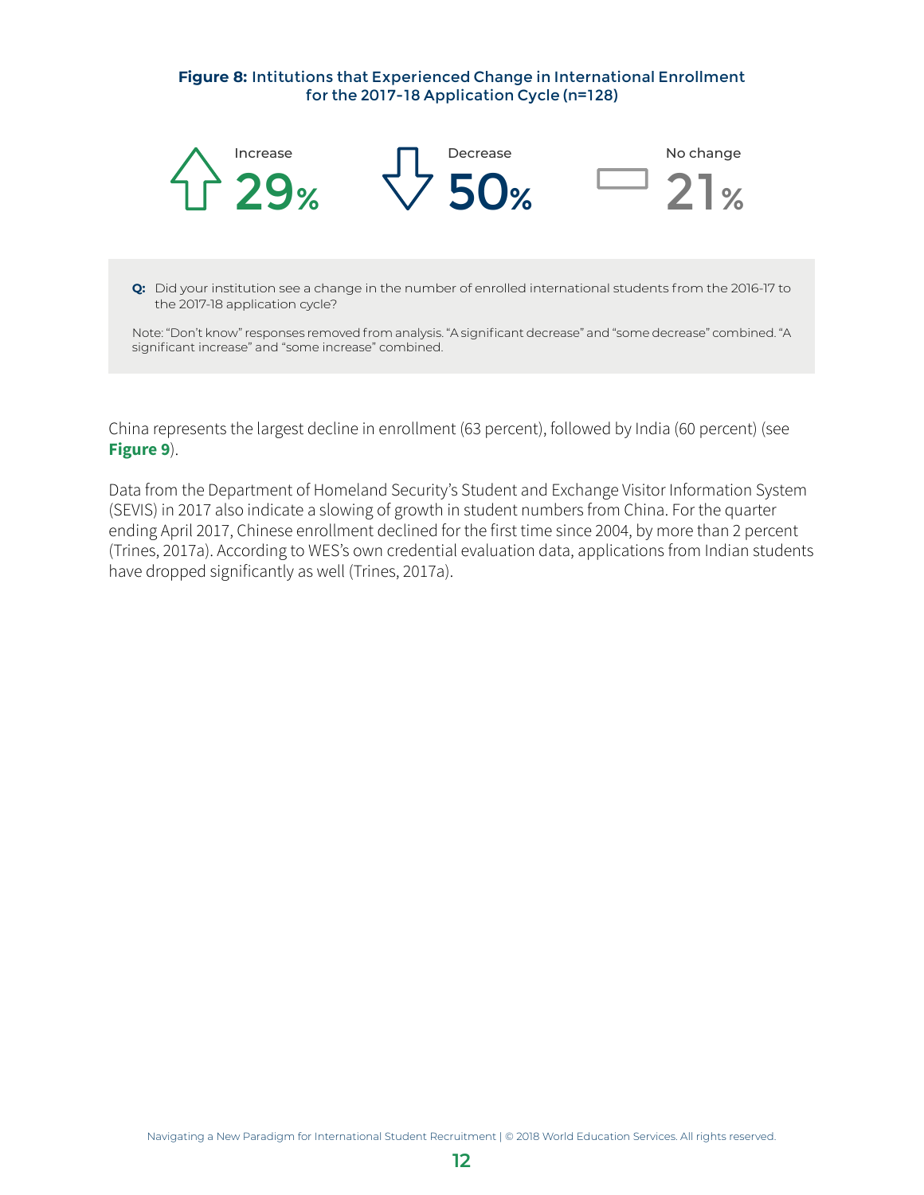**Figure 8:** Intitutions that Experienced Change in International Enrollment for the 2017-18 Application Cycle (n=128)

| Increase | Decrease | No change |
|---|---|---|
| 29% | 50% | 21% |

**Q:** Did your institution see a change in the number of enrolled international students from the 2016-17 to the 2017-18 application cycle?

Note: "Don't know" responses removed from analysis. "A significant decrease" and "some decrease" combined. "A significant increase" and "some increase" combined.

China represents the largest decline in enrollment (63 percent), followed by India (60 percent) (see **Figure 9**).

Data from the Department of Homeland Security's Student and Exchange Visitor Information System (SEVIS) in 2017 also indicate a slowing of growth in student numbers from China. For the quarter ending April 2017, Chinese enrollment declined for the first time since 2004, by more than 2 percent (Trines, 2017a). According to WES's own credential evaluation data, applications from Indian students have dropped significantly as well (Trines, 2017a).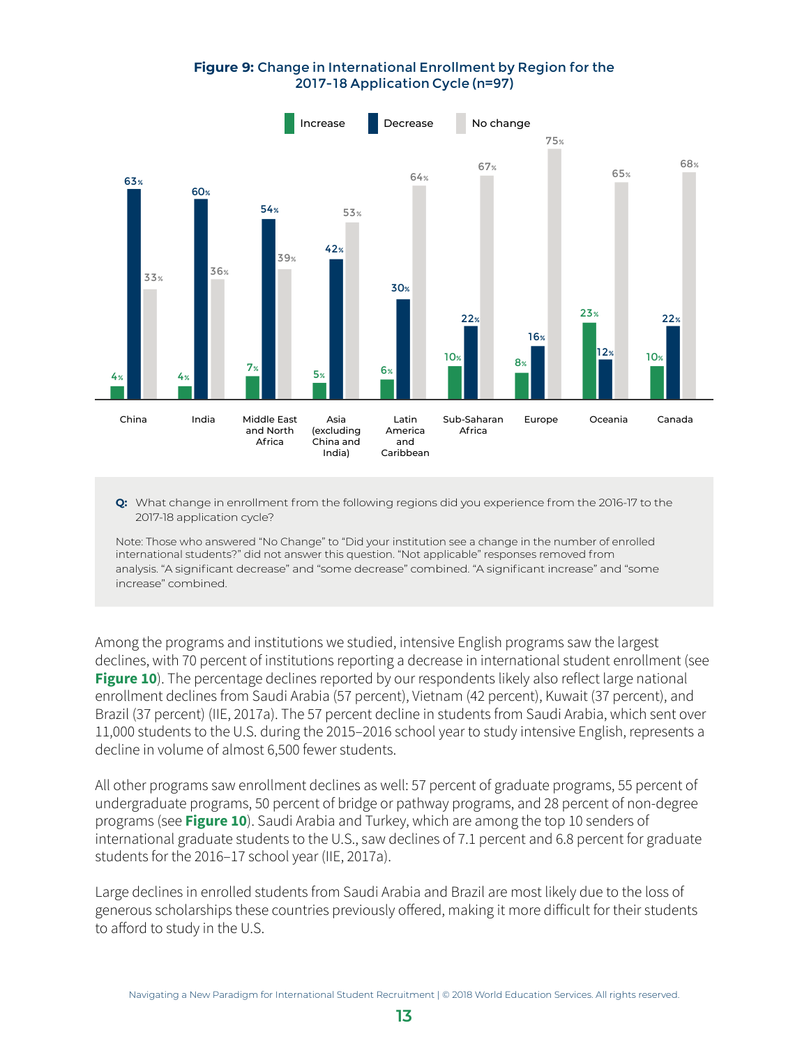**Figure 9:** Change in International Enrollment by Region for the 2017-18 Application Cycle (n=97)

| Region | Increase | Decrease | No change |
|---|---|---|---|
| China | 4% | 63% | 33% |
| India | 4% | 60% | 36% |
| Middle East and North Africa | 7% | 54% | 39% |
| Asia (excluding China and India) | 5% | 42% | 53% |
| Latin America and Caribbean | 6% | 30% | 64% |
| Sub-Saharan Africa | 10% | 22% | 67% |
| Europe | 8% | 16% | 75% |
| Oceania | 23% | 12% | 65% |
| Canada | 10% | 22% | 68% |

**Q:** What change in enrollment from the following regions did you experience from the 2016-17 to the 2017-18 application cycle?

Note: Those who answered "No Change" to "Did your institution see a change in the number of enrolled international students?" did not answer this question. "Not applicable" responses removed from analysis. "A significant decrease" and "some decrease" combined. "A significant increase" and "some increase" combined.

Among the programs and institutions we studied, intensive English programs saw the largest declines, with 70 percent of institutions reporting a decrease in international student enrollment (see **Figure 10**). The percentage declines reported by our respondents likely also reflect large national enrollment declines from Saudi Arabia (57 percent), Vietnam (42 percent), Kuwait (37 percent), and Brazil (37 percent) (IIE, 2017a). The 57 percent decline in students from Saudi Arabia, which sent over 11,000 students to the U.S. during the 2015–2016 school year to study intensive English, represents a decline in volume of almost 6,500 fewer students.

All other programs saw enrollment declines as well: 57 percent of graduate programs, 55 percent of undergraduate programs, 50 percent of bridge or pathway programs, and 28 percent of non-degree programs (see **Figure 10**). Saudi Arabia and Turkey, which are among the top 10 senders of international graduate students to the U.S., saw declines of 7.1 percent and 6.8 percent for graduate students for the 2016–17 school year (IIE, 2017a).

Large declines in enrolled students from Saudi Arabia and Brazil are most likely due to the loss of generous scholarships these countries previously offered, making it more difficult for their students to afford to study in the U.S.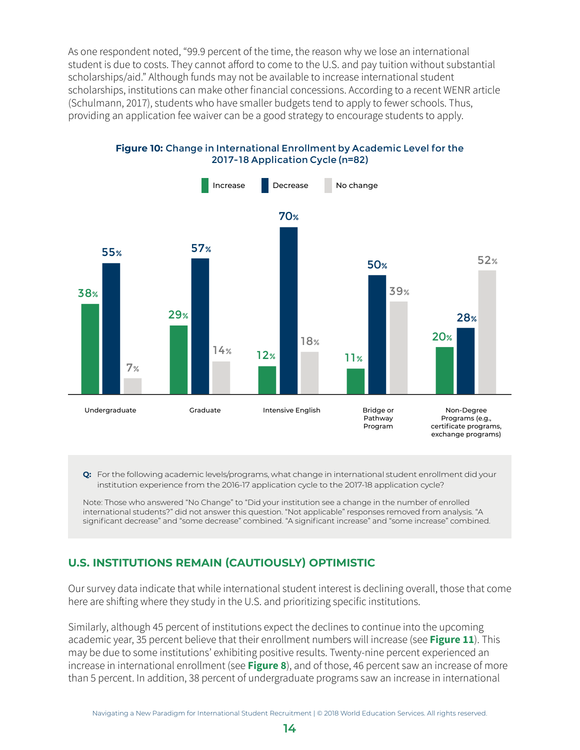As one respondent noted, "99.9 percent of the time, the reason why we lose an international student is due to costs. They cannot afford to come to the U.S. and pay tuition without substantial scholarships/aid." Although funds may not be available to increase international student scholarships, institutions can make other financial concessions. According to a recent WENR article (Schulmann, 2017), students who have smaller budgets tend to apply to fewer schools. Thus, providing an application fee waiver can be a good strategy to encourage students to apply.

**Figure 10:** Change in International Enrollment by Academic Level for the 2017-18 Application Cycle (n=82)

| | Increase | Decrease | No change |
|---|---|---|---|
| Undergraduate | 38% | 55% | 7% |
| Graduate | 29% | 57% | 14% |
| Intensive English | 12% | 70% | 18% |
| Bridge or Pathway Program | 11% | 50% | 39% |
| Non-Degree Programs (e.g., certificate programs, exchange programs) | 20% | 28% | 52% |

**Q:** For the following academic levels/programs, what change in international student enrollment did your institution experience from the 2016-17 application cycle to the 2017-18 application cycle?

Note: Those who answered "No Change" to "Did your institution see a change in the number of enrolled international students?" did not answer this question. "Not applicable" responses removed from analysis. "A significant decrease" and "some decrease" combined. "A significant increase" and "some increase" combined.

## U.S. INSTITUTIONS REMAIN (CAUTIOUSLY) OPTIMISTIC

Our survey data indicate that while international student interest is declining overall, those that come here are shifting where they study in the U.S. and prioritizing specific institutions.

Similarly, although 45 percent of institutions expect the declines to continue into the upcoming academic year, 35 percent believe that their enrollment numbers will increase (see **Figure 11**). This may be due to some institutions' exhibiting positive results. Twenty-nine percent experienced an increase in international enrollment (see **Figure 8**), and of those, 46 percent saw an increase of more than 5 percent. In addition, 38 percent of undergraduate programs saw an increase in international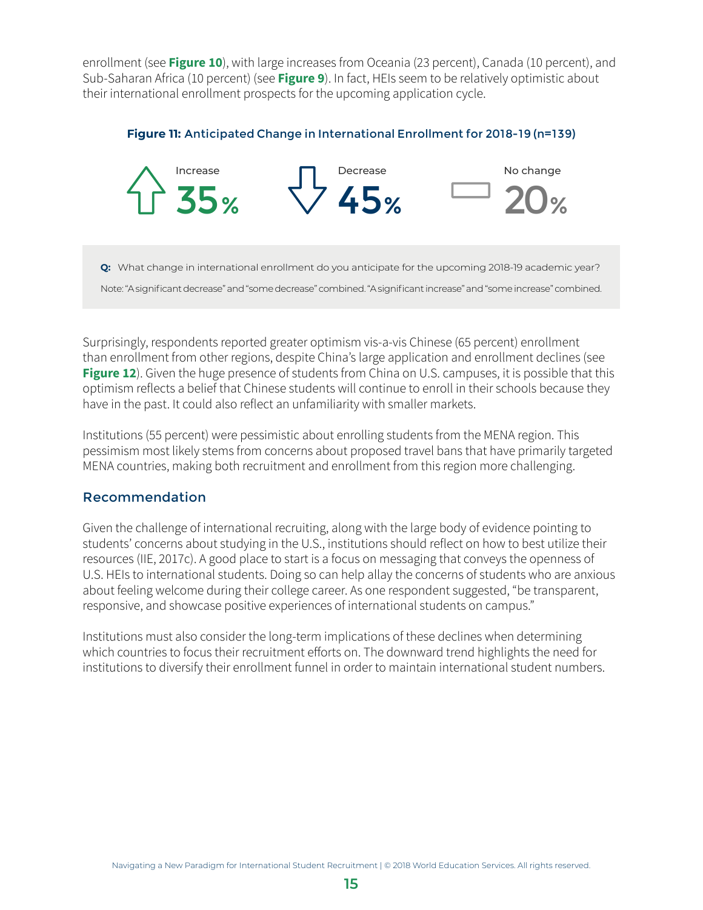enrollment (see **Figure 10**), with large increases from Oceania (23 percent), Canada (10 percent), and Sub-Saharan Africa (10 percent) (see **Figure 9**). In fact, HEIs seem to be relatively optimistic about their international enrollment prospects for the upcoming application cycle.

**Figure 11:** Anticipated Change in International Enrollment for 2018-19 (n=139)

| Increase | Decrease | No change |
|---|---|---|
| 35% | 45% | 20% |

**Q:** What change in international enrollment do you anticipate for the upcoming 2018-19 academic year?

Note: "A significant decrease" and "some decrease" combined. "A significant increase" and "some increase" combined.

Surprisingly, respondents reported greater optimism vis-a-vis Chinese (65 percent) enrollment than enrollment from other regions, despite China's large application and enrollment declines (see **Figure 12**). Given the huge presence of students from China on U.S. campuses, it is possible that this optimism reflects a belief that Chinese students will continue to enroll in their schools because they have in the past. It could also reflect an unfamiliarity with smaller markets.

Institutions (55 percent) were pessimistic about enrolling students from the MENA region. This pessimism most likely stems from concerns about proposed travel bans that have primarily targeted MENA countries, making both recruitment and enrollment from this region more challenging.

## Recommendation

Given the challenge of international recruiting, along with the large body of evidence pointing to students' concerns about studying in the U.S., institutions should reflect on how to best utilize their resources (IIE, 2017c). A good place to start is a focus on messaging that conveys the openness of U.S. HEIs to international students. Doing so can help allay the concerns of students who are anxious about feeling welcome during their college career. As one respondent suggested, "be transparent, responsive, and showcase positive experiences of international students on campus."

Institutions must also consider the long-term implications of these declines when determining which countries to focus their recruitment efforts on. The downward trend highlights the need for institutions to diversify their enrollment funnel in order to maintain international student numbers.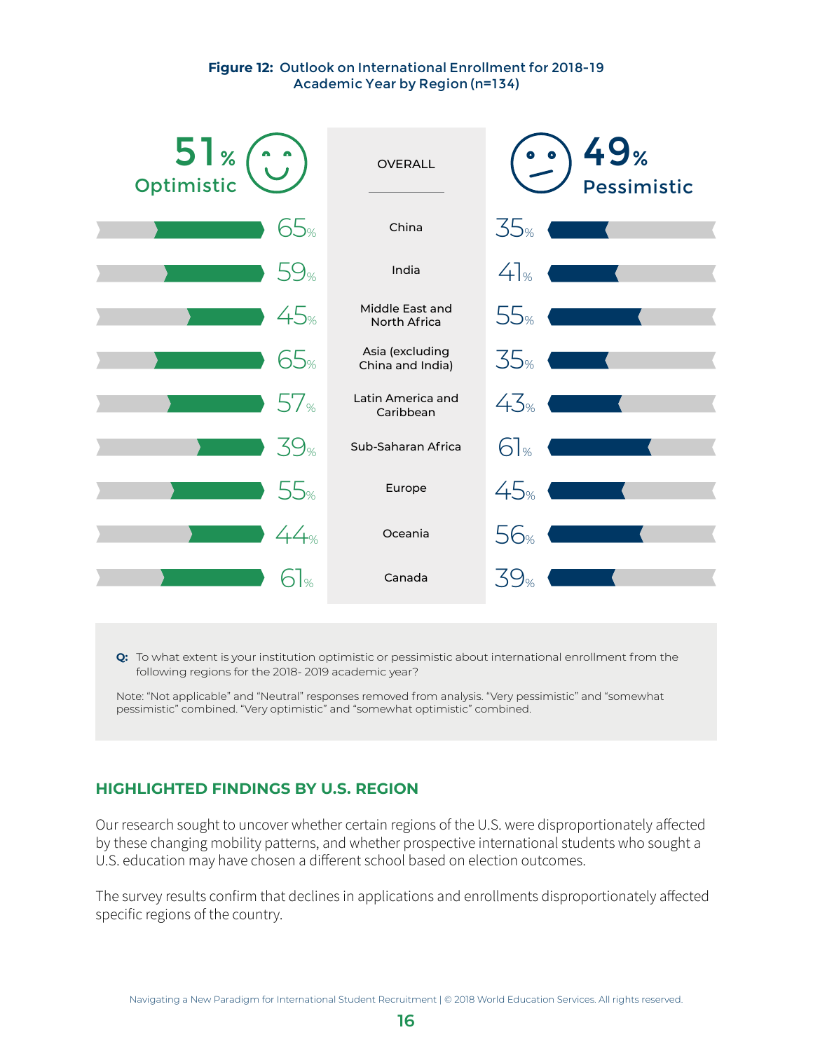**Figure 12:** Outlook on International Enrollment for 2018-19 Academic Year by Region (n=134)

| Region | Optimistic | Pessimistic |
|---|---|---|
| OVERALL | 51% | 49% |
| China | 65% | 35% |
| India | 59% | 41% |
| Middle East and North Africa | 45% | 55% |
| Asia (excluding China and India) | 65% | 35% |
| Latin America and Caribbean | 57% | 43% |
| Sub-Saharan Africa | 39% | 61% |
| Europe | 55% | 45% |
| Oceania | 44% | 56% |
| Canada | 61% | 39% |

**Q:** To what extent is your institution optimistic or pessimistic about international enrollment from the following regions for the 2018- 2019 academic year?

Note: "Not applicable" and "Neutral" responses removed from analysis. "Very pessimistic" and "somewhat pessimistic" combined. "Very optimistic" and "somewhat optimistic" combined.

## HIGHLIGHTED FINDINGS BY U.S. REGION

Our research sought to uncover whether certain regions of the U.S. were disproportionately affected by these changing mobility patterns, and whether prospective international students who sought a U.S. education may have chosen a different school based on election outcomes.

The survey results confirm that declines in applications and enrollments disproportionately affected specific regions of the country.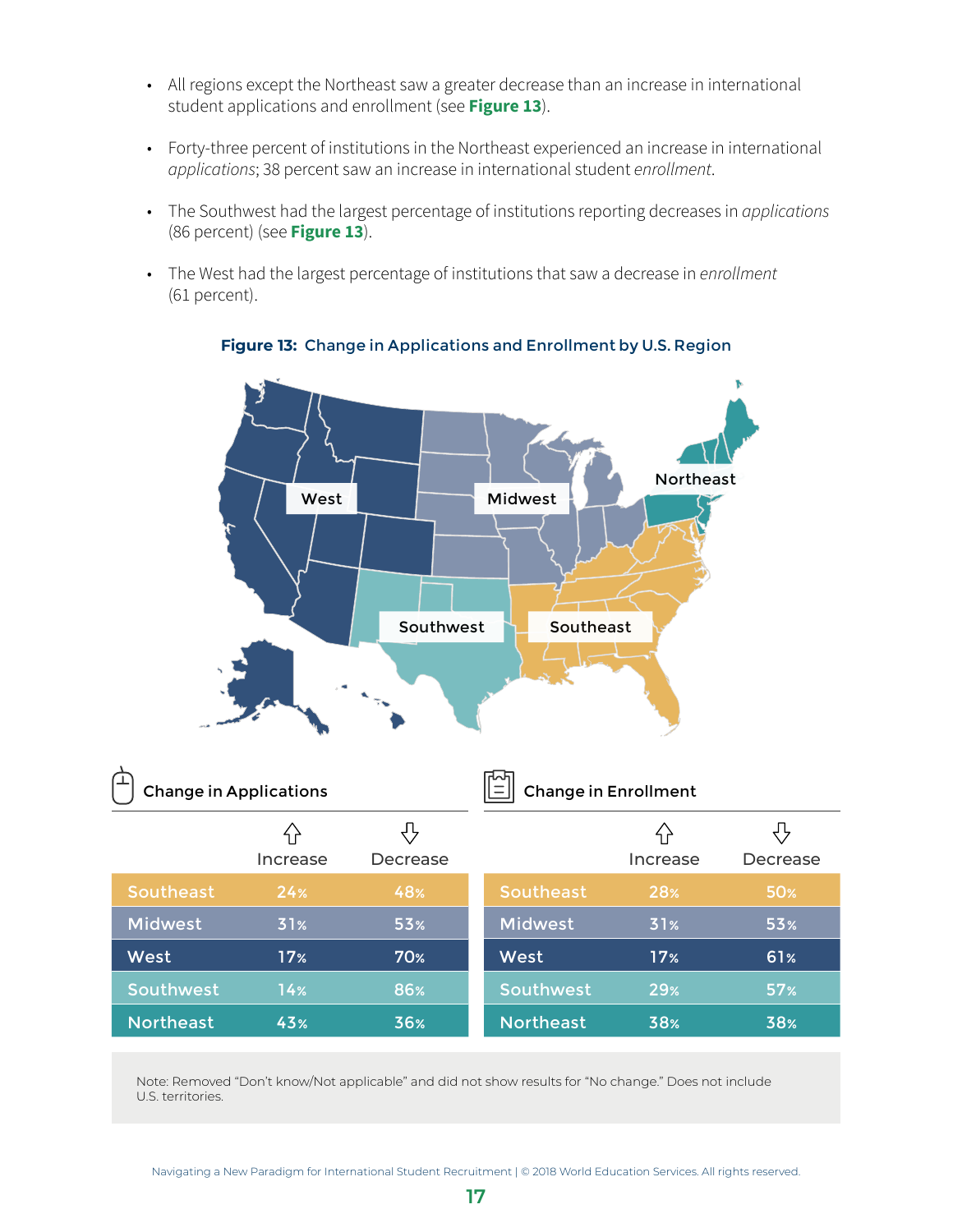- All regions except the Northeast saw a greater decrease than an increase in international student applications and enrollment (see **Figure 13**).
- Forty-three percent of institutions in the Northeast experienced an increase in international *applications*; 38 percent saw an increase in international student *enrollment*.
- The Southwest had the largest percentage of institutions reporting decreases in *applications* (86 percent) (see **Figure 13**).
- The West had the largest percentage of institutions that saw a decrease in *enrollment* (61 percent).

**Figure 13: Change in Applications and Enrollment by U.S. Region**

West | Midwest | Northeast | Southwest | Southeast

**Change in Applications**

| | Increase | Decrease |
|---|---|---|
| Southeast | 24% | 48% |
| Midwest | 31% | 53% |
| West | 17% | 70% |
| Southwest | 14% | 86% |
| Northeast | 43% | 36% |

**Change in Enrollment**

| | Increase | Decrease |
|---|---|---|
| Southeast | 28% | 50% |
| Midwest | 31% | 53% |
| West | 17% | 61% |
| Southwest | 29% | 57% |
| Northeast | 38% | 38% |

Note: Removed "Don't know/Not applicable" and did not show results for "No change." Does not include U.S. territories.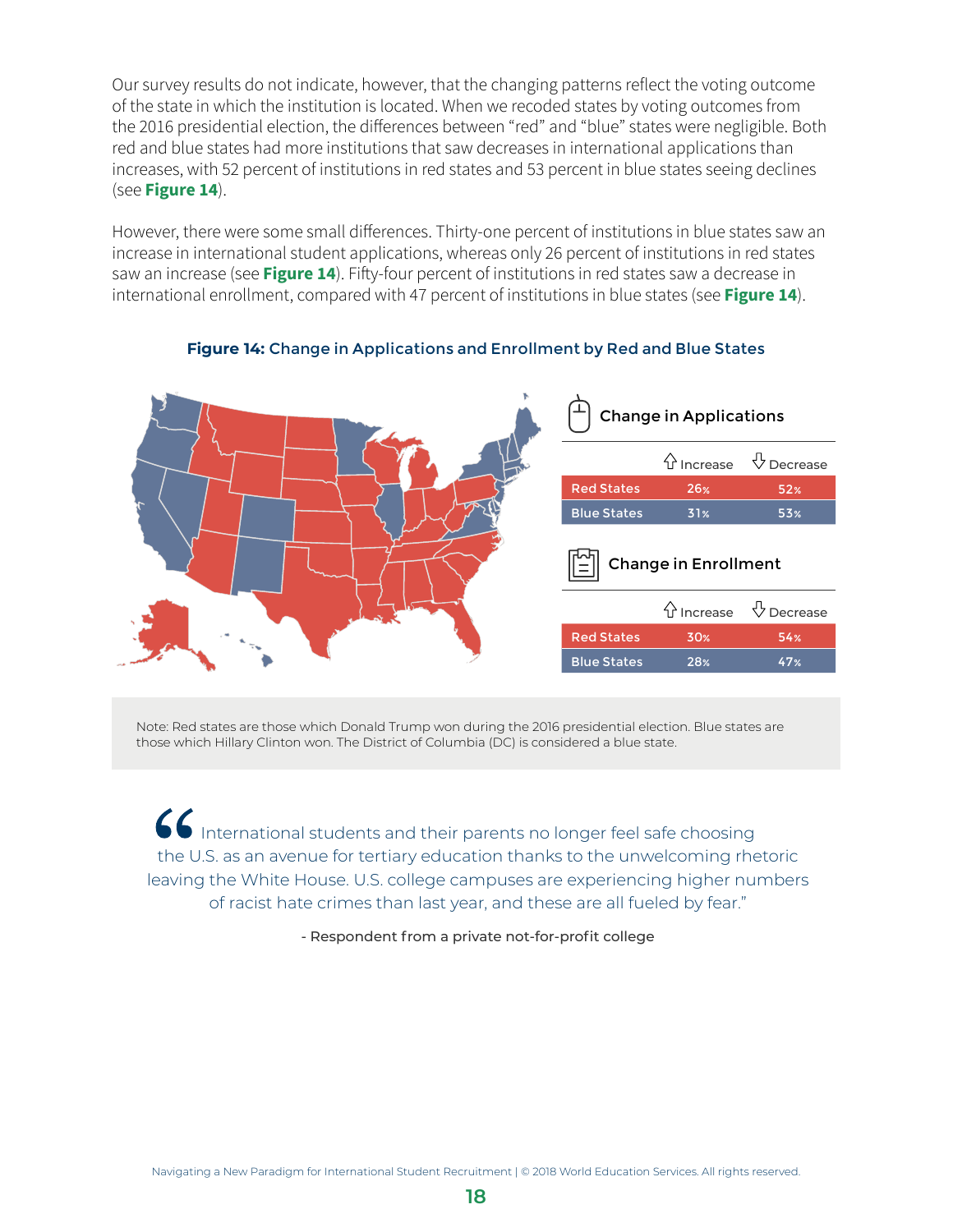Our survey results do not indicate, however, that the changing patterns reflect the voting outcome of the state in which the institution is located. When we recoded states by voting outcomes from the 2016 presidential election, the differences between "red" and "blue" states were negligible. Both red and blue states had more institutions that saw decreases in international applications than increases, with 52 percent of institutions in red states and 53 percent in blue states seeing declines (see **Figure 14**).

However, there were some small differences. Thirty-one percent of institutions in blue states saw an increase in international student applications, whereas only 26 percent of institutions in red states saw an increase (see **Figure 14**). Fifty-four percent of institutions in red states saw a decrease in international enrollment, compared with 47 percent of institutions in blue states (see **Figure 14**).

**Figure 14:** Change in Applications and Enrollment by Red and Blue States

**Change in Applications**

| | Increase | Decrease |
|---|---|---|
| Red States | 26% | 52% |
| Blue States | 31% | 53% |

**Change in Enrollment**

| | Increase | Decrease |
|---|---|---|
| Red States | 30% | 54% |
| Blue States | 28% | 47% |

Note: Red states are those which Donald Trump won during the 2016 presidential election. Blue states are those which Hillary Clinton won. The District of Columbia (DC) is considered a blue state.

> "International students and their parents no longer feel safe choosing the U.S. as an avenue for tertiary education thanks to the unwelcoming rhetoric leaving the White House. U.S. college campuses are experiencing higher numbers of racist hate crimes than last year, and these are all fueled by fear."
>
> - Respondent from a private not-for-profit college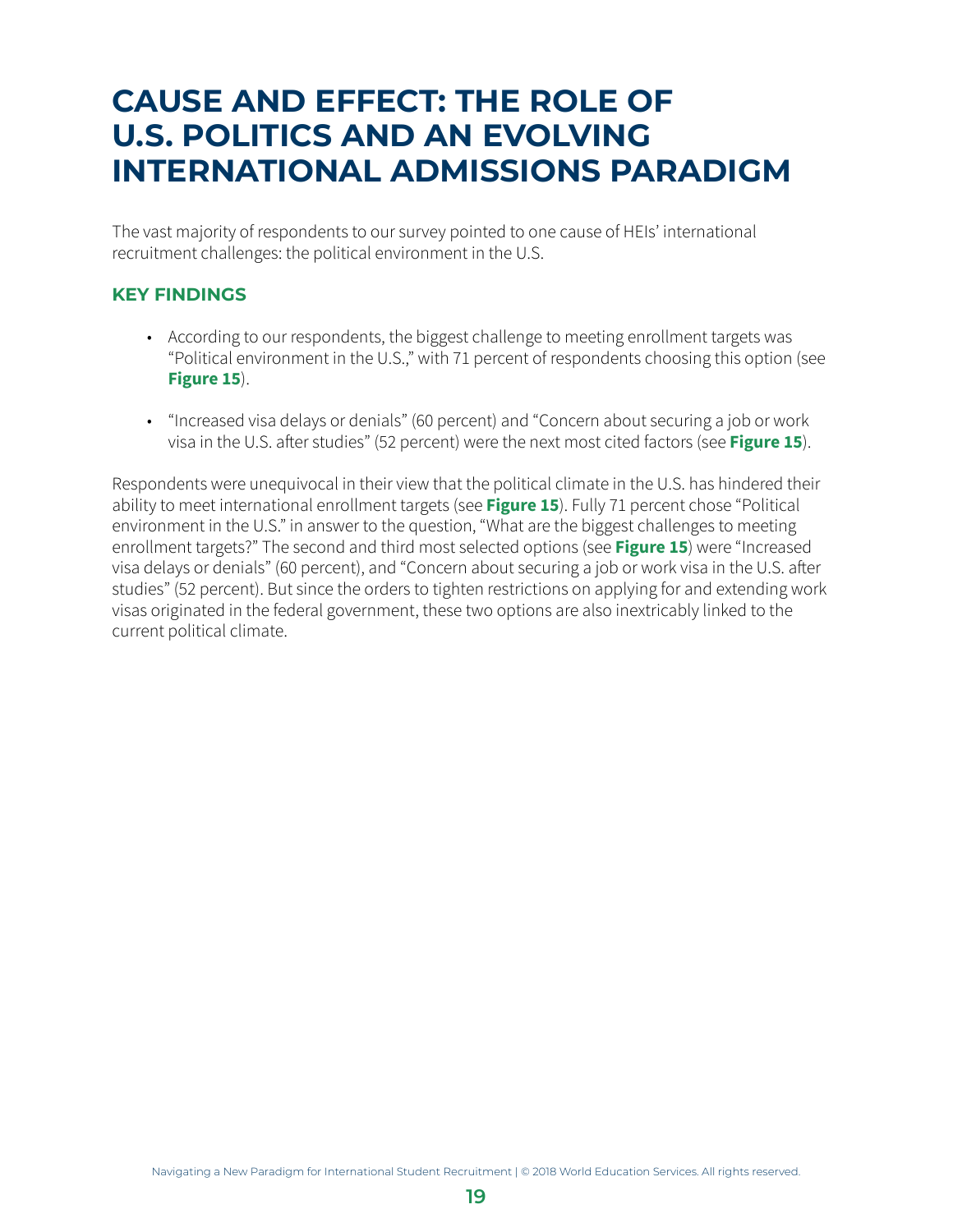# CAUSE AND EFFECT: THE ROLE OF U.S. POLITICS AND AN EVOLVING INTERNATIONAL ADMISSIONS PARADIGM

The vast majority of respondents to our survey pointed to one cause of HEIs' international recruitment challenges: the political environment in the U.S.

## KEY FINDINGS

- According to our respondents, the biggest challenge to meeting enrollment targets was "Political environment in the U.S.," with 71 percent of respondents choosing this option (see **Figure 15**).
- "Increased visa delays or denials" (60 percent) and "Concern about securing a job or work visa in the U.S. after studies" (52 percent) were the next most cited factors (see **Figure 15**).

Respondents were unequivocal in their view that the political climate in the U.S. has hindered their ability to meet international enrollment targets (see **Figure 15**). Fully 71 percent chose "Political environment in the U.S." in answer to the question, "What are the biggest challenges to meeting enrollment targets?" The second and third most selected options (see **Figure 15**) were "Increased visa delays or denials" (60 percent), and "Concern about securing a job or work visa in the U.S. after studies" (52 percent). But since the orders to tighten restrictions on applying for and extending work visas originated in the federal government, these two options are also inextricably linked to the current political climate.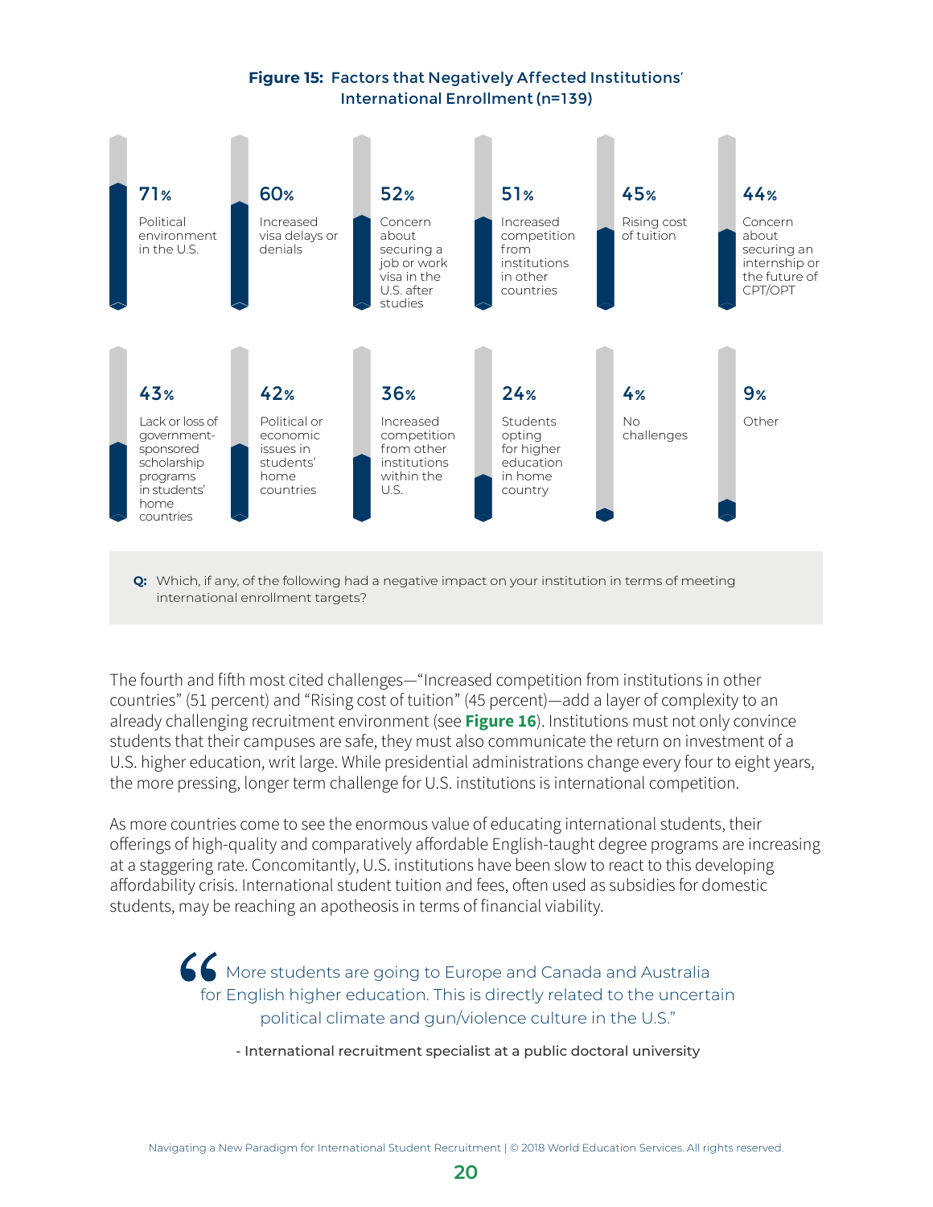**Figure 15: Factors that Negatively Affected Institutions' International Enrollment (n=139)**

| Factor | Percent |
|---|---|
| Political environment in the U.S. | 71% |
| Increased visa delays or denials | 60% |
| Concern about securing a job or work visa in the U.S. after studies | 52% |
| Increased competition from institutions in other countries | 51% |
| Rising cost of tuition | 45% |
| Concern about securing an internship or the future of CPT/OPT | 44% |
| Lack or loss of government-sponsored scholarship programs in students' home countries | 43% |
| Political or economic issues in students' home countries | 42% |
| Increased competition from other institutions within the U.S. | 36% |
| Students opting for higher education in home country | 24% |
| No challenges | 4% |
| Other | 9% |

**Q:** Which, if any, of the following had a negative impact on your institution in terms of meeting international enrollment targets?

The fourth and fifth most cited challenges—"Increased competition from institutions in other countries" (51 percent) and "Rising cost of tuition" (45 percent)—add a layer of complexity to an already challenging recruitment environment (see **Figure 16**). Institutions must not only convince students that their campuses are safe, they must also communicate the return on investment of a U.S. higher education, writ large. While presidential administrations change every four to eight years, the more pressing, longer term challenge for U.S. institutions is international competition.

As more countries come to see the enormous value of educating international students, their offerings of high-quality and comparatively affordable English-taught degree programs are increasing at a staggering rate. Concomitantly, U.S. institutions have been slow to react to this developing affordability crisis. International student tuition and fees, often used as subsidies for domestic students, may be reaching an apotheosis in terms of financial viability.

> "More students are going to Europe and Canada and Australia for English higher education. This is directly related to the uncertain political climate and gun/violence culture in the U.S."
>
> \- International recruitment specialist at a public doctoral university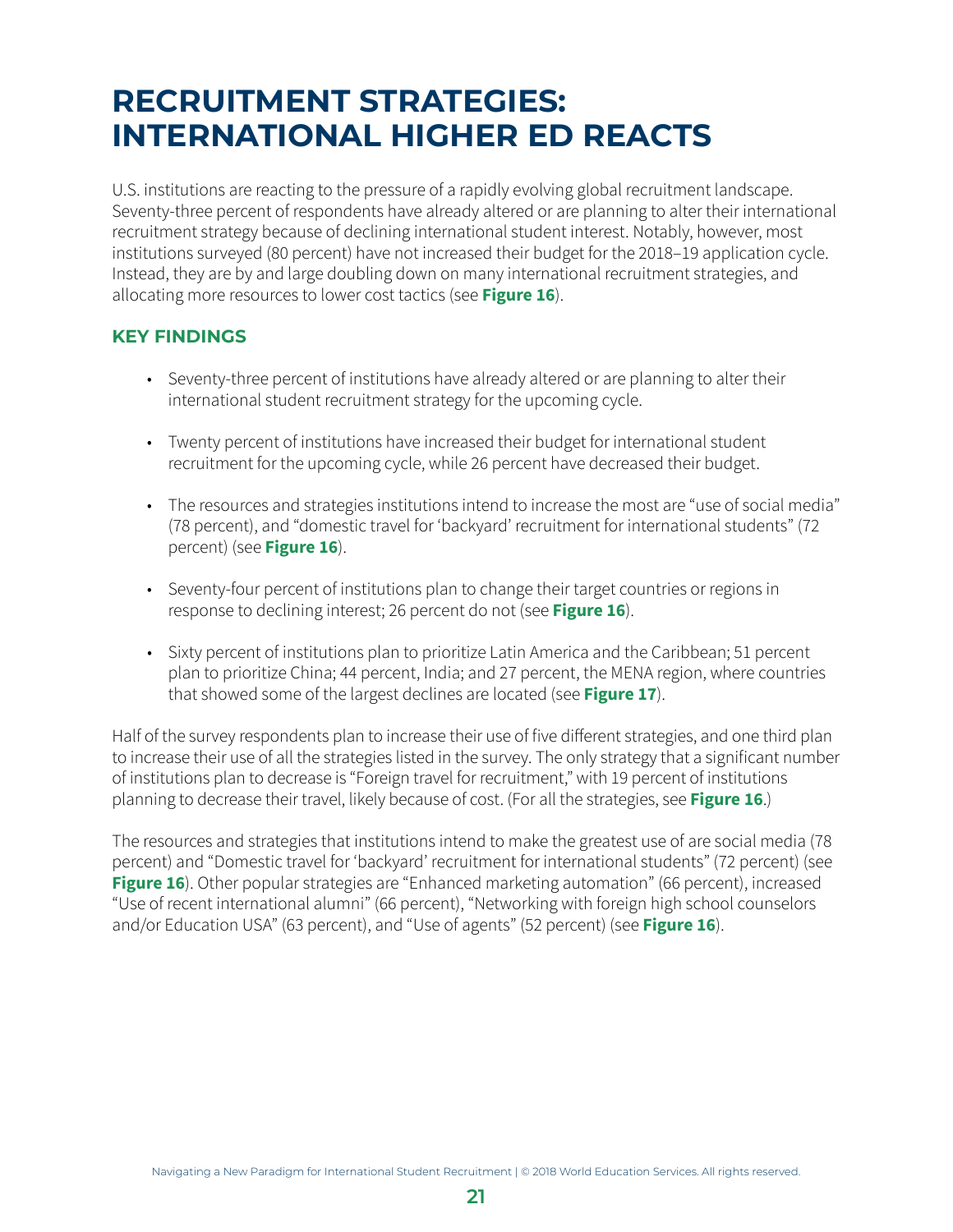# RECRUITMENT STRATEGIES: INTERNATIONAL HIGHER ED REACTS

U.S. institutions are reacting to the pressure of a rapidly evolving global recruitment landscape. Seventy-three percent of respondents have already altered or are planning to alter their international recruitment strategy because of declining international student interest. Notably, however, most institutions surveyed (80 percent) have not increased their budget for the 2018–19 application cycle. Instead, they are by and large doubling down on many international recruitment strategies, and allocating more resources to lower cost tactics (see **Figure 16**).

### KEY FINDINGS

- Seventy-three percent of institutions have already altered or are planning to alter their international student recruitment strategy for the upcoming cycle.
- Twenty percent of institutions have increased their budget for international student recruitment for the upcoming cycle, while 26 percent have decreased their budget.
- The resources and strategies institutions intend to increase the most are "use of social media" (78 percent), and "domestic travel for 'backyard' recruitment for international students" (72 percent) (see **Figure 16**).
- Seventy-four percent of institutions plan to change their target countries or regions in response to declining interest; 26 percent do not (see **Figure 16**).
- Sixty percent of institutions plan to prioritize Latin America and the Caribbean; 51 percent plan to prioritize China; 44 percent, India; and 27 percent, the MENA region, where countries that showed some of the largest declines are located (see **Figure 17**).

Half of the survey respondents plan to increase their use of five different strategies, and one third plan to increase their use of all the strategies listed in the survey. The only strategy that a significant number of institutions plan to decrease is "Foreign travel for recruitment," with 19 percent of institutions planning to decrease their travel, likely because of cost. (For all the strategies, see **Figure 16**.)

The resources and strategies that institutions intend to make the greatest use of are social media (78 percent) and "Domestic travel for 'backyard' recruitment for international students" (72 percent) (see **Figure 16**). Other popular strategies are "Enhanced marketing automation" (66 percent), increased "Use of recent international alumni" (66 percent), "Networking with foreign high school counselors and/or Education USA" (63 percent), and "Use of agents" (52 percent) (see **Figure 16**).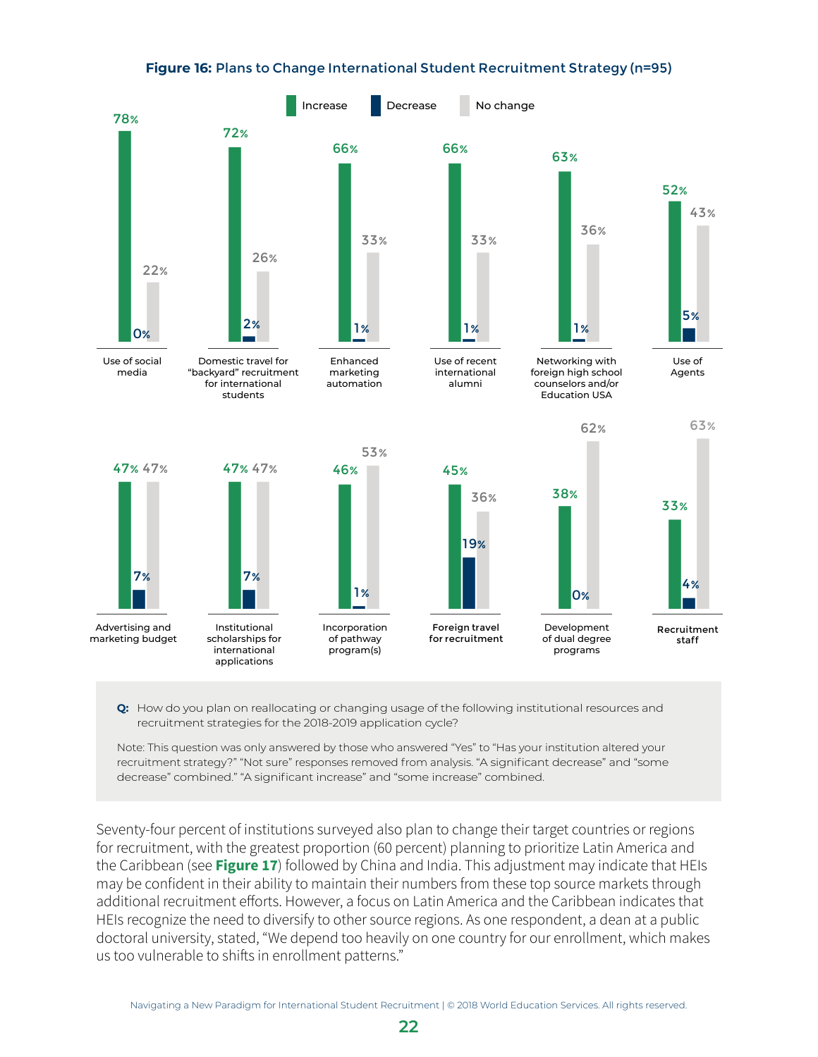**Figure 16:** Plans to Change International Student Recruitment Strategy (n=95)

| Strategy | Increase | Decrease | No change |
|---|---|---|---|
| Use of social media | 78% | 0% | 22% |
| Domestic travel for "backyard" recruitment for international students | 72% | 2% | 26% |
| Enhanced marketing automation | 66% | 1% | 33% |
| Use of recent international alumni | 66% | 1% | 33% |
| Networking with foreign high school counselors and/or Education USA | 63% | 1% | 36% |
| Use of Agents | 52% | 5% | 43% |
| Advertising and marketing budget | 47% | 7% | 47% |
| Institutional scholarships for international applications | 47% | 7% | 47% |
| Incorporation of pathway program(s) | 46% | 1% | 53% |
| Foreign travel for recruitment | 45% | 19% | 36% |
| Development of dual degree programs | 38% | 0% | 62% |
| Recruitment staff | 33% | 4% | 63% |

**Q:** How do you plan on reallocating or changing usage of the following institutional resources and recruitment strategies for the 2018-2019 application cycle?

Note: This question was only answered by those who answered "Yes" to "Has your institution altered your recruitment strategy?" "Not sure" responses removed from analysis. "A significant decrease" and "some decrease" combined." "A significant increase" and "some increase" combined.

Seventy-four percent of institutions surveyed also plan to change their target countries or regions for recruitment, with the greatest proportion (60 percent) planning to prioritize Latin America and the Caribbean (see **Figure 17**) followed by China and India. This adjustment may indicate that HEIs may be confident in their ability to maintain their numbers from these top source markets through additional recruitment efforts. However, a focus on Latin America and the Caribbean indicates that HEIs recognize the need to diversify to other source regions. As one respondent, a dean at a public doctoral university, stated, "We depend too heavily on one country for our enrollment, which makes us too vulnerable to shifts in enrollment patterns."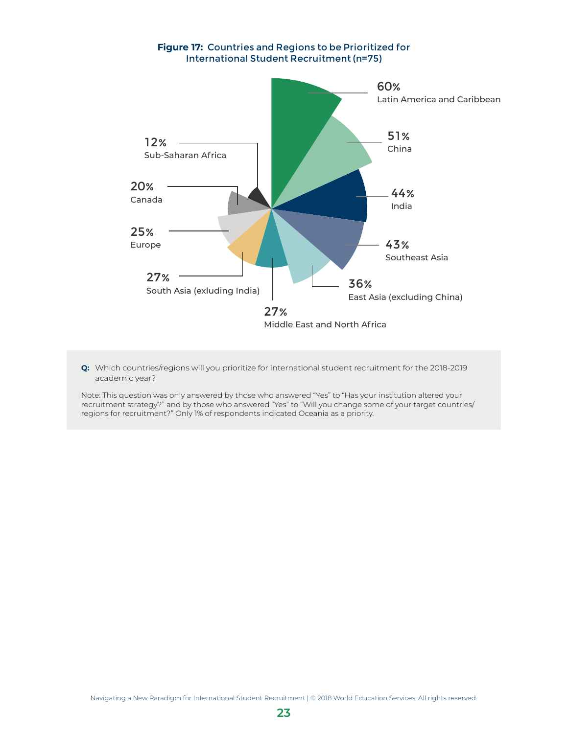**Figure 17: Countries and Regions to be Prioritized for International Student Recruitment (n=75)**

| Region | Percentage |
| --- | --- |
| Latin America and Caribbean | 60% |
| China | 51% |
| India | 44% |
| Southeast Asia | 43% |
| East Asia (excluding China) | 36% |
| Middle East and North Africa | 27% |
| South Asia (exluding India) | 27% |
| Europe | 25% |
| Canada | 20% |
| Sub-Saharan Africa | 12% |

**Q:** Which countries/regions will you prioritize for international student recruitment for the 2018-2019 academic year?

Note: This question was only answered by those who answered "Yes" to "Has your institution altered your recruitment strategy?" and by those who answered "Yes" to "Will you change some of your target countries/regions for recruitment?" Only 1% of respondents indicated Oceania as a priority.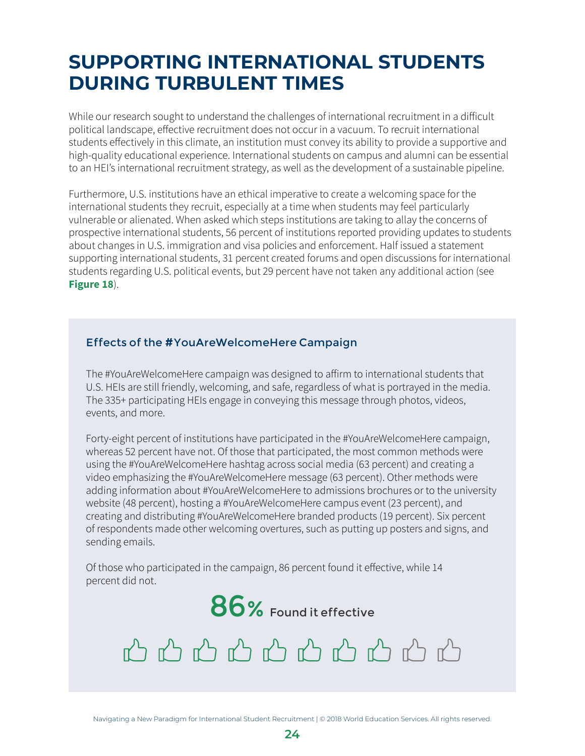# SUPPORTING INTERNATIONAL STUDENTS DURING TURBULENT TIMES

While our research sought to understand the challenges of international recruitment in a difficult political landscape, effective recruitment does not occur in a vacuum. To recruit international students effectively in this climate, an institution must convey its ability to provide a supportive and high-quality educational experience. International students on campus and alumni can be essential to an HEI's international recruitment strategy, as well as the development of a sustainable pipeline.

Furthermore, U.S. institutions have an ethical imperative to create a welcoming space for the international students they recruit, especially at a time when students may feel particularly vulnerable or alienated. When asked which steps institutions are taking to allay the concerns of prospective international students, 56 percent of institutions reported providing updates to students about changes in U.S. immigration and visa policies and enforcement. Half issued a statement supporting international students, 31 percent created forums and open discussions for international students regarding U.S. political events, but 29 percent have not taken any additional action (see **Figure 18**).

### Effects of the #YouAreWelcomeHere Campaign

The #YouAreWelcomeHere campaign was designed to affirm to international students that U.S. HEIs are still friendly, welcoming, and safe, regardless of what is portrayed in the media. The 335+ participating HEIs engage in conveying this message through photos, videos, events, and more.

Forty-eight percent of institutions have participated in the #YouAreWelcomeHere campaign, whereas 52 percent have not. Of those that participated, the most common methods were using the #YouAreWelcomeHere hashtag across social media (63 percent) and creating a video emphasizing the #YouAreWelcomeHere message (63 percent). Other methods were adding information about #YouAreWelcomeHere to admissions brochures or to the university website (48 percent), hosting a #YouAreWelcomeHere campus event (23 percent), and creating and distributing #YouAreWelcomeHere branded products (19 percent). Six percent of respondents made other welcoming overtures, such as putting up posters and signs, and sending emails.

Of those who participated in the campaign, 86 percent found it effective, while 14 percent did not.

**86%** Found it effective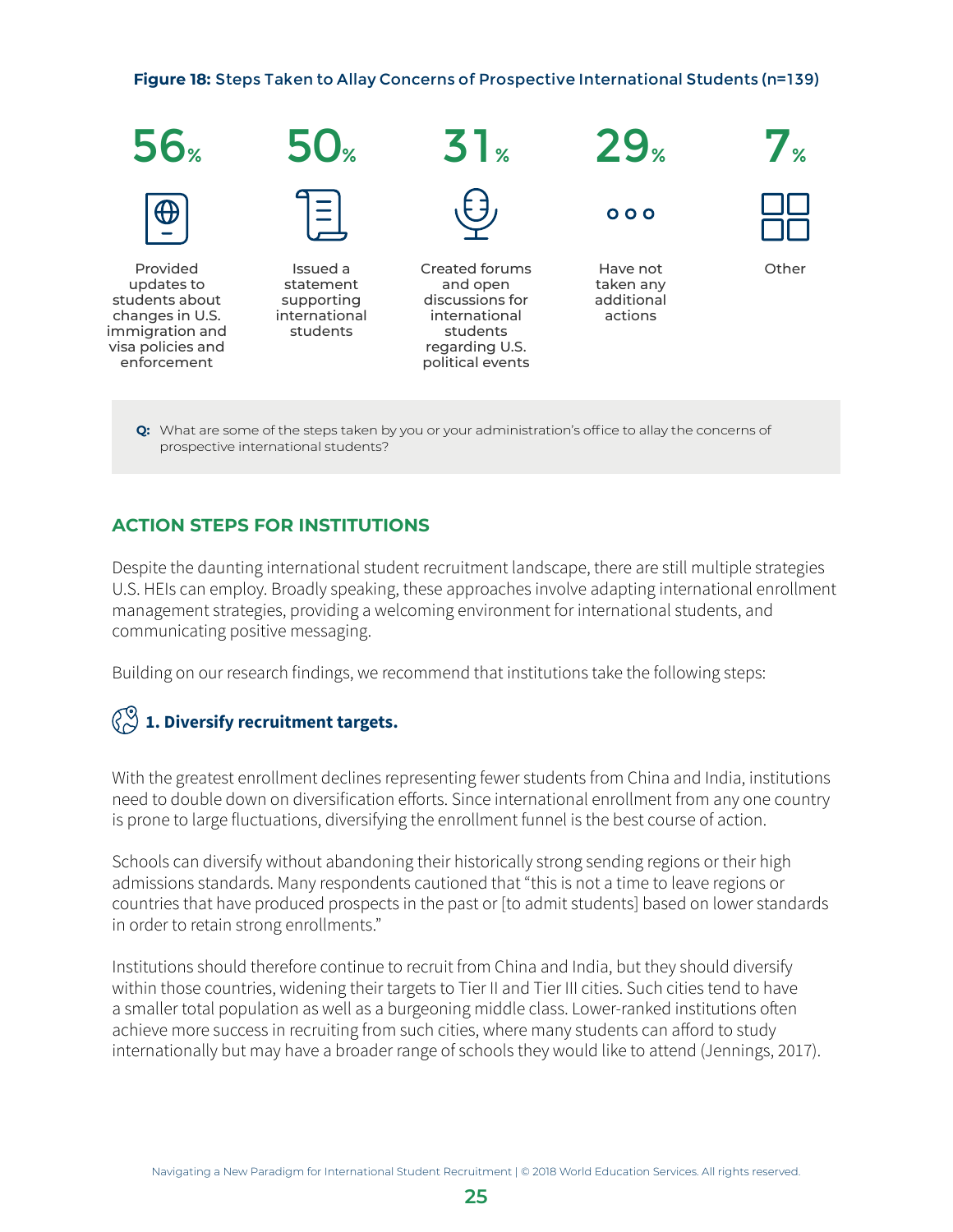**Figure 18:** Steps Taken to Allay Concerns of Prospective International Students (n=139)

| Percentage | Step |
|---|---|
| 56% | Provided updates to students about changes in U.S. immigration and visa policies and enforcement |
| 50% | Issued a statement supporting international students |
| 31% | Created forums and open discussions for international students regarding U.S. political events |
| 29% | Have not taken any additional actions |
| 7% | Other |

**Q:** What are some of the steps taken by you or your administration's office to allay the concerns of prospective international students?

## ACTION STEPS FOR INSTITUTIONS

Despite the daunting international student recruitment landscape, there are still multiple strategies U.S. HEIs can employ. Broadly speaking, these approaches involve adapting international enrollment management strategies, providing a welcoming environment for international students, and communicating positive messaging.

Building on our research findings, we recommend that institutions take the following steps:

### 1. Diversify recruitment targets.

With the greatest enrollment declines representing fewer students from China and India, institutions need to double down on diversification efforts. Since international enrollment from any one country is prone to large fluctuations, diversifying the enrollment funnel is the best course of action.

Schools can diversify without abandoning their historically strong sending regions or their high admissions standards. Many respondents cautioned that "this is not a time to leave regions or countries that have produced prospects in the past or [to admit students] based on lower standards in order to retain strong enrollments."

Institutions should therefore continue to recruit from China and India, but they should diversify within those countries, widening their targets to Tier II and Tier III cities. Such cities tend to have a smaller total population as well as a burgeoning middle class. Lower-ranked institutions often achieve more success in recruiting from such cities, where many students can afford to study internationally but may have a broader range of schools they would like to attend (Jennings, 2017).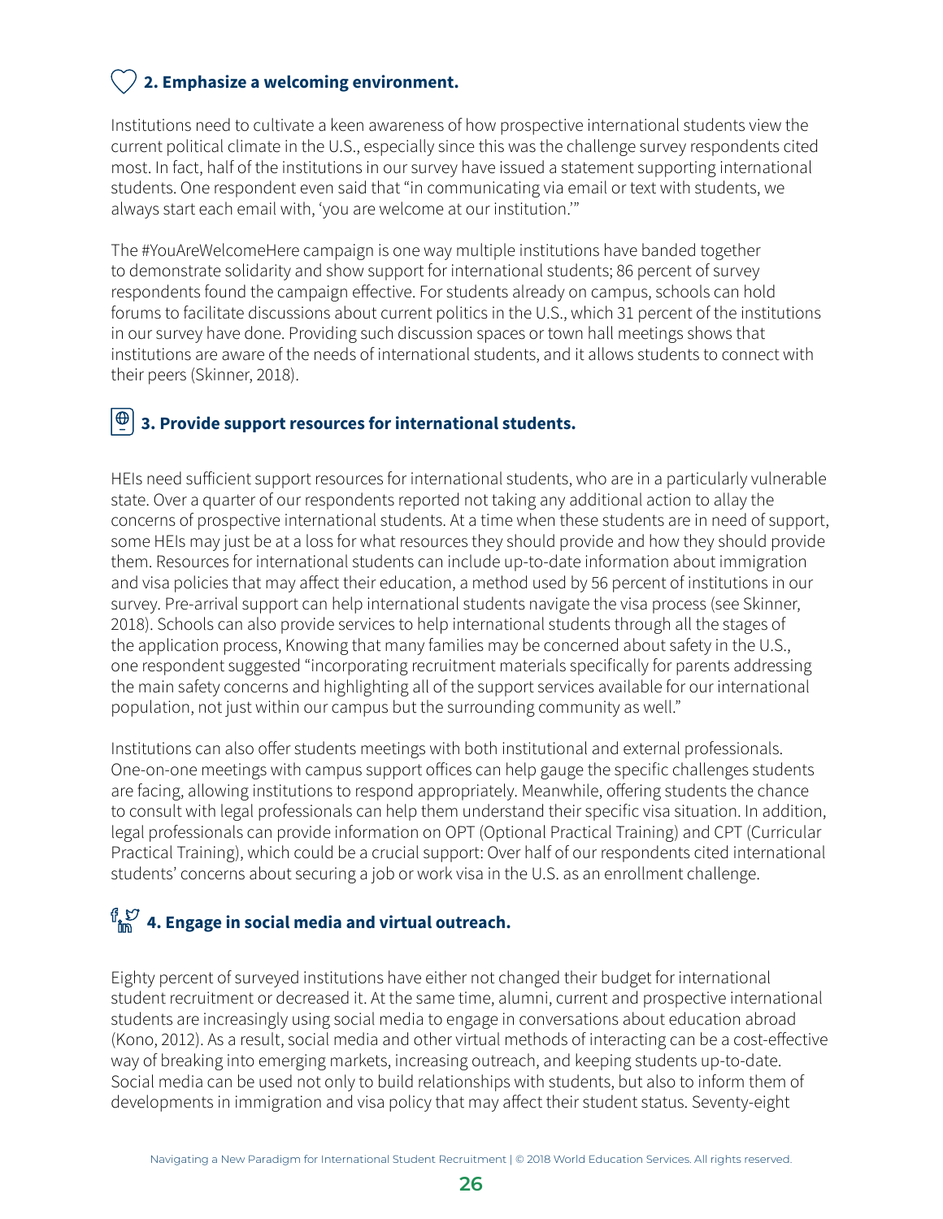### 2. Emphasize a welcoming environment.

Institutions need to cultivate a keen awareness of how prospective international students view the current political climate in the U.S., especially since this was the challenge survey respondents cited most. In fact, half of the institutions in our survey have issued a statement supporting international students. One respondent even said that "in communicating via email or text with students, we always start each email with, 'you are welcome at our institution.'"

The #YouAreWelcomeHere campaign is one way multiple institutions have banded together to demonstrate solidarity and show support for international students; 86 percent of survey respondents found the campaign effective. For students already on campus, schools can hold forums to facilitate discussions about current politics in the U.S., which 31 percent of the institutions in our survey have done. Providing such discussion spaces or town hall meetings shows that institutions are aware of the needs of international students, and it allows students to connect with their peers (Skinner, 2018).

### 3. Provide support resources for international students.

HEIs need sufficient support resources for international students, who are in a particularly vulnerable state. Over a quarter of our respondents reported not taking any additional action to allay the concerns of prospective international students. At a time when these students are in need of support, some HEIs may just be at a loss for what resources they should provide and how they should provide them. Resources for international students can include up-to-date information about immigration and visa policies that may affect their education, a method used by 56 percent of institutions in our survey. Pre-arrival support can help international students navigate the visa process (see Skinner, 2018). Schools can also provide services to help international students through all the stages of the application process, Knowing that many families may be concerned about safety in the U.S., one respondent suggested "incorporating recruitment materials specifically for parents addressing the main safety concerns and highlighting all of the support services available for our international population, not just within our campus but the surrounding community as well."

Institutions can also offer students meetings with both institutional and external professionals. One-on-one meetings with campus support offices can help gauge the specific challenges students are facing, allowing institutions to respond appropriately. Meanwhile, offering students the chance to consult with legal professionals can help them understand their specific visa situation. In addition, legal professionals can provide information on OPT (Optional Practical Training) and CPT (Curricular Practical Training), which could be a crucial support: Over half of our respondents cited international students' concerns about securing a job or work visa in the U.S. as an enrollment challenge.

### 4. Engage in social media and virtual outreach.

Eighty percent of surveyed institutions have either not changed their budget for international student recruitment or decreased it. At the same time, alumni, current and prospective international students are increasingly using social media to engage in conversations about education abroad (Kono, 2012). As a result, social media and other virtual methods of interacting can be a cost-effective way of breaking into emerging markets, increasing outreach, and keeping students up-to-date. Social media can be used not only to build relationships with students, but also to inform them of developments in immigration and visa policy that may affect their student status. Seventy-eight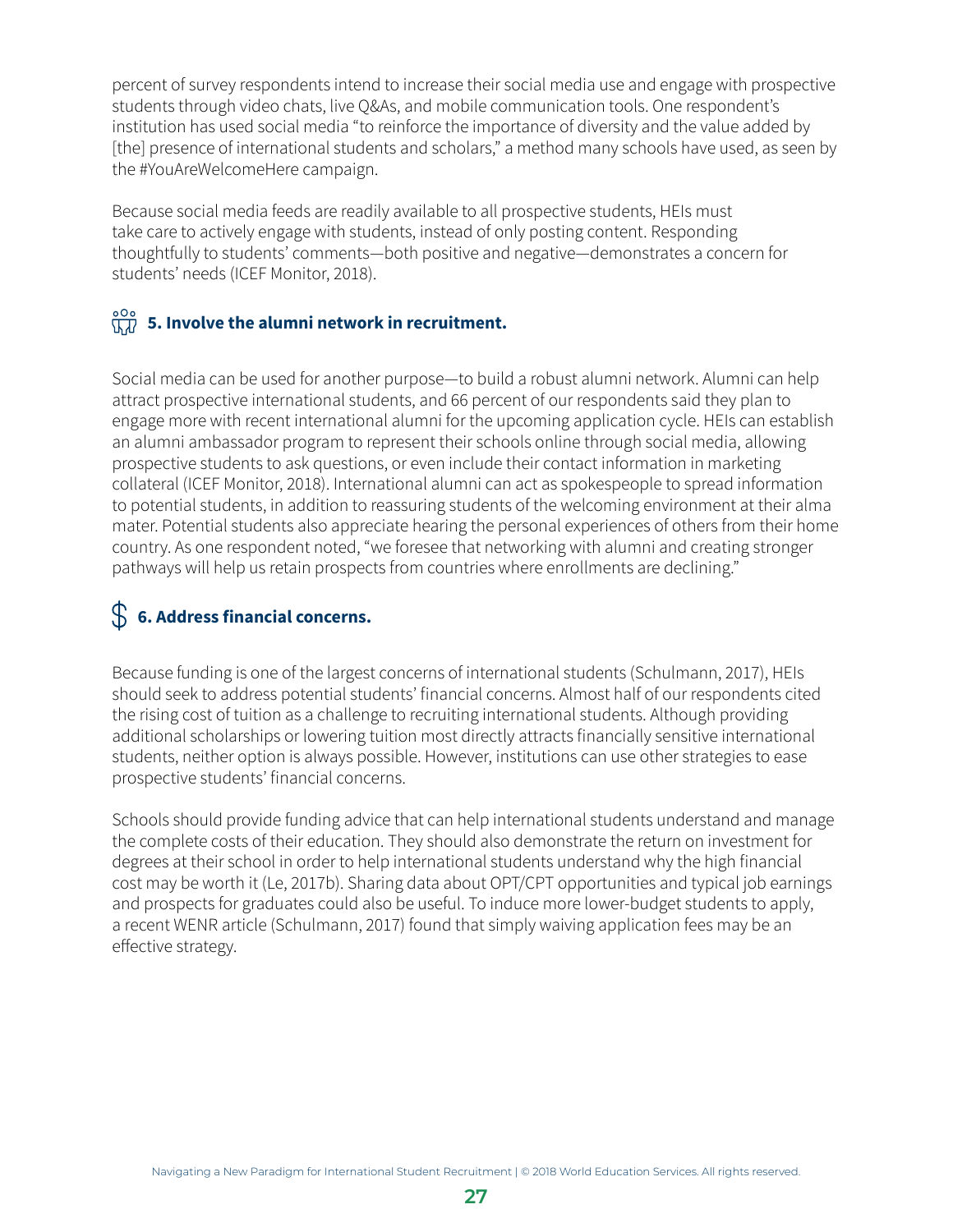percent of survey respondents intend to increase their social media use and engage with prospective students through video chats, live Q&As, and mobile communication tools. One respondent's institution has used social media "to reinforce the importance of diversity and the value added by [the] presence of international students and scholars," a method many schools have used, as seen by the #YouAreWelcomeHere campaign.

Because social media feeds are readily available to all prospective students, HEIs must take care to actively engage with students, instead of only posting content. Responding thoughtfully to students' comments—both positive and negative—demonstrates a concern for students' needs (ICEF Monitor, 2018).

### 5. Involve the alumni network in recruitment.

Social media can be used for another purpose—to build a robust alumni network. Alumni can help attract prospective international students, and 66 percent of our respondents said they plan to engage more with recent international alumni for the upcoming application cycle. HEIs can establish an alumni ambassador program to represent their schools online through social media, allowing prospective students to ask questions, or even include their contact information in marketing collateral (ICEF Monitor, 2018). International alumni can act as spokespeople to spread information to potential students, in addition to reassuring students of the welcoming environment at their alma mater. Potential students also appreciate hearing the personal experiences of others from their home country. As one respondent noted, "we foresee that networking with alumni and creating stronger pathways will help us retain prospects from countries where enrollments are declining."

### 6. Address financial concerns.

Because funding is one of the largest concerns of international students (Schulmann, 2017), HEIs should seek to address potential students' financial concerns. Almost half of our respondents cited the rising cost of tuition as a challenge to recruiting international students. Although providing additional scholarships or lowering tuition most directly attracts financially sensitive international students, neither option is always possible. However, institutions can use other strategies to ease prospective students' financial concerns.

Schools should provide funding advice that can help international students understand and manage the complete costs of their education. They should also demonstrate the return on investment for degrees at their school in order to help international students understand why the high financial cost may be worth it (Le, 2017b). Sharing data about OPT/CPT opportunities and typical job earnings and prospects for graduates could also be useful. To induce more lower-budget students to apply, a recent WENR article (Schulmann, 2017) found that simply waiving application fees may be an effective strategy.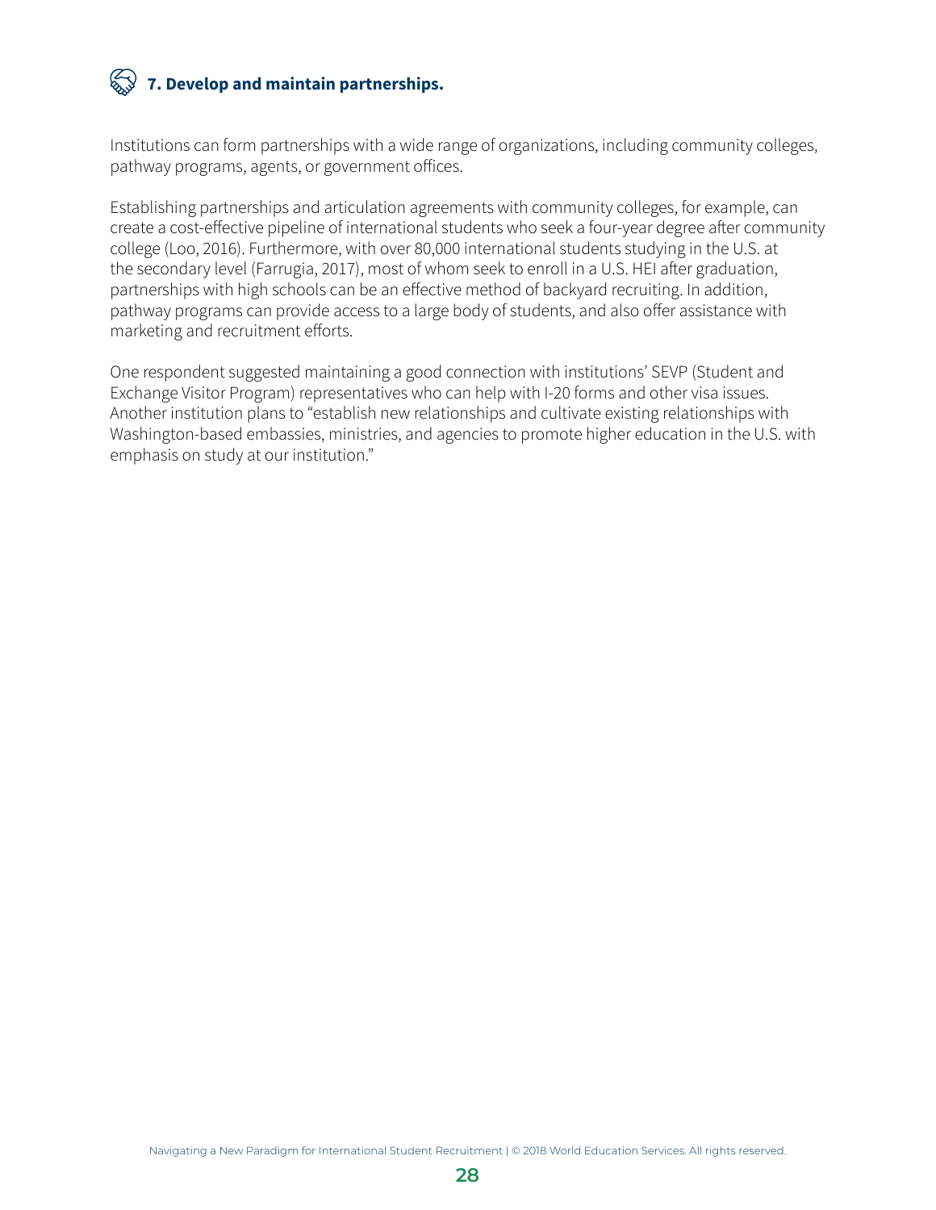### 7. Develop and maintain partnerships.

Institutions can form partnerships with a wide range of organizations, including community colleges, pathway programs, agents, or government offices.

Establishing partnerships and articulation agreements with community colleges, for example, can create a cost-effective pipeline of international students who seek a four-year degree after community college (Loo, 2016). Furthermore, with over 80,000 international students studying in the U.S. at the secondary level (Farrugia, 2017), most of whom seek to enroll in a U.S. HEI after graduation, partnerships with high schools can be an effective method of backyard recruiting. In addition, pathway programs can provide access to a large body of students, and also offer assistance with marketing and recruitment efforts.

One respondent suggested maintaining a good connection with institutions' SEVP (Student and Exchange Visitor Program) representatives who can help with I-20 forms and other visa issues. Another institution plans to "establish new relationships and cultivate existing relationships with Washington-based embassies, ministries, and agencies to promote higher education in the U.S. with emphasis on study at our institution."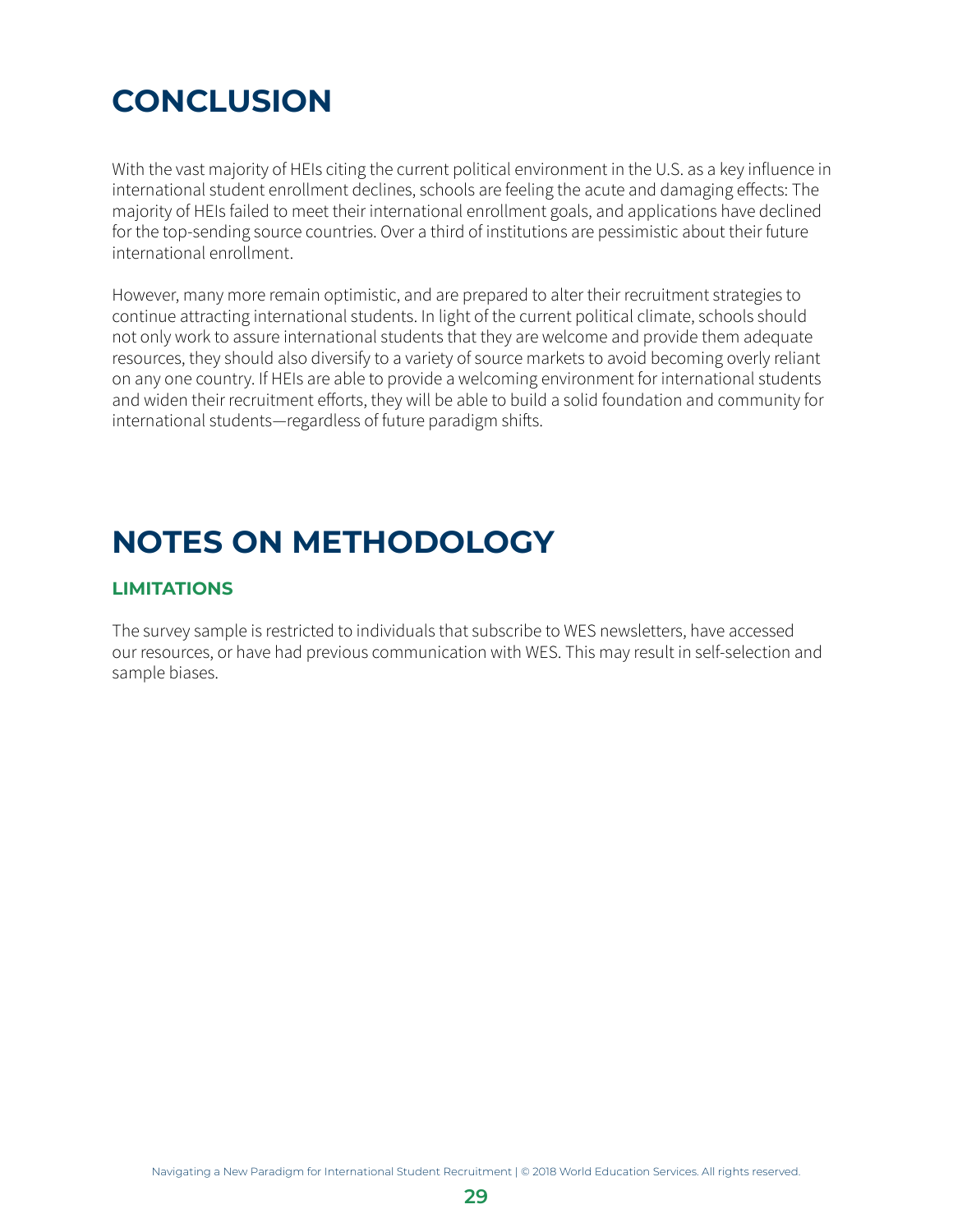# CONCLUSION

With the vast majority of HEIs citing the current political environment in the U.S. as a key influence in international student enrollment declines, schools are feeling the acute and damaging effects: The majority of HEIs failed to meet their international enrollment goals, and applications have declined for the top-sending source countries. Over a third of institutions are pessimistic about their future international enrollment.

However, many more remain optimistic, and are prepared to alter their recruitment strategies to continue attracting international students. In light of the current political climate, schools should not only work to assure international students that they are welcome and provide them adequate resources, they should also diversify to a variety of source markets to avoid becoming overly reliant on any one country. If HEIs are able to provide a welcoming environment for international students and widen their recruitment efforts, they will be able to build a solid foundation and community for international students—regardless of future paradigm shifts.

# NOTES ON METHODOLOGY

### LIMITATIONS

The survey sample is restricted to individuals that subscribe to WES newsletters, have accessed our resources, or have had previous communication with WES. This may result in self-selection and sample biases.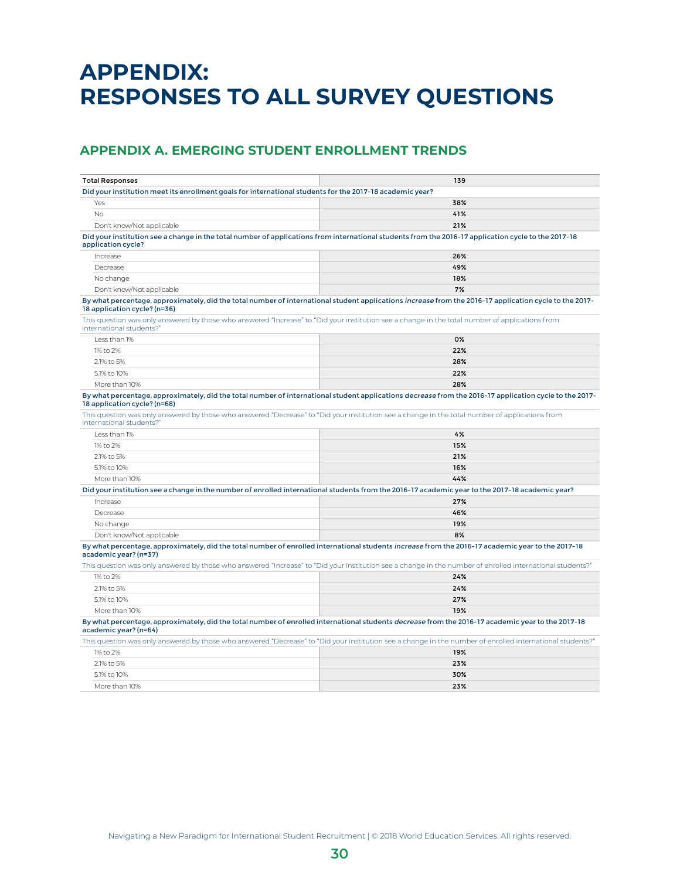# APPENDIX: RESPONSES TO ALL SURVEY QUESTIONS

## APPENDIX A. EMERGING STUDENT ENROLLMENT TRENDS

| Total Responses | 139 |
|---|---|
| **Did your institution meet its enrollment goals for international students for the 2017-18 academic year?** | |
| Yes | 38% |
| No | 41% |
| Don't know/Not applicable | 21% |
| **Did your institution see a change in the total number of applications from international students from the 2016-17 application cycle to the 2017-18 application cycle?** | |
| Increase | 26% |
| Decrease | 49% |
| No change | 18% |
| Don't know/Not applicable | 7% |
| **By what percentage, approximately, did the total number of international student applications *increase* from the 2016-17 application cycle to the 2017-18 application cycle? (n=36)** | |
| This question was only answered by those who answered "Increase" to "Did your institution see a change in the total number of applications from international students?" | |
| Less than 1% | 0% |
| 1% to 2% | 22% |
| 2.1% to 5% | 28% |
| 5.1% to 10% | 22% |
| More than 10% | 28% |
| **By what percentage, approximately, did the total number of international student applications *decrease* from the 2016-17 application cycle to the 2017-18 application cycle? (n=68)** | |
| This question was only answered by those who answered "Decrease" to "Did your institution see a change in the total number of applications from international students?" | |
| Less than 1% | 4% |
| 1% to 2% | 15% |
| 2.1% to 5% | 21% |
| 5.1% to 10% | 16% |
| More than 10% | 44% |
| **Did your institution see a change in the number of enrolled international students from the 2016-17 academic year to the 2017-18 academic year?** | |
| Increase | 27% |
| Decrease | 46% |
| No change | 19% |
| Don't know/Not applicable | 8% |
| **By what percentage, approximately, did the total number of enrolled international students *increase* from the 2016-17 academic year to the 2017-18 academic year? (n=37)** | |
| This question was only answered by those who answered "Increase" to "Did your institution see a change in the number of enrolled international students?" | |
| 1% to 2% | 24% |
| 2.1% to 5% | 24% |
| 5.1% to 10% | 27% |
| More than 10% | 19% |
| **By what percentage, approximately, did the total number of enrolled international students *decrease* from the 2016-17 academic year to the 2017-18 academic year? (n=64)** | |
| This question was only answered by those who answered "Decrease" to "Did your institution see a change in the number of enrolled international students?" | |
| 1% to 2% | 19% |
| 2.1% to 5% | 23% |
| 5.1% to 10% | 30% |
| More than 10% | 23% |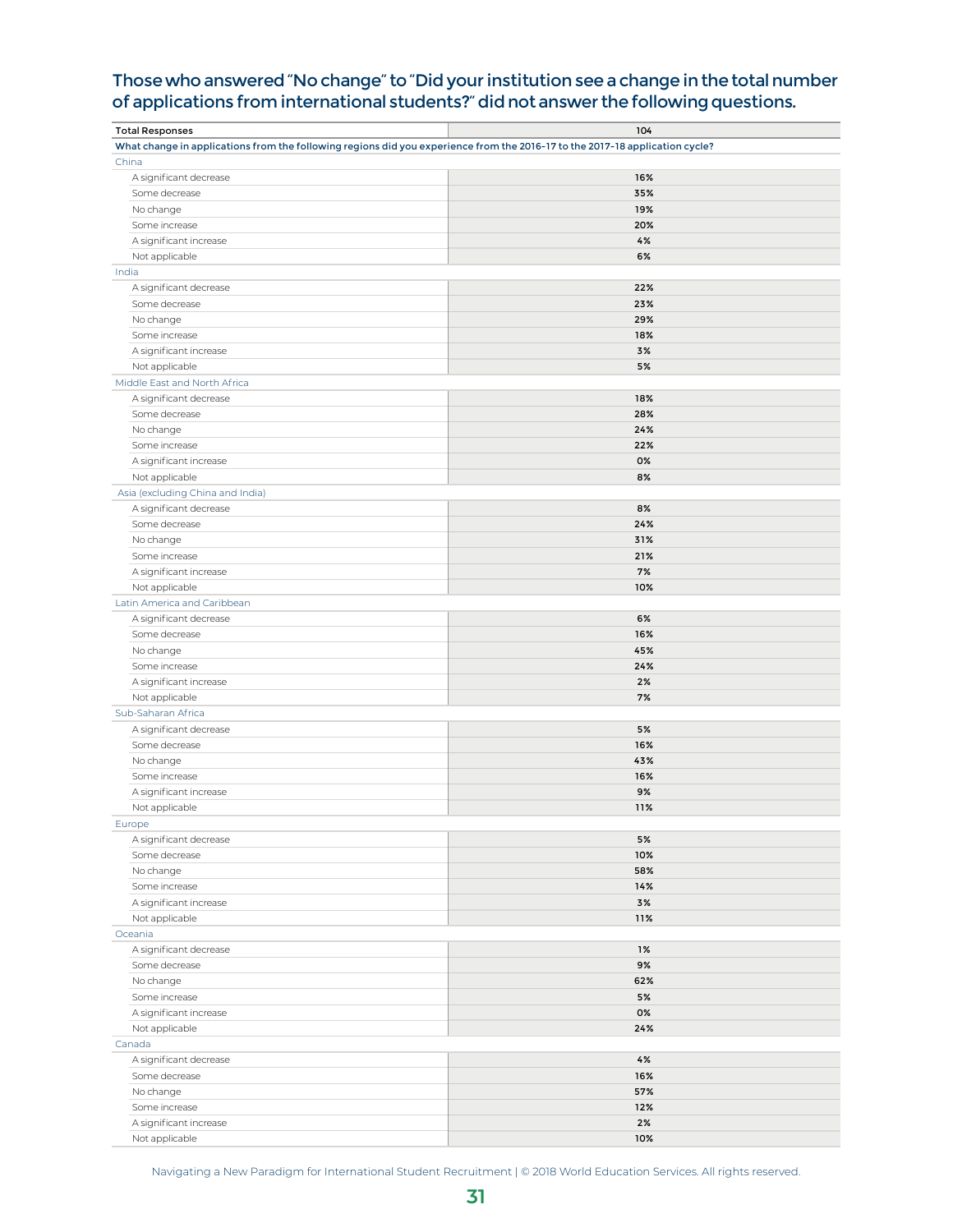### Those who answered "No change" to "Did your institution see a change in the total number of applications from international students?" did not answer the following questions.

| Total Responses | 104 |
|---|---|
| **What change in applications from the following regions did you experience from the 2016-17 to the 2017-18 application cycle?** | |
| China | |
| A significant decrease | 16% |
| Some decrease | 35% |
| No change | 19% |
| Some increase | 20% |
| A significant increase | 4% |
| Not applicable | 6% |
| India | |
| A significant decrease | 22% |
| Some decrease | 23% |
| No change | 29% |
| Some increase | 18% |
| A significant increase | 3% |
| Not applicable | 5% |
| Middle East and North Africa | |
| A significant decrease | 18% |
| Some decrease | 28% |
| No change | 24% |
| Some increase | 22% |
| A significant increase | 0% |
| Not applicable | 8% |
| Asia (excluding China and India) | |
| A significant decrease | 8% |
| Some decrease | 24% |
| No change | 31% |
| Some increase | 21% |
| A significant increase | 7% |
| Not applicable | 10% |
| Latin America and Caribbean | |
| A significant decrease | 6% |
| Some decrease | 16% |
| No change | 45% |
| Some increase | 24% |
| A significant increase | 2% |
| Not applicable | 7% |
| Sub-Saharan Africa | |
| A significant decrease | 5% |
| Some decrease | 16% |
| No change | 43% |
| Some increase | 16% |
| A significant increase | 9% |
| Not applicable | 11% |
| Europe | |
| A significant decrease | 5% |
| Some decrease | 10% |
| No change | 58% |
| Some increase | 14% |
| A significant increase | 3% |
| Not applicable | 11% |
| Oceania | |
| A significant decrease | 1% |
| Some decrease | 9% |
| No change | 62% |
| Some increase | 5% |
| A significant increase | 0% |
| Not applicable | 24% |
| Canada | |
| A significant decrease | 4% |
| Some decrease | 16% |
| No change | 57% |
| Some increase | 12% |
| A significant increase | 2% |
| Not applicable | 10% |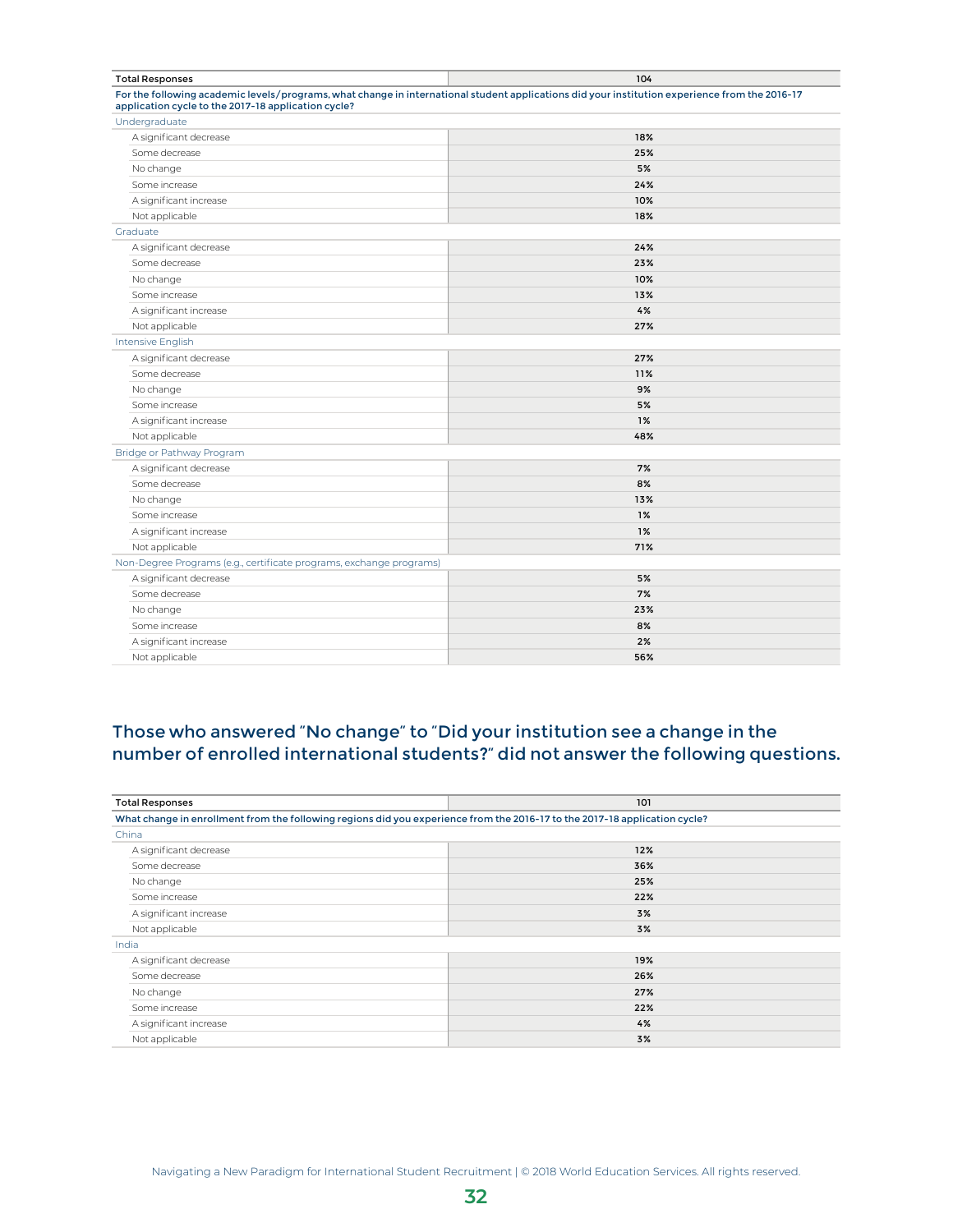| Total Responses | 104 |
|---|---|
| **For the following academic levels/programs, what change in international student applications did your institution experience from the 2016-17 application cycle to the 2017-18 application cycle?** | |
| Undergraduate | |
| A significant decrease | 18% |
| Some decrease | 25% |
| No change | 5% |
| Some increase | 24% |
| A significant increase | 10% |
| Not applicable | 18% |
| Graduate | |
| A significant decrease | 24% |
| Some decrease | 23% |
| No change | 10% |
| Some increase | 13% |
| A significant increase | 4% |
| Not applicable | 27% |
| Intensive English | |
| A significant decrease | 27% |
| Some decrease | 11% |
| No change | 9% |
| Some increase | 5% |
| A significant increase | 1% |
| Not applicable | 48% |
| Bridge or Pathway Program | |
| A significant decrease | 7% |
| Some decrease | 8% |
| No change | 13% |
| Some increase | 1% |
| A significant increase | 1% |
| Not applicable | 71% |
| Non-Degree Programs (e.g., certificate programs, exchange programs) | |
| A significant decrease | 5% |
| Some decrease | 7% |
| No change | 23% |
| Some increase | 8% |
| A significant increase | 2% |
| Not applicable | 56% |

## Those who answered "No change" to "Did your institution see a change in the number of enrolled international students?" did not answer the following questions.

| Total Responses | 101 |
|---|---|
| **What change in enrollment from the following regions did you experience from the 2016-17 to the 2017-18 application cycle?** | |
| China | |
| A significant decrease | 12% |
| Some decrease | 36% |
| No change | 25% |
| Some increase | 22% |
| A significant increase | 3% |
| Not applicable | 3% |
| India | |
| A significant decrease | 19% |
| Some decrease | 26% |
| No change | 27% |
| Some increase | 22% |
| A significant increase | 4% |
| Not applicable | 3% |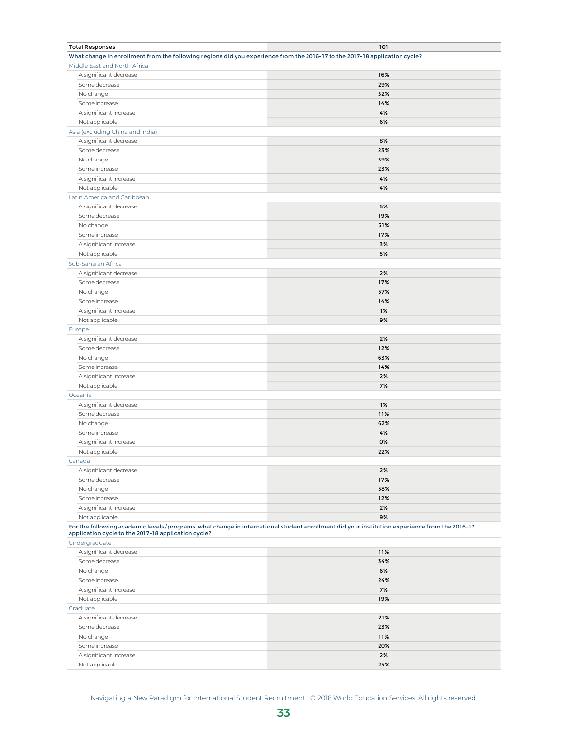| Total Responses | 101 |
|---|---|
| **What change in enrollment from the following regions did you experience from the 2016-17 to the 2017-18 application cycle?** | |
| Middle East and North Africa | |
| A significant decrease | 16% |
| Some decrease | 29% |
| No change | 32% |
| Some increase | 14% |
| A significant increase | 4% |
| Not applicable | 6% |
| Asia (excluding China and India) | |
| A significant decrease | 8% |
| Some decrease | 23% |
| No change | 39% |
| Some increase | 23% |
| A significant increase | 4% |
| Not applicable | 4% |
| Latin America and Caribbean | |
| A significant decrease | 5% |
| Some decrease | 19% |
| No change | 51% |
| Some increase | 17% |
| A significant increase | 3% |
| Not applicable | 5% |
| Sub-Saharan Africa | |
| A significant decrease | 2% |
| Some decrease | 17% |
| No change | 57% |
| Some increase | 14% |
| A significant increase | 1% |
| Not applicable | 9% |
| Europe | |
| A significant decrease | 2% |
| Some decrease | 12% |
| No change | 63% |
| Some increase | 14% |
| A significant increase | 2% |
| Not applicable | 7% |
| Oceania | |
| A significant decrease | 1% |
| Some decrease | 11% |
| No change | 62% |
| Some increase | 4% |
| A significant increase | 0% |
| Not applicable | 22% |
| Canada | |
| A significant decrease | 2% |
| Some decrease | 17% |
| No change | 58% |
| Some increase | 12% |
| A significant increase | 2% |
| Not applicable | 9% |
| **For the following academic levels/programs, what change in international student enrollment did your institution experience from the 2016-17 application cycle to the 2017-18 application cycle?** | |
| Undergraduate | |
| A significant decrease | 11% |
| Some decrease | 34% |
| No change | 6% |
| Some increase | 24% |
| A significant increase | 7% |
| Not applicable | 19% |
| Graduate | |
| A significant decrease | 21% |
| Some decrease | 23% |
| No change | 11% |
| Some increase | 20% |
| A significant increase | 2% |
| Not applicable | 24% |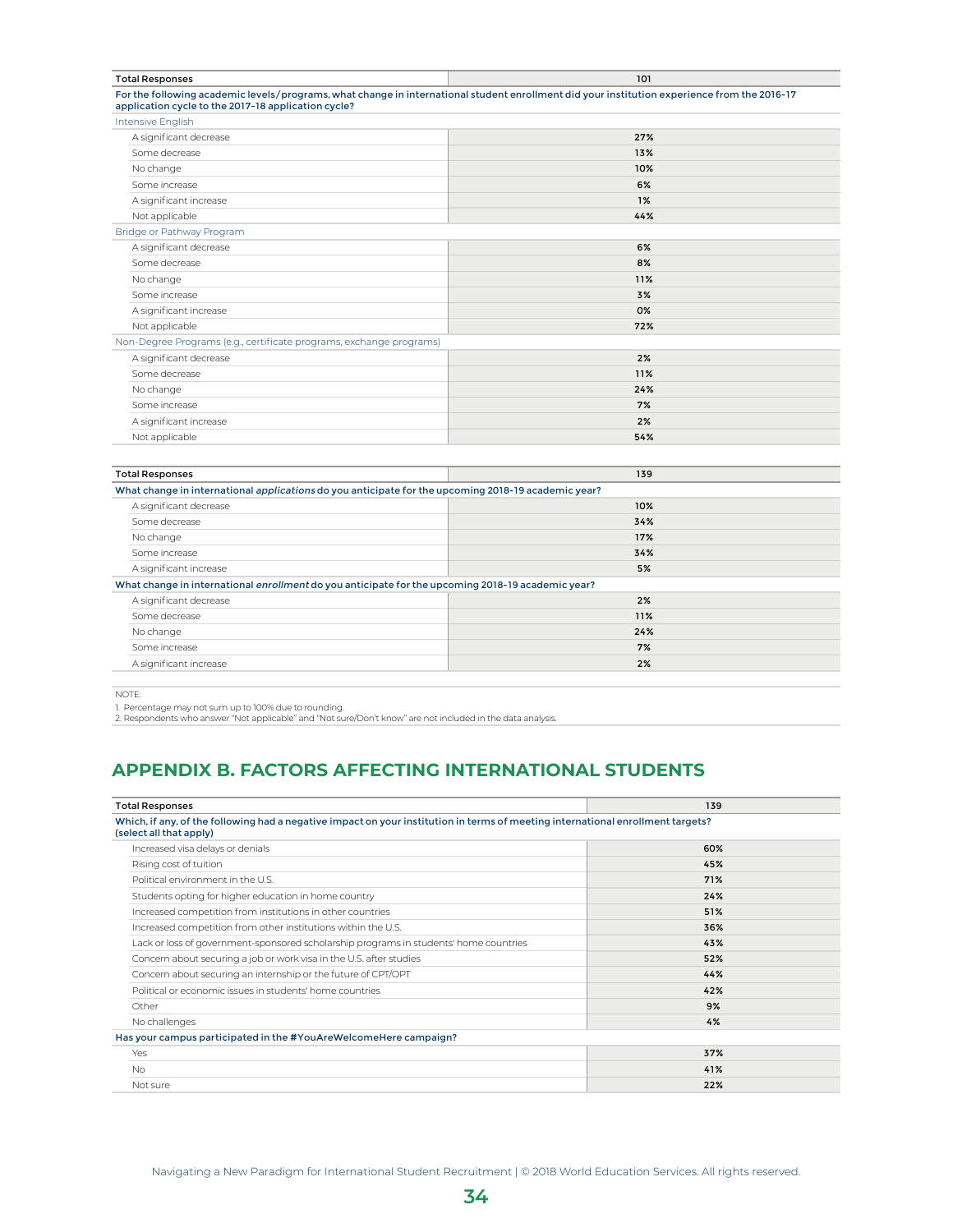| Total Responses | 101 |
|---|---|
| **For the following academic levels/programs, what change in international student enrollment did your institution experience from the 2016-17 application cycle to the 2017-18 application cycle?** | |
| Intensive English | |
| A significant decrease | 27% |
| Some decrease | 13% |
| No change | 10% |
| Some increase | 6% |
| A significant increase | 1% |
| Not applicable | 44% |
| Bridge or Pathway Program | |
| A significant decrease | 6% |
| Some decrease | 8% |
| No change | 11% |
| Some increase | 3% |
| A significant increase | 0% |
| Not applicable | 72% |
| Non-Degree Programs (e.g., certificate programs, exchange programs) | |
| A significant decrease | 2% |
| Some decrease | 11% |
| No change | 24% |
| Some increase | 7% |
| A significant increase | 2% |
| Not applicable | 54% |

| Total Responses | 139 |
|---|---|
| **What change in international *applications* do you anticipate for the upcoming 2018-19 academic year?** | |
| A significant decrease | 10% |
| Some decrease | 34% |
| No change | 17% |
| Some increase | 34% |
| A significant increase | 5% |
| **What change in international *enrollment* do you anticipate for the upcoming 2018-19 academic year?** | |
| A significant decrease | 2% |
| Some decrease | 11% |
| No change | 24% |
| Some increase | 7% |
| A significant increase | 2% |

NOTE:
1. Percentage may not sum up to 100% due to rounding.
2. Respondents who answer "Not applicable" and "Not sure/Don't know" are not included in the data analysis.

## APPENDIX B. FACTORS AFFECTING INTERNATIONAL STUDENTS

| Total Responses | 139 |
|---|---|
| **Which, if any, of the following had a negative impact on your institution in terms of meeting international enrollment targets? (select all that apply)** | |
| Increased visa delays or denials | 60% |
| Rising cost of tuition | 45% |
| Political environment in the U.S. | 71% |
| Students opting for higher education in home country | 24% |
| Increased competition from institutions in other countries | 51% |
| Increased competition from other institutions within the U.S. | 36% |
| Lack or loss of government-sponsored scholarship programs in students' home countries | 43% |
| Concern about securing a job or work visa in the U.S. after studies | 52% |
| Concern about securing an internship or the future of CPT/OPT | 44% |
| Political or economic issues in students' home countries | 42% |
| Other | 9% |
| No challenges | 4% |
| **Has your campus participated in the #YouAreWelcomeHere campaign?** | |
| Yes | 37% |
| No | 41% |
| Not sure | 22% |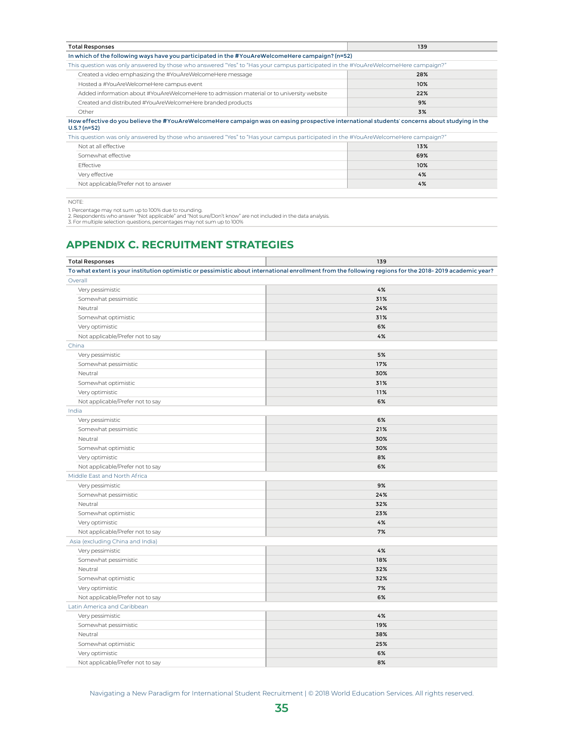| Total Responses | 139 |
|---|---|
| **In which of the following ways have you participated in the #YouAreWelcomeHere campaign? (n=52)** | |
| This question was only answered by those who answered "Yes" to "Has your campus participated in the #YouAreWelcomeHere campaign?" | |
| Created a video emphasizing the #YouAreWelcomeHere message | 28% |
| Hosted a #YouAreWelcomeHere campus event | 10% |
| Added information about #YouAreWelcomeHere to admission material or to university website | 22% |
| Created and distributed #YouAreWelcomeHere branded products | 9% |
| Other | 3% |
| **How effective do you believe the #YouAreWelcomeHere campaign was on easing prospective international students' concerns about studying in the U.S.? (n=52)** | |
| This question was only answered by those who answered "Yes" to "Has your campus participated in the #YouAreWelcomeHere campaign?" | |
| Not at all effective | 13% |
| Somewhat effective | 69% |
| Effective | 10% |
| Very effective | 4% |
| Not applicable/Prefer not to answer | 4% |

NOTE:

1. Percentage may not sum up to 100% due to rounding.
2. Respondents who answer "Not applicable" and "Not sure/Don't know" are not included in the data analysis.
3. For multiple selection questions, percentages may not sum up to 100%

## APPENDIX C. RECRUITMENT STRATEGIES

| Total Responses | 139 |
|---|---|
| **To what extent is your institution optimistic or pessimistic about international enrollment from the following regions for the 2018- 2019 academic year?** | |
| Overall | |
| Very pessimistic | 4% |
| Somewhat pessimistic | 31% |
| Neutral | 24% |
| Somewhat optimistic | 31% |
| Very optimistic | 6% |
| Not applicable/Prefer not to say | 4% |
| China | |
| Very pessimistic | 5% |
| Somewhat pessimistic | 17% |
| Neutral | 30% |
| Somewhat optimistic | 31% |
| Very optimistic | 11% |
| Not applicable/Prefer not to say | 6% |
| India | |
| Very pessimistic | 6% |
| Somewhat pessimistic | 21% |
| Neutral | 30% |
| Somewhat optimistic | 30% |
| Very optimistic | 8% |
| Not applicable/Prefer not to say | 6% |
| Middle East and North Africa | |
| Very pessimistic | 9% |
| Somewhat pessimistic | 24% |
| Neutral | 32% |
| Somewhat optimistic | 23% |
| Very optimistic | 4% |
| Not applicable/Prefer not to say | 7% |
| Asia (excluding China and India) | |
| Very pessimistic | 4% |
| Somewhat pessimistic | 18% |
| Neutral | 32% |
| Somewhat optimistic | 32% |
| Very optimistic | 7% |
| Not applicable/Prefer not to say | 6% |
| Latin America and Caribbean | |
| Very pessimistic | 4% |
| Somewhat pessimistic | 19% |
| Neutral | 38% |
| Somewhat optimistic | 25% |
| Very optimistic | 6% |
| Not applicable/Prefer not to say | 8% |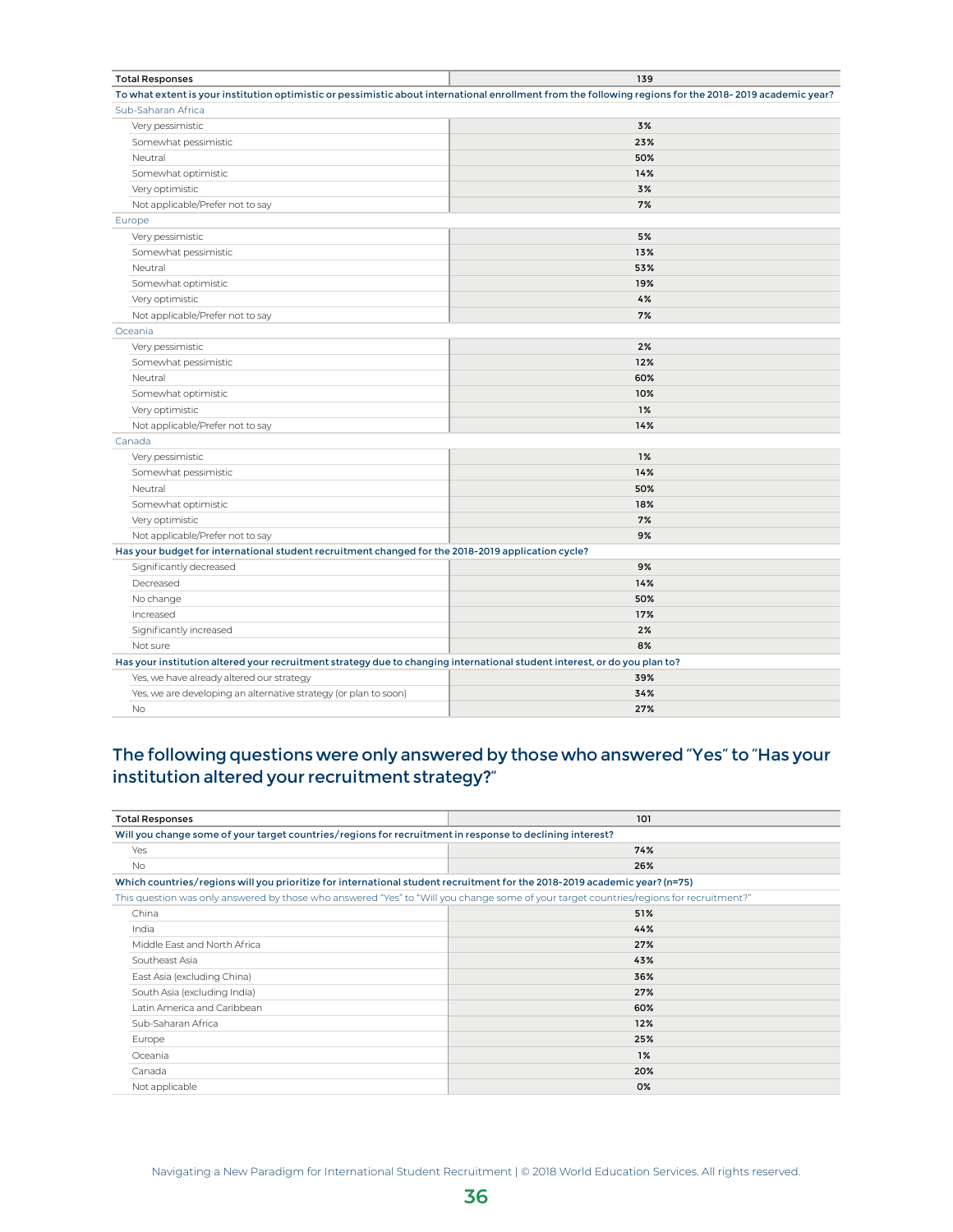| Total Responses | 139 |
|---|---|
| **To what extent is your institution optimistic or pessimistic about international enrollment from the following regions for the 2018- 2019 academic year?** | |
| Sub-Saharan Africa | |
| Very pessimistic | 3% |
| Somewhat pessimistic | 23% |
| Neutral | 50% |
| Somewhat optimistic | 14% |
| Very optimistic | 3% |
| Not applicable/Prefer not to say | 7% |
| Europe | |
| Very pessimistic | 5% |
| Somewhat pessimistic | 13% |
| Neutral | 53% |
| Somewhat optimistic | 19% |
| Very optimistic | 4% |
| Not applicable/Prefer not to say | 7% |
| Oceania | |
| Very pessimistic | 2% |
| Somewhat pessimistic | 12% |
| Neutral | 60% |
| Somewhat optimistic | 10% |
| Very optimistic | 1% |
| Not applicable/Prefer not to say | 14% |
| Canada | |
| Very pessimistic | 1% |
| Somewhat pessimistic | 14% |
| Neutral | 50% |
| Somewhat optimistic | 18% |
| Very optimistic | 7% |
| Not applicable/Prefer not to say | 9% |
| **Has your budget for international student recruitment changed for the 2018-2019 application cycle?** | |
| Significantly decreased | 9% |
| Decreased | 14% |
| No change | 50% |
| Increased | 17% |
| Significantly increased | 2% |
| Not sure | 8% |
| **Has your institution altered your recruitment strategy due to changing international student interest, or do you plan to?** | |
| Yes, we have already altered our strategy | 39% |
| Yes, we are developing an alternative strategy (or plan to soon) | 34% |
| No | 27% |

## The following questions were only answered by those who answered "Yes" to "Has your institution altered your recruitment strategy?"

| Total Responses | 101 |
|---|---|
| **Will you change some of your target countries/regions for recruitment in response to declining interest?** | |
| Yes | 74% |
| No | 26% |
| **Which countries/regions will you prioritize for international student recruitment for the 2018-2019 academic year? (n=75)** | |
| This question was only answered by those who answered "Yes" to "Will you change some of your target countries/regions for recruitment?" | |
| China | 51% |
| India | 44% |
| Middle East and North Africa | 27% |
| Southeast Asia | 43% |
| East Asia (excluding China) | 36% |
| South Asia (excluding India) | 27% |
| Latin America and Caribbean | 60% |
| Sub-Saharan Africa | 12% |
| Europe | 25% |
| Oceania | 1% |
| Canada | 20% |
| Not applicable | 0% |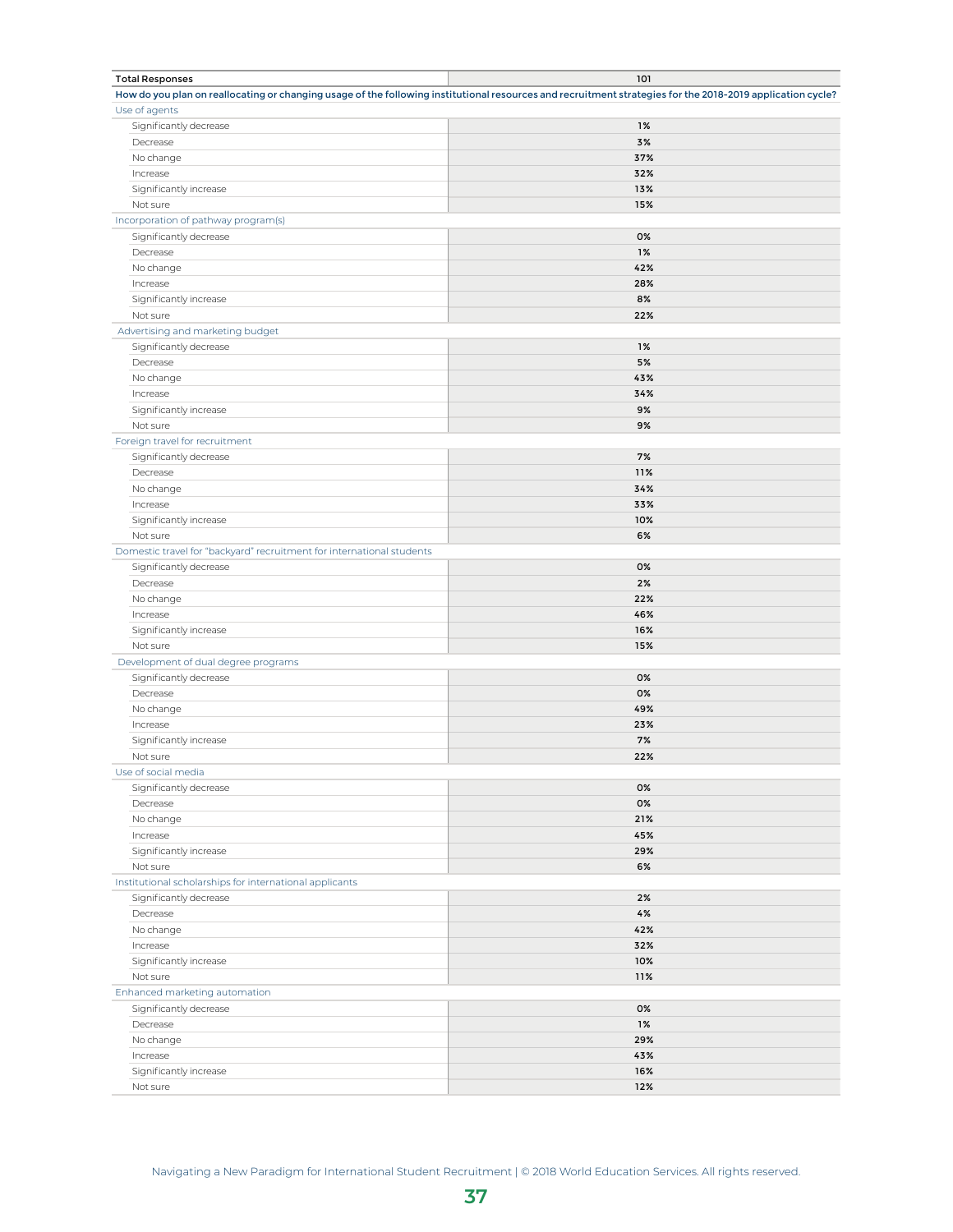| Total Responses | 101 |
|---|---|
| **How do you plan on reallocating or changing usage of the following institutional resources and recruitment strategies for the 2018-2019 application cycle?** | |
| Use of agents | |
| Significantly decrease | 1% |
| Decrease | 3% |
| No change | 37% |
| Increase | 32% |
| Significantly increase | 13% |
| Not sure | 15% |
| Incorporation of pathway program(s) | |
| Significantly decrease | 0% |
| Decrease | 1% |
| No change | 42% |
| Increase | 28% |
| Significantly increase | 8% |
| Not sure | 22% |
| Advertising and marketing budget | |
| Significantly decrease | 1% |
| Decrease | 5% |
| No change | 43% |
| Increase | 34% |
| Significantly increase | 9% |
| Not sure | 9% |
| Foreign travel for recruitment | |
| Significantly decrease | 7% |
| Decrease | 11% |
| No change | 34% |
| Increase | 33% |
| Significantly increase | 10% |
| Not sure | 6% |
| Domestic travel for "backyard" recruitment for international students | |
| Significantly decrease | 0% |
| Decrease | 2% |
| No change | 22% |
| Increase | 46% |
| Significantly increase | 16% |
| Not sure | 15% |
| Development of dual degree programs | |
| Significantly decrease | 0% |
| Decrease | 0% |
| No change | 49% |
| Increase | 23% |
| Significantly increase | 7% |
| Not sure | 22% |
| Use of social media | |
| Significantly decrease | 0% |
| Decrease | 0% |
| No change | 21% |
| Increase | 45% |
| Significantly increase | 29% |
| Not sure | 6% |
| Institutional scholarships for international applicants | |
| Significantly decrease | 2% |
| Decrease | 4% |
| No change | 42% |
| Increase | 32% |
| Significantly increase | 10% |
| Not sure | 11% |
| Enhanced marketing automation | |
| Significantly decrease | 0% |
| Decrease | 1% |
| No change | 29% |
| Increase | 43% |
| Significantly increase | 16% |
| Not sure | 12% |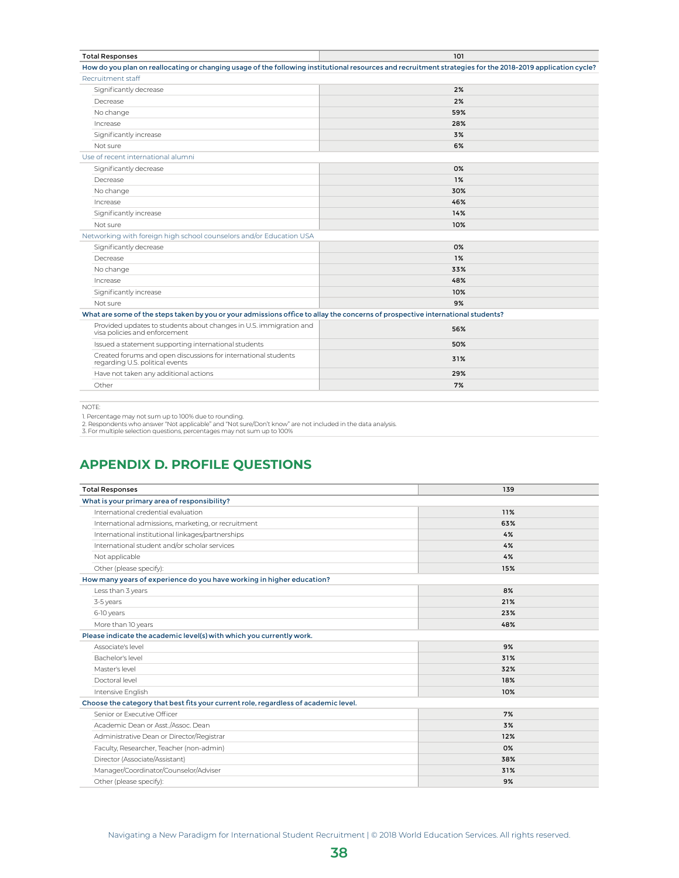| Total Responses | 101 |
|---|---|
| **How do you plan on reallocating or changing usage of the following institutional resources and recruitment strategies for the 2018-2019 application cycle?** | |
| Recruitment staff | |
| Significantly decrease | 2% |
| Decrease | 2% |
| No change | 59% |
| Increase | 28% |
| Significantly increase | 3% |
| Not sure | 6% |
| Use of recent international alumni | |
| Significantly decrease | 0% |
| Decrease | 1% |
| No change | 30% |
| Increase | 46% |
| Significantly increase | 14% |
| Not sure | 10% |
| Networking with foreign high school counselors and/or Education USA | |
| Significantly decrease | 0% |
| Decrease | 1% |
| No change | 33% |
| Increase | 48% |
| Significantly increase | 10% |
| Not sure | 9% |
| **What are some of the steps taken by you or your admissions office to allay the concerns of prospective international students?** | |
| Provided updates to students about changes in U.S. immigration and visa policies and enforcement | 56% |
| Issued a statement supporting international students | 50% |
| Created forums and open discussions for international students regarding U.S. political events | 31% |
| Have not taken any additional actions | 29% |
| Other | 7% |

NOTE:

1. Percentage may not sum up to 100% due to rounding.
2. Respondents who answer "Not applicable" and "Not sure/Don't know" are not included in the data analysis.
3. For multiple selection questions, percentages may not sum up to 100%

## APPENDIX D. PROFILE QUESTIONS

| Total Responses | 139 |
|---|---|
| **What is your primary area of responsibility?** | |
| International credential evaluation | 11% |
| International admissions, marketing, or recruitment | 63% |
| International institutional linkages/partnerships | 4% |
| International student and/or scholar services | 4% |
| Not applicable | 4% |
| Other (please specify): | 15% |
| **How many years of experience do you have working in higher education?** | |
| Less than 3 years | 8% |
| 3-5 years | 21% |
| 6-10 years | 23% |
| More than 10 years | 48% |
| **Please indicate the academic level(s) with which you currently work.** | |
| Associate's level | 9% |
| Bachelor's level | 31% |
| Master's level | 32% |
| Doctoral level | 18% |
| Intensive English | 10% |
| **Choose the category that best fits your current role, regardless of academic level.** | |
| Senior or Executive Officer | 7% |
| Academic Dean or Asst./Assoc. Dean | 3% |
| Administrative Dean or Director/Registrar | 12% |
| Faculty, Researcher, Teacher (non-admin) | 0% |
| Director (Associate/Assistant) | 38% |
| Manager/Coordinator/Counselor/Adviser | 31% |
| Other (please specify): | 9% |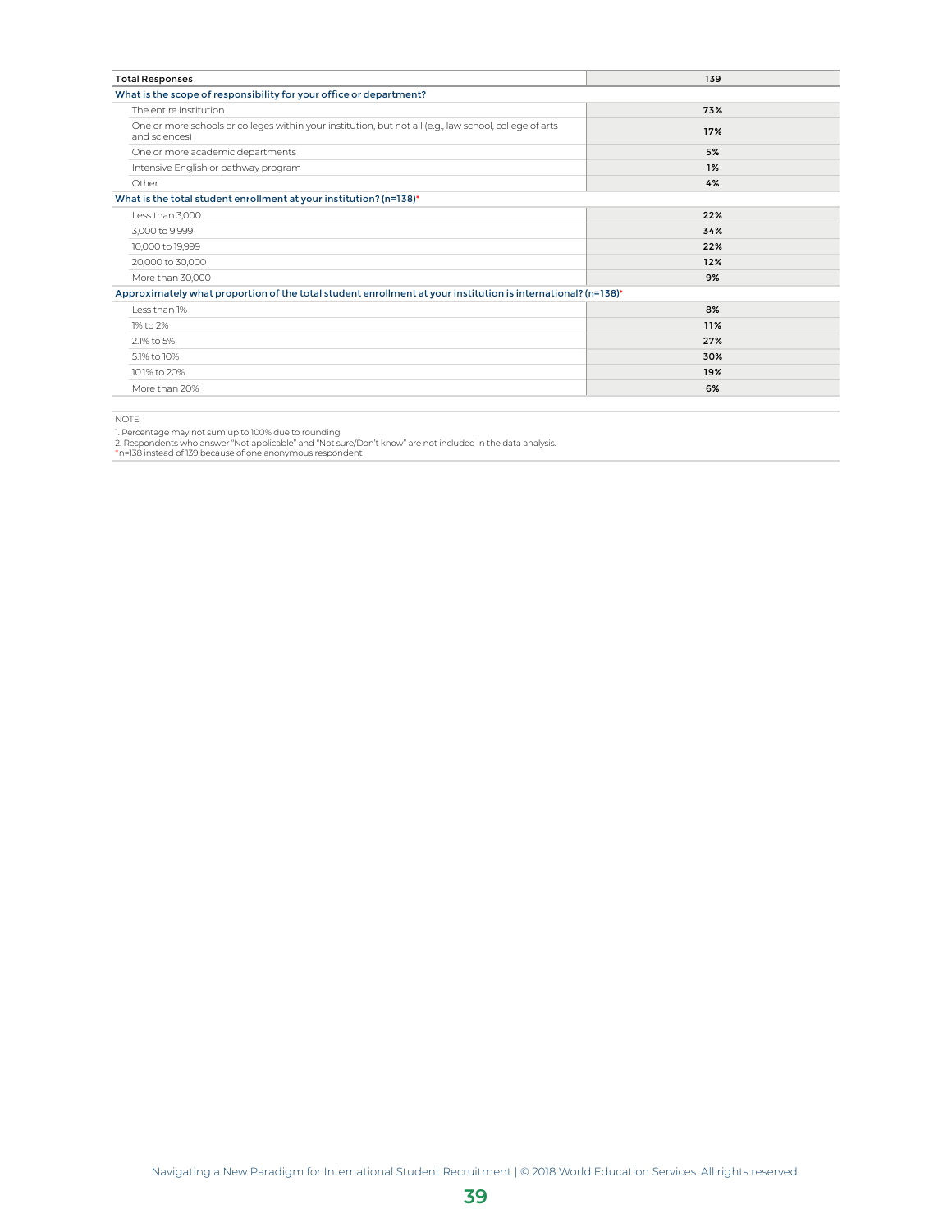| Total Responses | 139 |
|---|---|
| **What is the scope of responsibility for your office or department?** | |
| The entire institution | **73%** |
| One or more schools or colleges within your institution, but not all (e.g., law school, college of arts and sciences) | **17%** |
| One or more academic departments | **5%** |
| Intensive English or pathway program | **1%** |
| Other | **4%** |
| **What is the total student enrollment at your institution? (n=138)*** | |
| Less than 3,000 | **22%** |
| 3,000 to 9,999 | **34%** |
| 10,000 to 19,999 | **22%** |
| 20,000 to 30,000 | **12%** |
| More than 30,000 | **9%** |
| **Approximately what proportion of the total student enrollment at your institution is international? (n=138)*** | |
| Less than 1% | **8%** |
| 1% to 2% | **11%** |
| 2.1% to 5% | **27%** |
| 5.1% to 10% | **30%** |
| 10.1% to 20% | **19%** |
| More than 20% | **6%** |

NOTE:

1. Percentage may not sum up to 100% due to rounding.
2. Respondents who answer "Not applicable" and "Not sure/Don't know" are not included in the data analysis.

*n=138 instead of 139 because of one anonymous respondent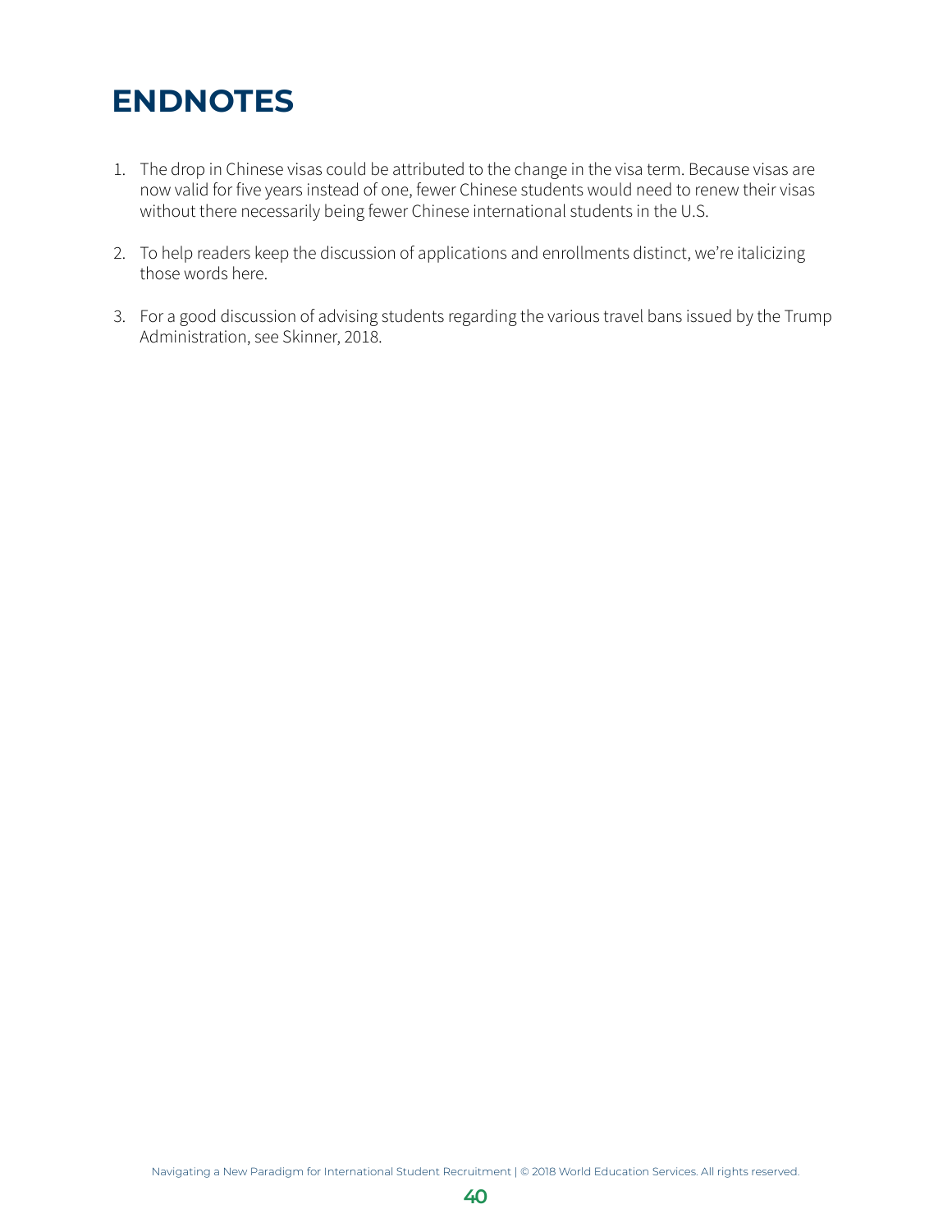# ENDNOTES

1. The drop in Chinese visas could be attributed to the change in the visa term. Because visas are now valid for five years instead of one, fewer Chinese students would need to renew their visas without there necessarily being fewer Chinese international students in the U.S.

2. To help readers keep the discussion of applications and enrollments distinct, we're italicizing those words here.

3. For a good discussion of advising students regarding the various travel bans issued by the Trump Administration, see Skinner, 2018.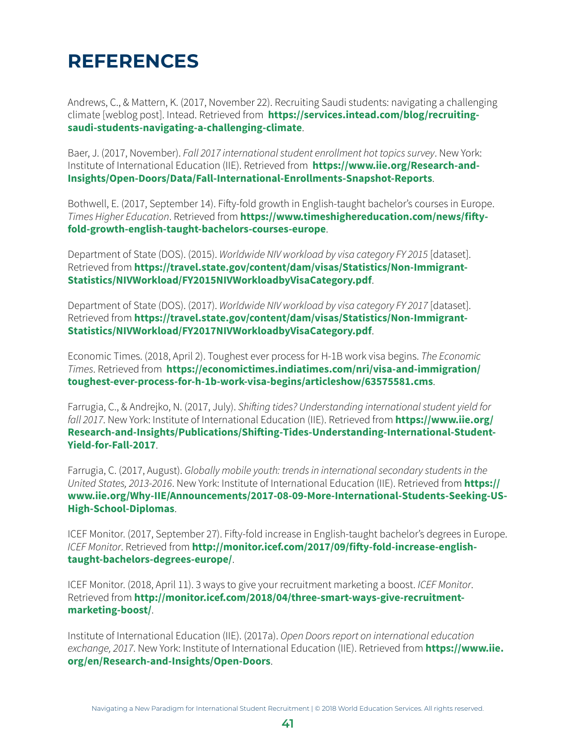# REFERENCES

Andrews, C., & Mattern, K. (2017, November 22). Recruiting Saudi students: navigating a challenging climate [weblog post]. Intead. Retrieved from **https://services.intead.com/blog/recruiting-saudi-students-navigating-a-challenging-climate**.

Baer, J. (2017, November). *Fall 2017 international student enrollment hot topics survey*. New York: Institute of International Education (IIE). Retrieved from **https://www.iie.org/Research-and-Insights/Open-Doors/Data/Fall-International-Enrollments-Snapshot-Reports**.

Bothwell, E. (2017, September 14). Fifty-fold growth in English-taught bachelor's courses in Europe. *Times Higher Education*. Retrieved from **https://www.timeshighereducation.com/news/fifty-fold-growth-english-taught-bachelors-courses-europe**.

Department of State (DOS). (2015). *Worldwide NIV workload by visa category FY 2015* [dataset]. Retrieved from **https://travel.state.gov/content/dam/visas/Statistics/Non-Immigrant-Statistics/NIVWorkload/FY2015NIVWorkloadbyVisaCategory.pdf**.

Department of State (DOS). (2017). *Worldwide NIV workload by visa category FY 2017* [dataset]. Retrieved from **https://travel.state.gov/content/dam/visas/Statistics/Non-Immigrant-Statistics/NIVWorkload/FY2017NIVWorkloadbyVisaCategory.pdf**.

Economic Times. (2018, April 2). Toughest ever process for H-1B work visa begins. *The Economic Times*. Retrieved from **https://economictimes.indiatimes.com/nri/visa-and-immigration/toughest-ever-process-for-h-1b-work-visa-begins/articleshow/63575581.cms**.

Farrugia, C., & Andrejko, N. (2017, July). *Shifting tides? Understanding international student yield for fall 2017*. New York: Institute of International Education (IIE). Retrieved from **https://www.iie.org/Research-and-Insights/Publications/Shifting-Tides-Understanding-International-Student-Yield-for-Fall-2017**.

Farrugia, C. (2017, August). *Globally mobile youth: trends in international secondary students in the United States, 2013-2016*. New York: Institute of International Education (IIE). Retrieved from **https://www.iie.org/Why-IIE/Announcements/2017-08-09-More-International-Students-Seeking-US-High-School-Diplomas**.

ICEF Monitor. (2017, September 27). Fifty-fold increase in English-taught bachelor's degrees in Europe. *ICEF Monitor*. Retrieved from **http://monitor.icef.com/2017/09/fifty-fold-increase-english-taught-bachelors-degrees-europe/**.

ICEF Monitor. (2018, April 11). 3 ways to give your recruitment marketing a boost. *ICEF Monitor*. Retrieved from **http://monitor.icef.com/2018/04/three-smart-ways-give-recruitment-marketing-boost/**.

Institute of International Education (IIE). (2017a). *Open Doors report on international education exchange, 2017*. New York: Institute of International Education (IIE). Retrieved from **https://www.iie.org/en/Research-and-Insights/Open-Doors**.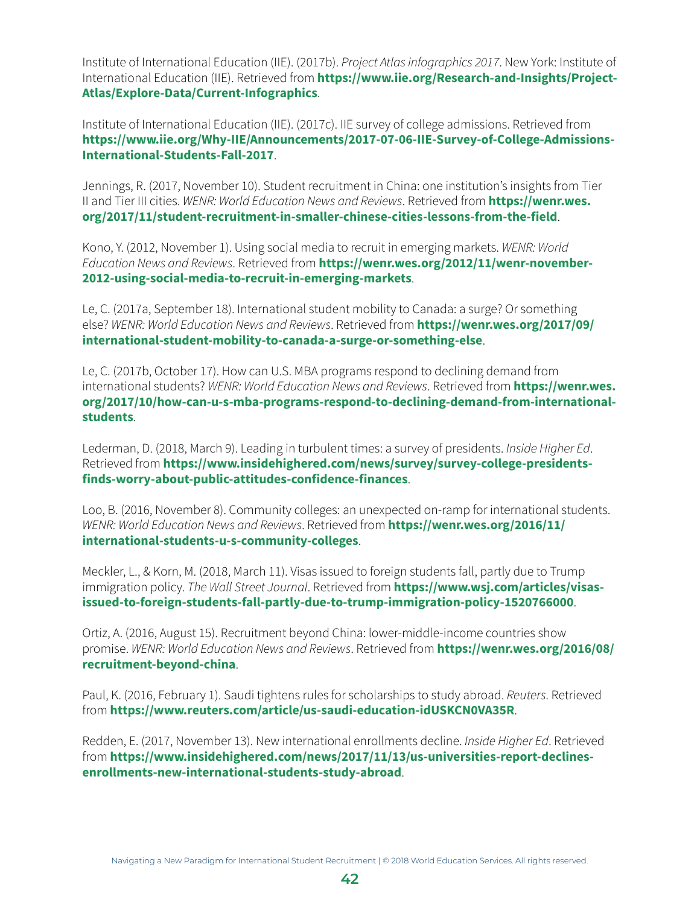Institute of International Education (IIE). (2017b). *Project Atlas infographics 2017*. New York: Institute of International Education (IIE). Retrieved from **https://www.iie.org/Research-and-Insights/Project-Atlas/Explore-Data/Current-Infographics**.

Institute of International Education (IIE). (2017c). IIE survey of college admissions. Retrieved from **https://www.iie.org/Why-IIE/Announcements/2017-07-06-IIE-Survey-of-College-Admissions-International-Students-Fall-2017**.

Jennings, R. (2017, November 10). Student recruitment in China: one institution's insights from Tier II and Tier III cities. *WENR: World Education News and Reviews*. Retrieved from **https://wenr.wes.org/2017/11/student-recruitment-in-smaller-chinese-cities-lessons-from-the-field**.

Kono, Y. (2012, November 1). Using social media to recruit in emerging markets. *WENR: World Education News and Reviews*. Retrieved from **https://wenr.wes.org/2012/11/wenr-november-2012-using-social-media-to-recruit-in-emerging-markets**.

Le, C. (2017a, September 18). International student mobility to Canada: a surge? Or something else? *WENR: World Education News and Reviews*. Retrieved from **https://wenr.wes.org/2017/09/international-student-mobility-to-canada-a-surge-or-something-else**.

Le, C. (2017b, October 17). How can U.S. MBA programs respond to declining demand from international students? *WENR: World Education News and Reviews*. Retrieved from **https://wenr.wes.org/2017/10/how-can-u-s-mba-programs-respond-to-declining-demand-from-international-students**.

Lederman, D. (2018, March 9). Leading in turbulent times: a survey of presidents. *Inside Higher Ed*. Retrieved from **https://www.insidehighered.com/news/survey/survey-college-presidents-finds-worry-about-public-attitudes-confidence-finances**.

Loo, B. (2016, November 8). Community colleges: an unexpected on-ramp for international students. *WENR: World Education News and Reviews*. Retrieved from **https://wenr.wes.org/2016/11/international-students-u-s-community-colleges**.

Meckler, L., & Korn, M. (2018, March 11). Visas issued to foreign students fall, partly due to Trump immigration policy. *The Wall Street Journal*. Retrieved from **https://www.wsj.com/articles/visas-issued-to-foreign-students-fall-partly-due-to-trump-immigration-policy-1520766000**.

Ortiz, A. (2016, August 15). Recruitment beyond China: lower-middle-income countries show promise. *WENR: World Education News and Reviews*. Retrieved from **https://wenr.wes.org/2016/08/recruitment-beyond-china**.

Paul, K. (2016, February 1). Saudi tightens rules for scholarships to study abroad. *Reuters*. Retrieved from **https://www.reuters.com/article/us-saudi-education-idUSKCN0VA35R**.

Redden, E. (2017, November 13). New international enrollments decline. *Inside Higher Ed*. Retrieved from **https://www.insidehighered.com/news/2017/11/13/us-universities-report-declines-enrollments-new-international-students-study-abroad**.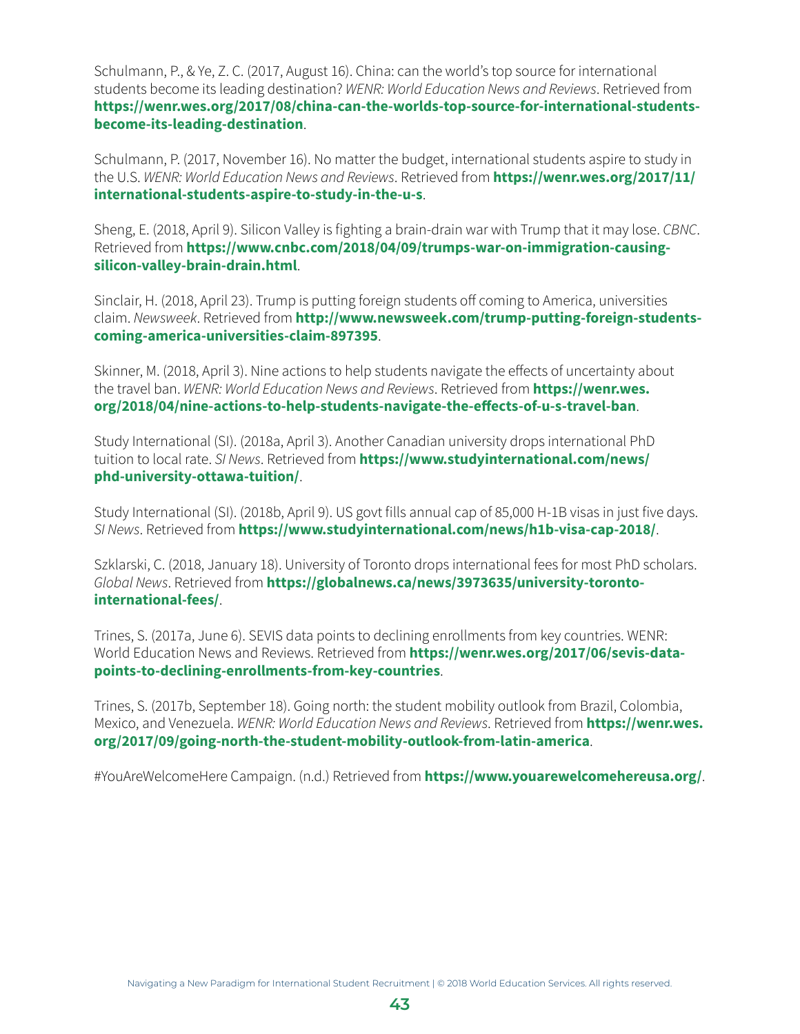Schulmann, P., & Ye, Z. C. (2017, August 16). China: can the world's top source for international students become its leading destination? *WENR: World Education News and Reviews*. Retrieved from **https://wenr.wes.org/2017/08/china-can-the-worlds-top-source-for-international-students-become-its-leading-destination**.

Schulmann, P. (2017, November 16). No matter the budget, international students aspire to study in the U.S. *WENR: World Education News and Reviews*. Retrieved from **https://wenr.wes.org/2017/11/international-students-aspire-to-study-in-the-u-s**.

Sheng, E. (2018, April 9). Silicon Valley is fighting a brain-drain war with Trump that it may lose. *CBNC*. Retrieved from **https://www.cnbc.com/2018/04/09/trumps-war-on-immigration-causing-silicon-valley-brain-drain.html**.

Sinclair, H. (2018, April 23). Trump is putting foreign students off coming to America, universities claim. *Newsweek*. Retrieved from **http://www.newsweek.com/trump-putting-foreign-students-coming-america-universities-claim-897395**.

Skinner, M. (2018, April 3). Nine actions to help students navigate the effects of uncertainty about the travel ban. *WENR: World Education News and Reviews*. Retrieved from **https://wenr.wes.org/2018/04/nine-actions-to-help-students-navigate-the-effects-of-u-s-travel-ban**.

Study International (SI). (2018a, April 3). Another Canadian university drops international PhD tuition to local rate. *SI News*. Retrieved from **https://www.studyinternational.com/news/phd-university-ottawa-tuition/**.

Study International (SI). (2018b, April 9). US govt fills annual cap of 85,000 H-1B visas in just five days. *SI News*. Retrieved from **https://www.studyinternational.com/news/h1b-visa-cap-2018/**.

Szklarski, C. (2018, January 18). University of Toronto drops international fees for most PhD scholars. *Global News*. Retrieved from **https://globalnews.ca/news/3973635/university-toronto-international-fees/**.

Trines, S. (2017a, June 6). SEVIS data points to declining enrollments from key countries. WENR: World Education News and Reviews. Retrieved from **https://wenr.wes.org/2017/06/sevis-data-points-to-declining-enrollments-from-key-countries**.

Trines, S. (2017b, September 18). Going north: the student mobility outlook from Brazil, Colombia, Mexico, and Venezuela. *WENR: World Education News and Reviews*. Retrieved from **https://wenr.wes.org/2017/09/going-north-the-student-mobility-outlook-from-latin-america**.

#YouAreWelcomeHere Campaign. (n.d.) Retrieved from **https://www.youarewelcomehereusa.org/**.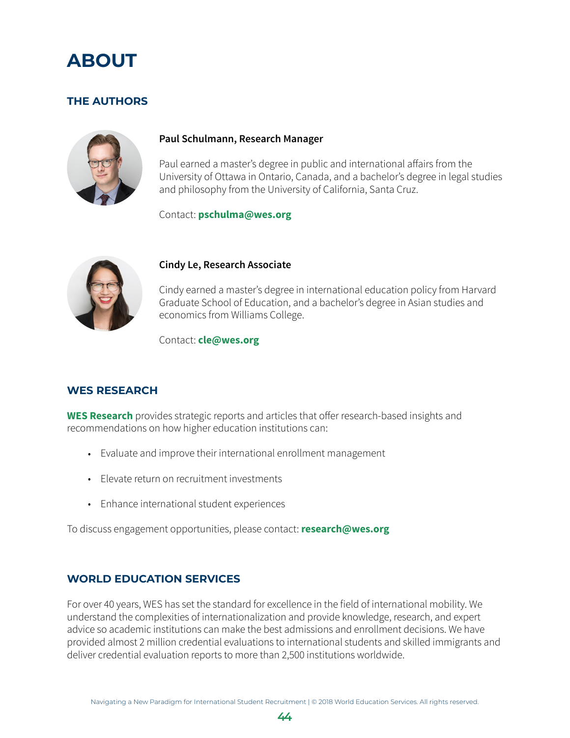# ABOUT

## THE AUTHORS

**Paul Schulmann, Research Manager**

Paul earned a master's degree in public and international affairs from the University of Ottawa in Ontario, Canada, and a bachelor's degree in legal studies and philosophy from the University of California, Santa Cruz.

Contact: **pschulma@wes.org**

**Cindy Le, Research Associate**

Cindy earned a master's degree in international education policy from Harvard Graduate School of Education, and a bachelor's degree in Asian studies and economics from Williams College.

Contact: **cle@wes.org**

## WES RESEARCH

**WES Research** provides strategic reports and articles that offer research-based insights and recommendations on how higher education institutions can:

- Evaluate and improve their international enrollment management
- Elevate return on recruitment investments
- Enhance international student experiences

To discuss engagement opportunities, please contact: **research@wes.org**

## WORLD EDUCATION SERVICES

For over 40 years, WES has set the standard for excellence in the field of international mobility. We understand the complexities of internationalization and provide knowledge, research, and expert advice so academic institutions can make the best admissions and enrollment decisions. We have provided almost 2 million credential evaluations to international students and skilled immigrants and deliver credential evaluation reports to more than 2,500 institutions worldwide.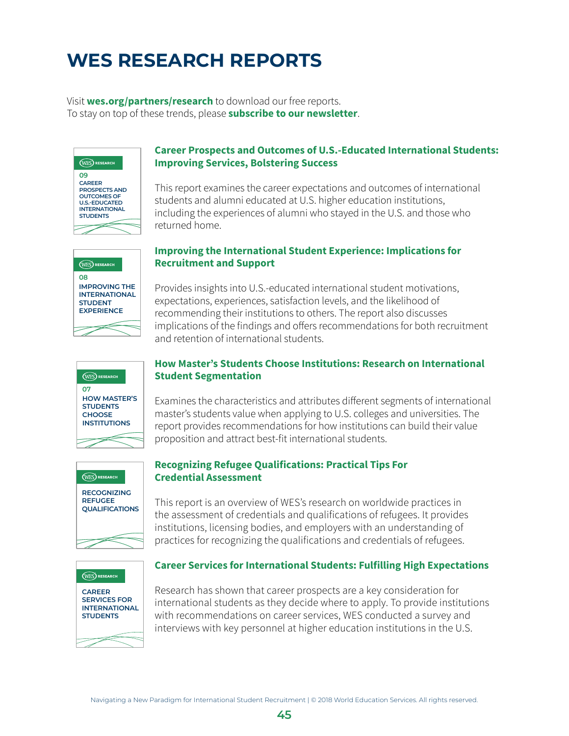# WES RESEARCH REPORTS

Visit **wes.org/partners/research** to download our free reports.
To stay on top of these trends, please **subscribe to our newsletter**.

WES RESEARCH
09
CAREER PROSPECTS AND OUTCOMES OF U.S.-EDUCATED INTERNATIONAL STUDENTS

### Career Prospects and Outcomes of U.S.-Educated International Students: Improving Services, Bolstering Success

This report examines the career expectations and outcomes of international students and alumni educated at U.S. higher education institutions, including the experiences of alumni who stayed in the U.S. and those who returned home.

WES RESEARCH
08
IMPROVING THE INTERNATIONAL STUDENT EXPERIENCE

### Improving the International Student Experience: Implications for Recruitment and Support

Provides insights into U.S.-educated international student motivations, expectations, experiences, satisfaction levels, and the likelihood of recommending their institutions to others. The report also discusses implications of the findings and offers recommendations for both recruitment and retention of international students.

WES RESEARCH
07
HOW MASTER'S STUDENTS CHOOSE INSTITUTIONS

### How Master's Students Choose Institutions: Research on International Student Segmentation

Examines the characteristics and attributes different segments of international master's students value when applying to U.S. colleges and universities. The report provides recommendations for how institutions can build their value proposition and attract best-fit international students.

WES RESEARCH
RECOGNIZING REFUGEE QUALIFICATIONS

### Recognizing Refugee Qualifications: Practical Tips For Credential Assessment

This report is an overview of WES's research on worldwide practices in the assessment of credentials and qualifications of refugees. It provides institutions, licensing bodies, and employers with an understanding of practices for recognizing the qualifications and credentials of refugees.

WES RESEARCH
CAREER SERVICES FOR INTERNATIONAL STUDENTS

### Career Services for International Students: Fulfilling High Expectations

Research has shown that career prospects are a key consideration for international students as they decide where to apply. To provide institutions with recommendations on career services, WES conducted a survey and interviews with key personnel at higher education institutions in the U.S.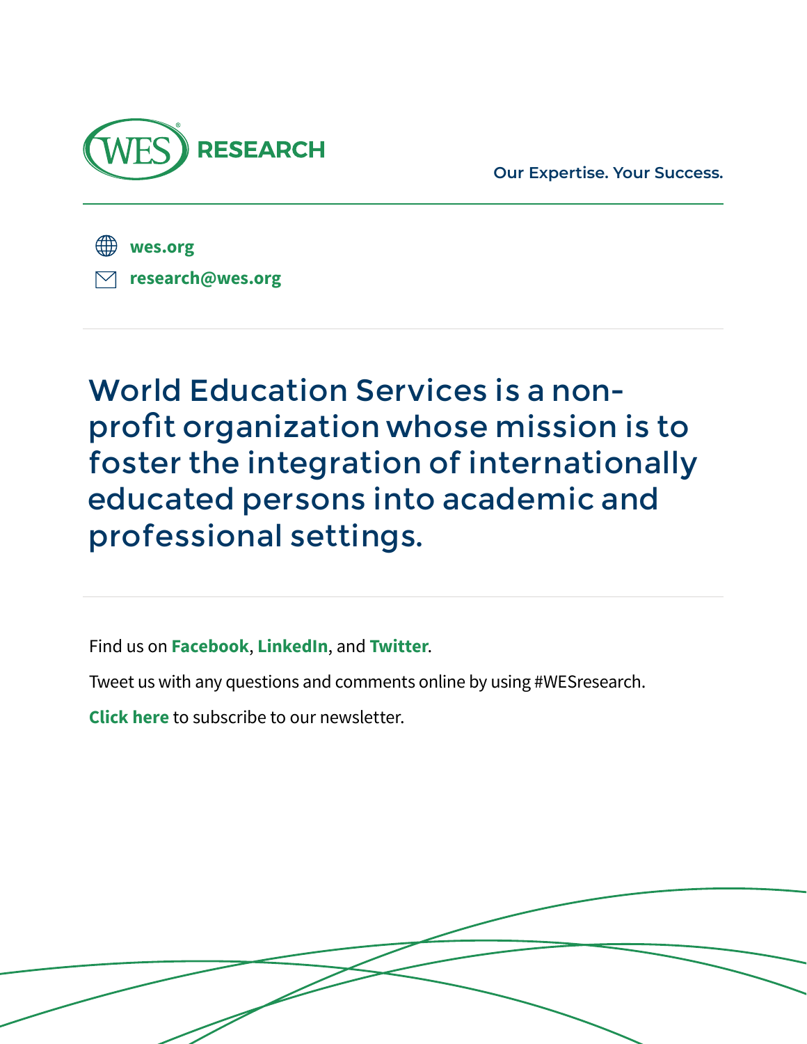WES RESEARCH

Our Expertise. Your Success.

wes.org

research@wes.org

## World Education Services is a non-profit organization whose mission is to foster the integration of internationally educated persons into academic and professional settings.

Find us on **Facebook**, **LinkedIn**, and **Twitter**.

Tweet us with any questions and comments online by using #WESresearch.

**Click here** to subscribe to our newsletter.